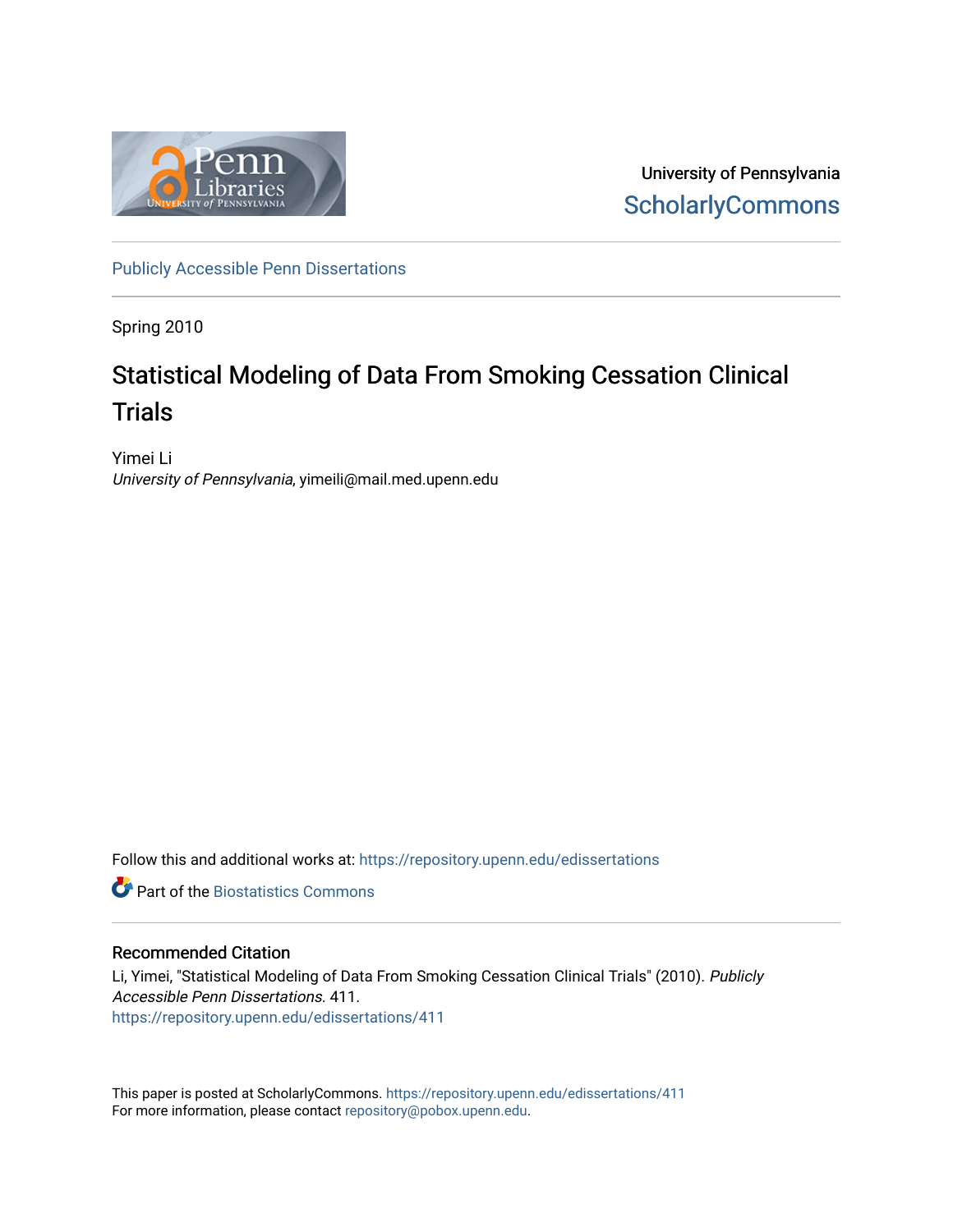University of Pennsylvania
ScholarlyCommons

Publicly Accessible Penn Dissertations

Spring 2010

# Statistical Modeling of Data From Smoking Cessation Clinical Trials

Yimei Li
*University of Pennsylvania*, yimeili@mail.med.upenn.edu

Follow this and additional works at: https://repository.upenn.edu/edissertations

Part of the Biostatistics Commons

## Recommended Citation

Li, Yimei, "Statistical Modeling of Data From Smoking Cessation Clinical Trials" (2010). *Publicly Accessible Penn Dissertations*. 411.
https://repository.upenn.edu/edissertations/411

This paper is posted at ScholarlyCommons. https://repository.upenn.edu/edissertations/411
For more information, please contact repository@pobox.upenn.edu.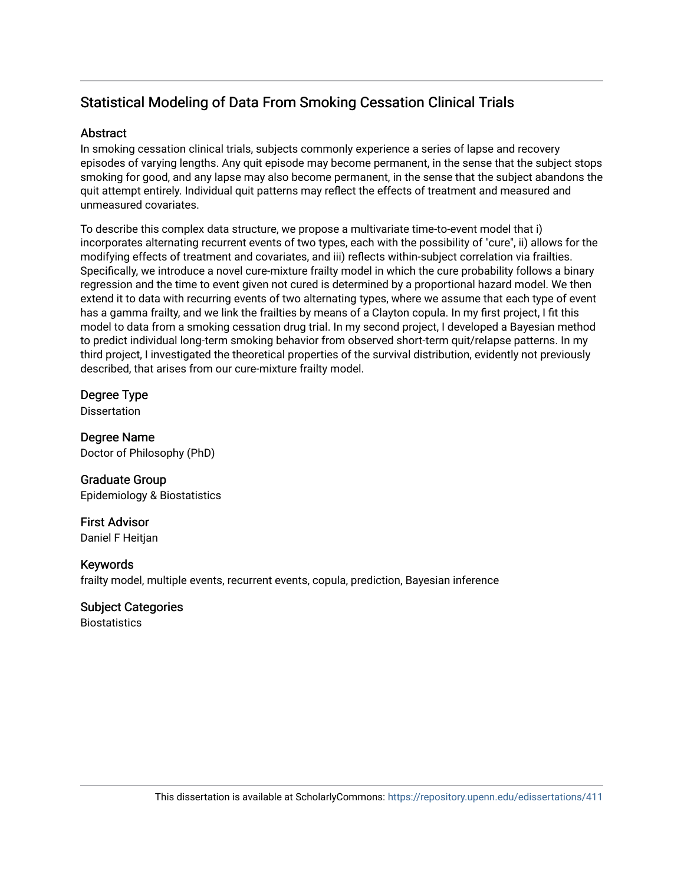# Statistical Modeling of Data From Smoking Cessation Clinical Trials

## Abstract

In smoking cessation clinical trials, subjects commonly experience a series of lapse and recovery episodes of varying lengths. Any quit episode may become permanent, in the sense that the subject stops smoking for good, and any lapse may also become permanent, in the sense that the subject abandons the quit attempt entirely. Individual quit patterns may reflect the effects of treatment and measured and unmeasured covariates.

To describe this complex data structure, we propose a multivariate time-to-event model that i) incorporates alternating recurrent events of two types, each with the possibility of "cure", ii) allows for the modifying effects of treatment and covariates, and iii) reflects within-subject correlation via frailties. Specifically, we introduce a novel cure-mixture frailty model in which the cure probability follows a binary regression and the time to event given not cured is determined by a proportional hazard model. We then extend it to data with recurring events of two alternating types, where we assume that each type of event has a gamma frailty, and we link the frailties by means of a Clayton copula. In my first project, I fit this model to data from a smoking cessation drug trial. In my second project, I developed a Bayesian method to predict individual long-term smoking behavior from observed short-term quit/relapse patterns. In my third project, I investigated the theoretical properties of the survival distribution, evidently not previously described, that arises from our cure-mixture frailty model.

## Degree Type

Dissertation

## Degree Name

Doctor of Philosophy (PhD)

## Graduate Group

Epidemiology & Biostatistics

## First Advisor

Daniel F Heitjan

## Keywords

frailty model, multiple events, recurrent events, copula, prediction, Bayesian inference

## Subject Categories

Biostatistics

This dissertation is available at ScholarlyCommons: https://repository.upenn.edu/edissertations/411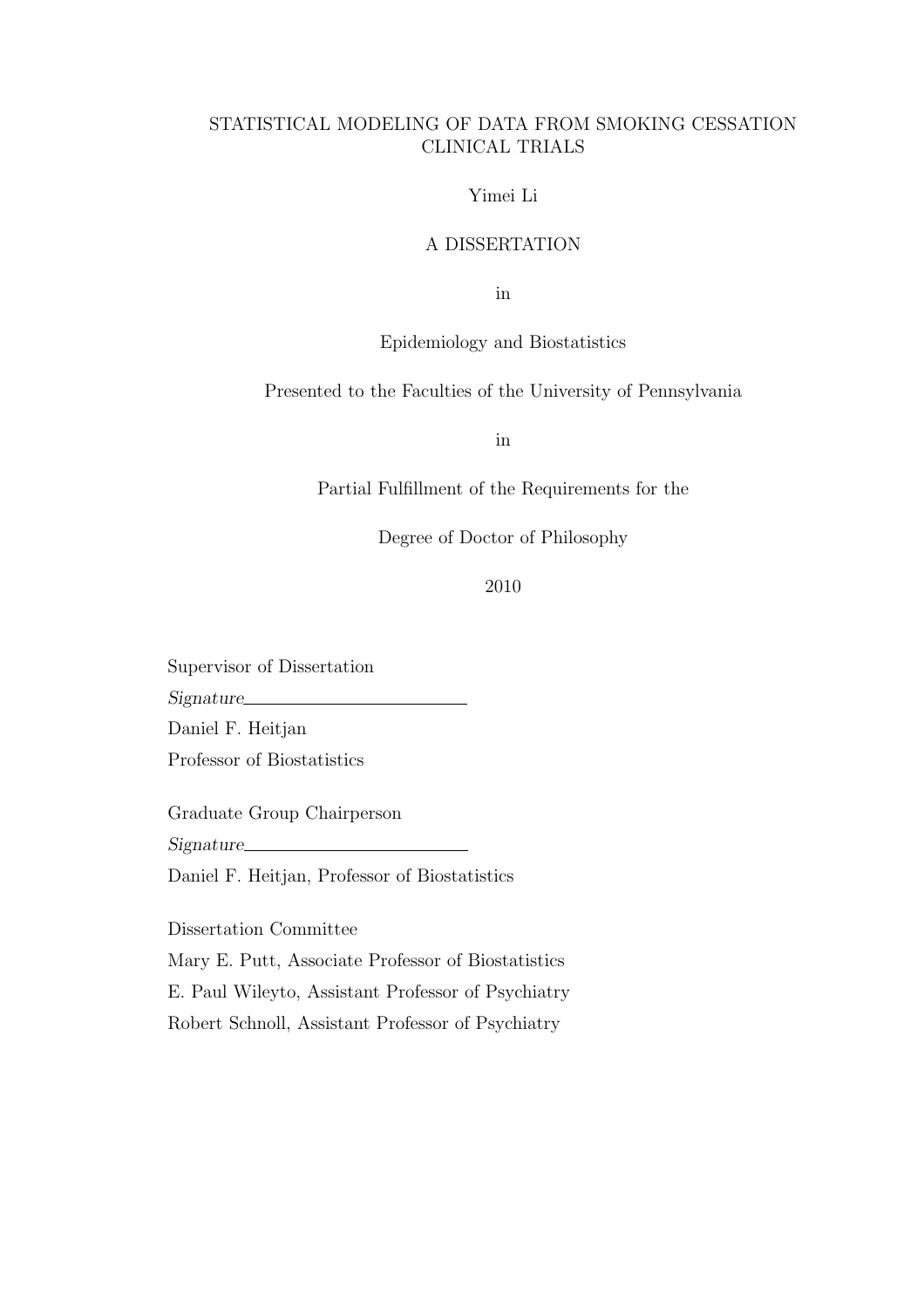# STATISTICAL MODELING OF DATA FROM SMOKING CESSATION CLINICAL TRIALS

Yimei Li

A DISSERTATION

in

Epidemiology and Biostatistics

Presented to the Faculties of the University of Pennsylvania

in

Partial Fulfillment of the Requirements for the

Degree of Doctor of Philosophy

2010

Supervisor of Dissertation

*Signature*\_\_\_\_\_\_\_\_\_\_\_\_\_\_\_\_\_\_\_\_\_\_\_\_

Daniel F. Heitjan

Professor of Biostatistics

Graduate Group Chairperson

*Signature*\_\_\_\_\_\_\_\_\_\_\_\_\_\_\_\_\_\_\_\_\_\_\_\_

Daniel F. Heitjan, Professor of Biostatistics

Dissertation Committee

Mary E. Putt, Associate Professor of Biostatistics

E. Paul Wileyto, Assistant Professor of Psychiatry

Robert Schnoll, Assistant Professor of Psychiatry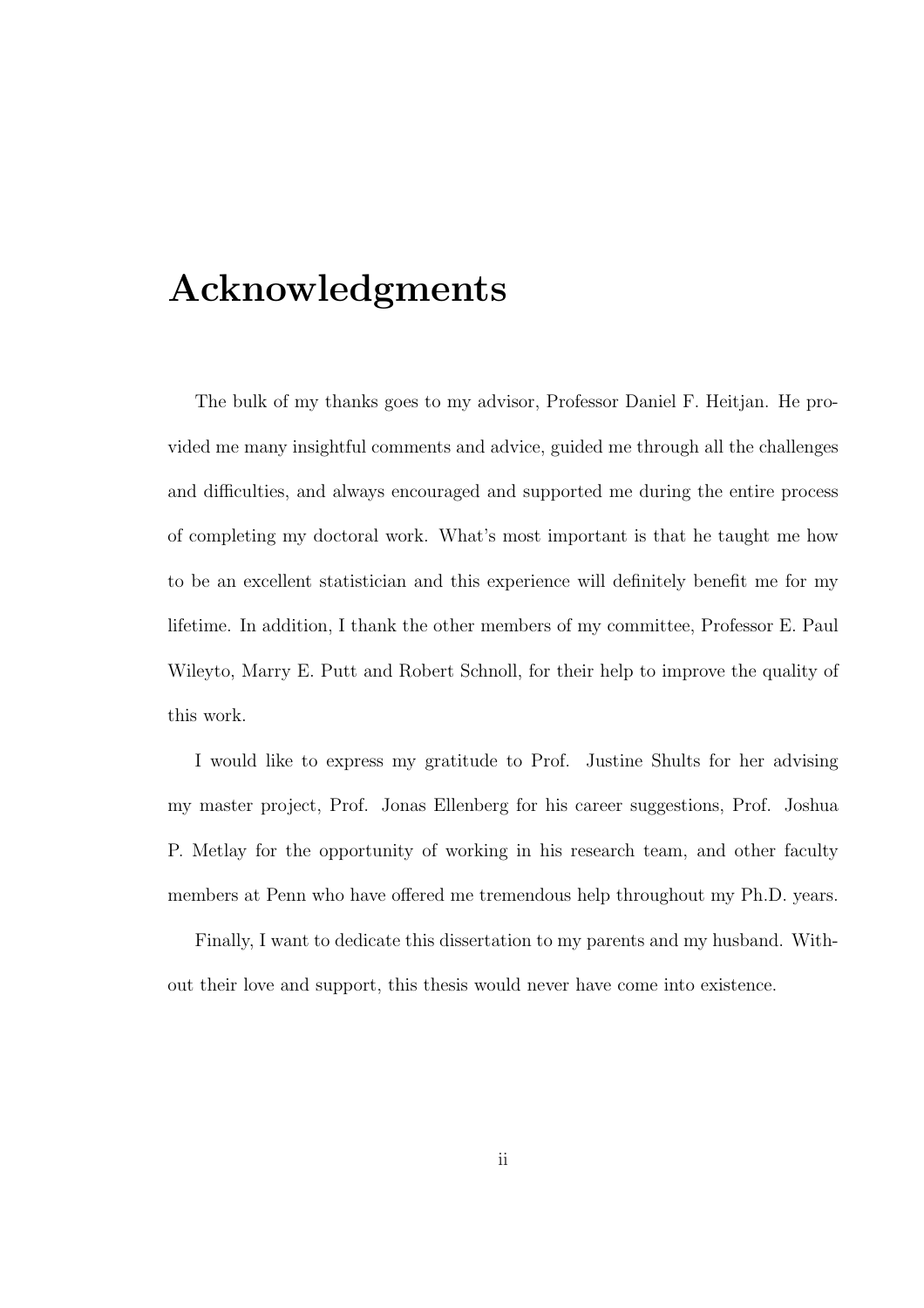# Acknowledgments

The bulk of my thanks goes to my advisor, Professor Daniel F. Heitjan. He provided me many insightful comments and advice, guided me through all the challenges and difficulties, and always encouraged and supported me during the entire process of completing my doctoral work. What's most important is that he taught me how to be an excellent statistician and this experience will definitely benefit me for my lifetime. In addition, I thank the other members of my committee, Professor E. Paul Wileyto, Marry E. Putt and Robert Schnoll, for their help to improve the quality of this work.

I would like to express my gratitude to Prof. Justine Shults for her advising my master project, Prof. Jonas Ellenberg for his career suggestions, Prof. Joshua P. Metlay for the opportunity of working in his research team, and other faculty members at Penn who have offered me tremendous help throughout my Ph.D. years.

Finally, I want to dedicate this dissertation to my parents and my husband. Without their love and support, this thesis would never have come into existence.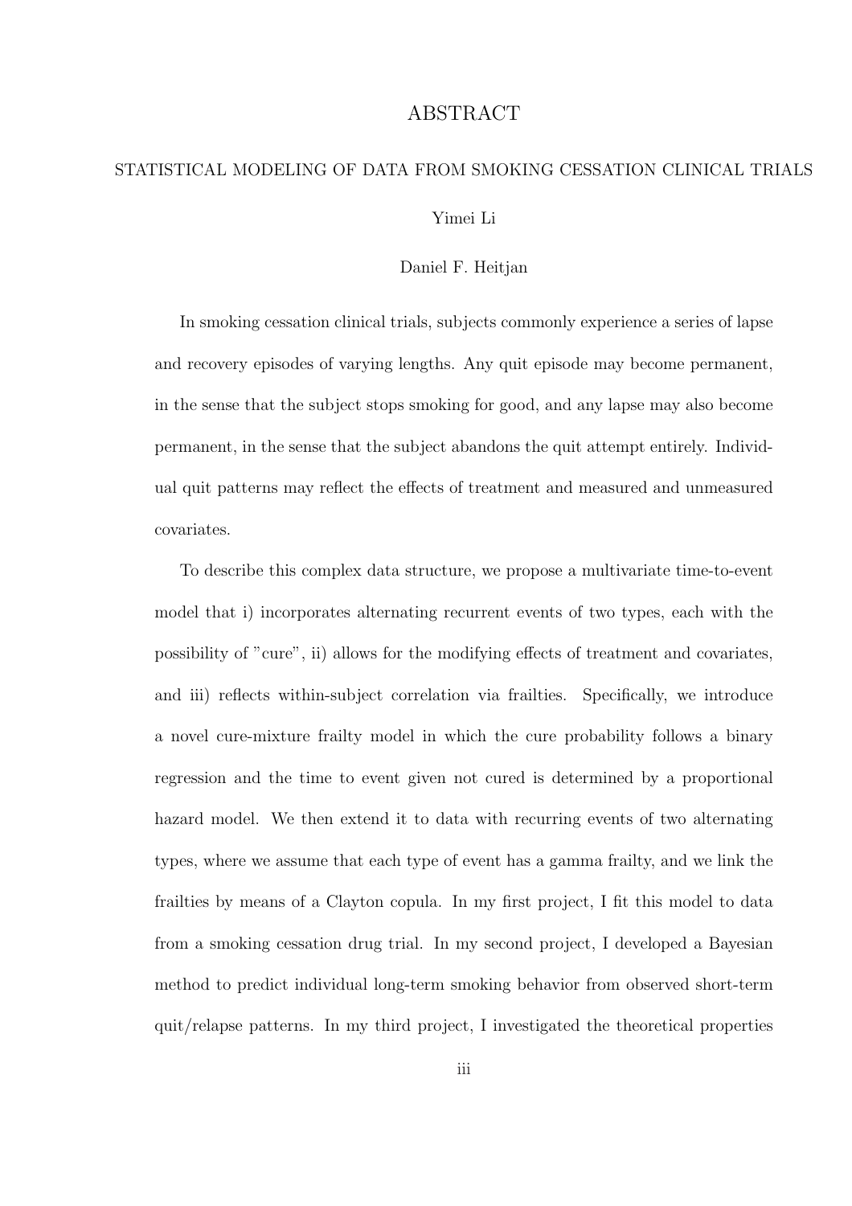# ABSTRACT

STATISTICAL MODELING OF DATA FROM SMOKING CESSATION CLINICAL TRIALS

Yimei Li

Daniel F. Heitjan

In smoking cessation clinical trials, subjects commonly experience a series of lapse and recovery episodes of varying lengths. Any quit episode may become permanent, in the sense that the subject stops smoking for good, and any lapse may also become permanent, in the sense that the subject abandons the quit attempt entirely. Individual quit patterns may reflect the effects of treatment and measured and unmeasured covariates.

To describe this complex data structure, we propose a multivariate time-to-event model that i) incorporates alternating recurrent events of two types, each with the possibility of "cure", ii) allows for the modifying effects of treatment and covariates, and iii) reflects within-subject correlation via frailties. Specifically, we introduce a novel cure-mixture frailty model in which the cure probability follows a binary regression and the time to event given not cured is determined by a proportional hazard model. We then extend it to data with recurring events of two alternating types, where we assume that each type of event has a gamma frailty, and we link the frailties by means of a Clayton copula. In my first project, I fit this model to data from a smoking cessation drug trial. In my second project, I developed a Bayesian method to predict individual long-term smoking behavior from observed short-term quit/relapse patterns. In my third project, I investigated the theoretical properties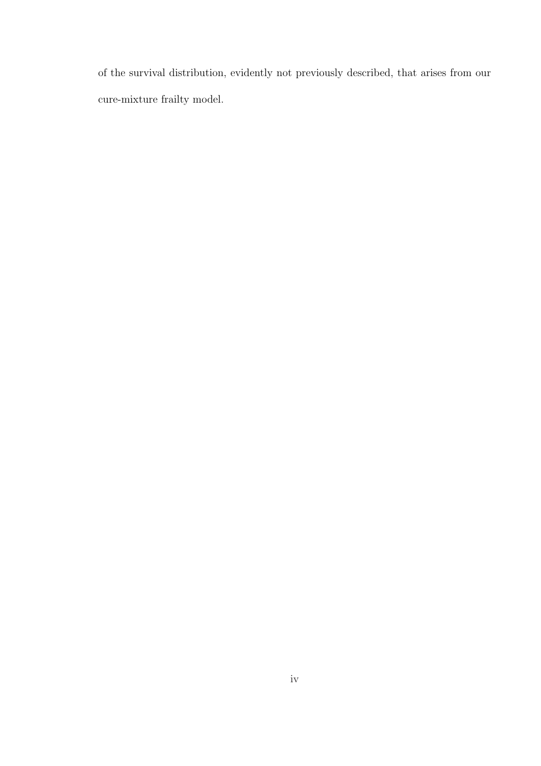of the survival distribution, evidently not previously described, that arises from our cure-mixture frailty model.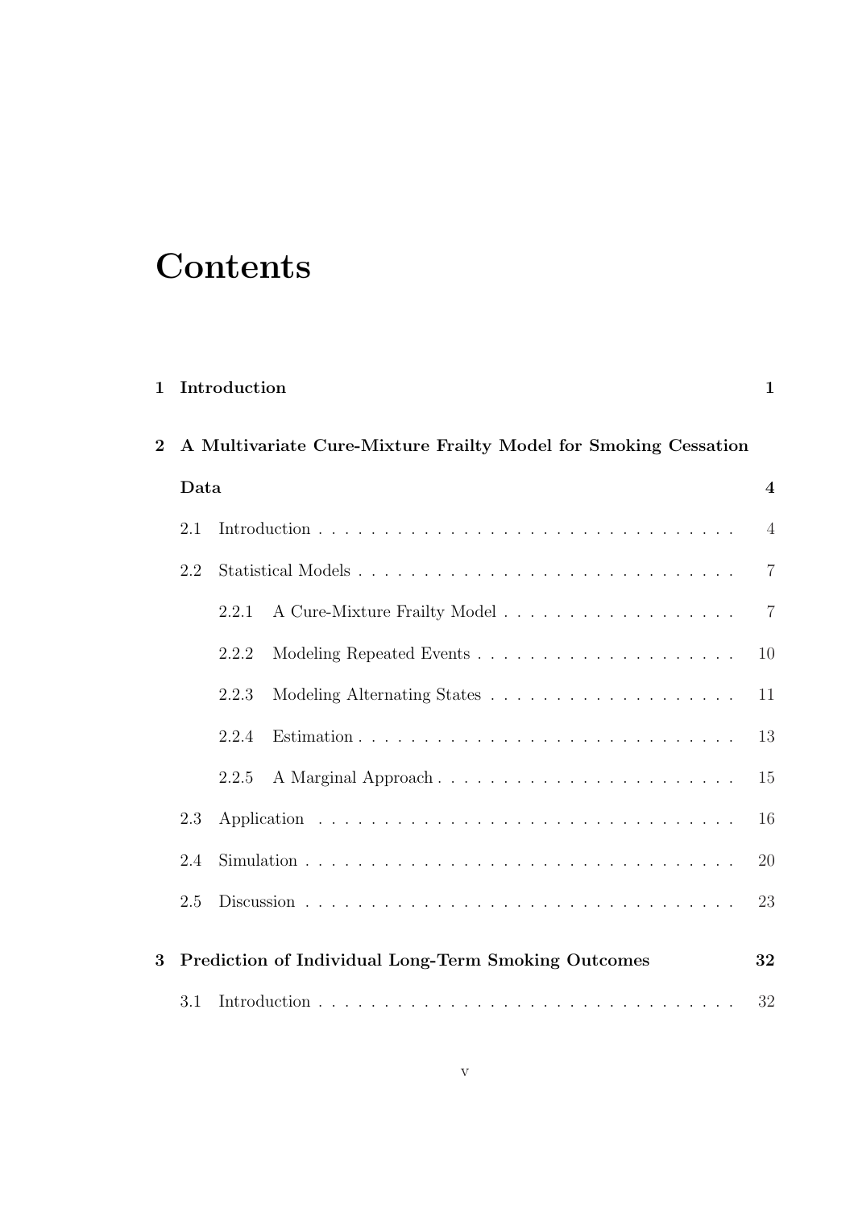# Contents

**1 Introduction** **1**

**2 A Multivariate Cure-Mixture Frailty Model for Smoking Cessation Data** **4**

2.1 Introduction . . . . . . . . . . . . . . . . . . . . . . . . . . . . . . . . 4

2.2 Statistical Models . . . . . . . . . . . . . . . . . . . . . . . . . . . . . 7

2.2.1 A Cure-Mixture Frailty Model . . . . . . . . . . . . . . . . . . 7

2.2.2 Modeling Repeated Events . . . . . . . . . . . . . . . . . . . . 10

2.2.3 Modeling Alternating States . . . . . . . . . . . . . . . . . . . 11

2.2.4 Estimation . . . . . . . . . . . . . . . . . . . . . . . . . . . . . 13

2.2.5 A Marginal Approach . . . . . . . . . . . . . . . . . . . . . . . 15

2.3 Application . . . . . . . . . . . . . . . . . . . . . . . . . . . . . . . . 16

2.4 Simulation . . . . . . . . . . . . . . . . . . . . . . . . . . . . . . . . . 20

2.5 Discussion . . . . . . . . . . . . . . . . . . . . . . . . . . . . . . . . . 23

**3 Prediction of Individual Long-Term Smoking Outcomes** **32**

3.1 Introduction . . . . . . . . . . . . . . . . . . . . . . . . . . . . . . . . 32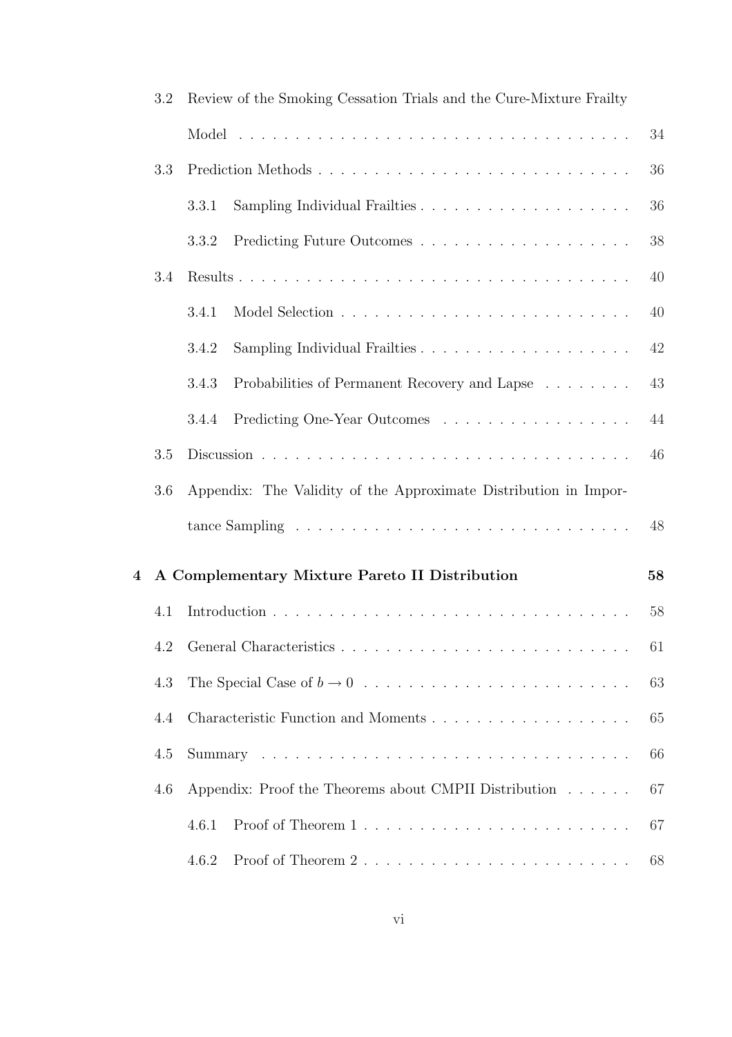3.2 Review of the Smoking Cessation Trials and the Cure-Mixture Frailty Model . . . . . 34

3.3 Prediction Methods . . . . . 36

3.3.1 Sampling Individual Frailties . . . . . 36

3.3.2 Predicting Future Outcomes . . . . . 38

3.4 Results . . . . . 40

3.4.1 Model Selection . . . . . 40

3.4.2 Sampling Individual Frailties . . . . . 42

3.4.3 Probabilities of Permanent Recovery and Lapse . . . . . 43

3.4.4 Predicting One-Year Outcomes . . . . . 44

3.5 Discussion . . . . . 46

3.6 Appendix: The Validity of the Approximate Distribution in Importance Sampling . . . . . 48

**4 A Complementary Mixture Pareto II Distribution** **58**

4.1 Introduction . . . . . 58

4.2 General Characteristics . . . . . 61

4.3 The Special Case of $b \to 0$ . . . . . 63

4.4 Characteristic Function and Moments . . . . . 65

4.5 Summary . . . . . 66

4.6 Appendix: Proof the Theorems about CMPII Distribution . . . . . 67

4.6.1 Proof of Theorem 1 . . . . . 67

4.6.2 Proof of Theorem 2 . . . . . 68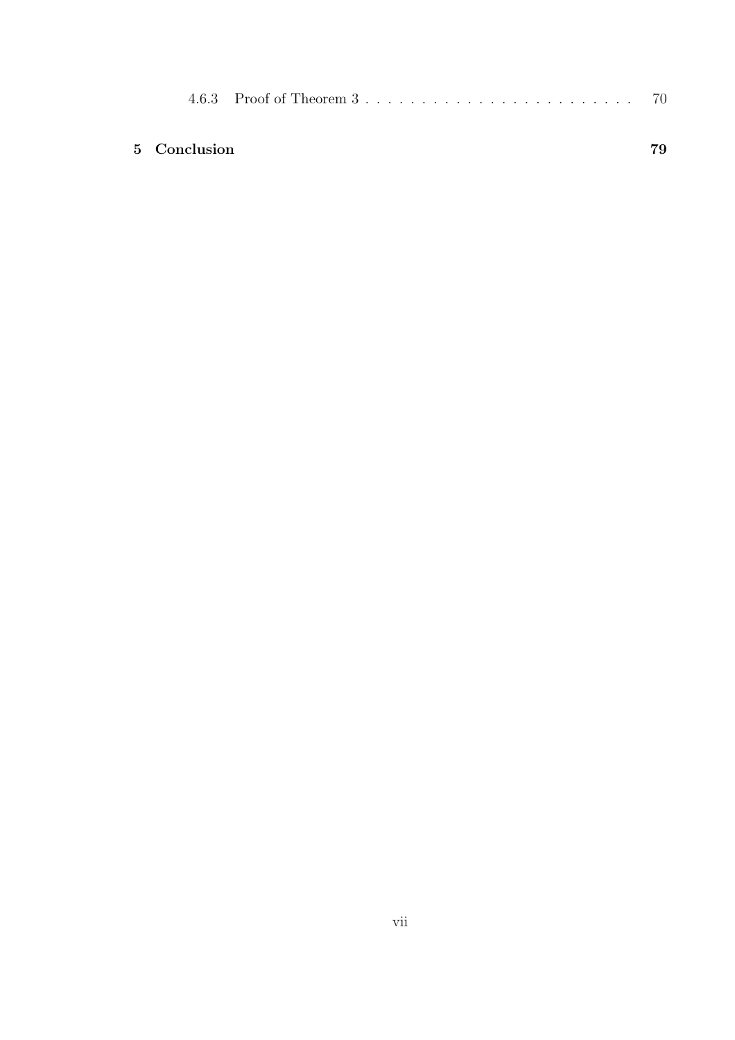4.6.3 Proof of Theorem 3 . . . . . . . . . . . . . . . . . . . . . . . . 70

**5 Conclusion** **79**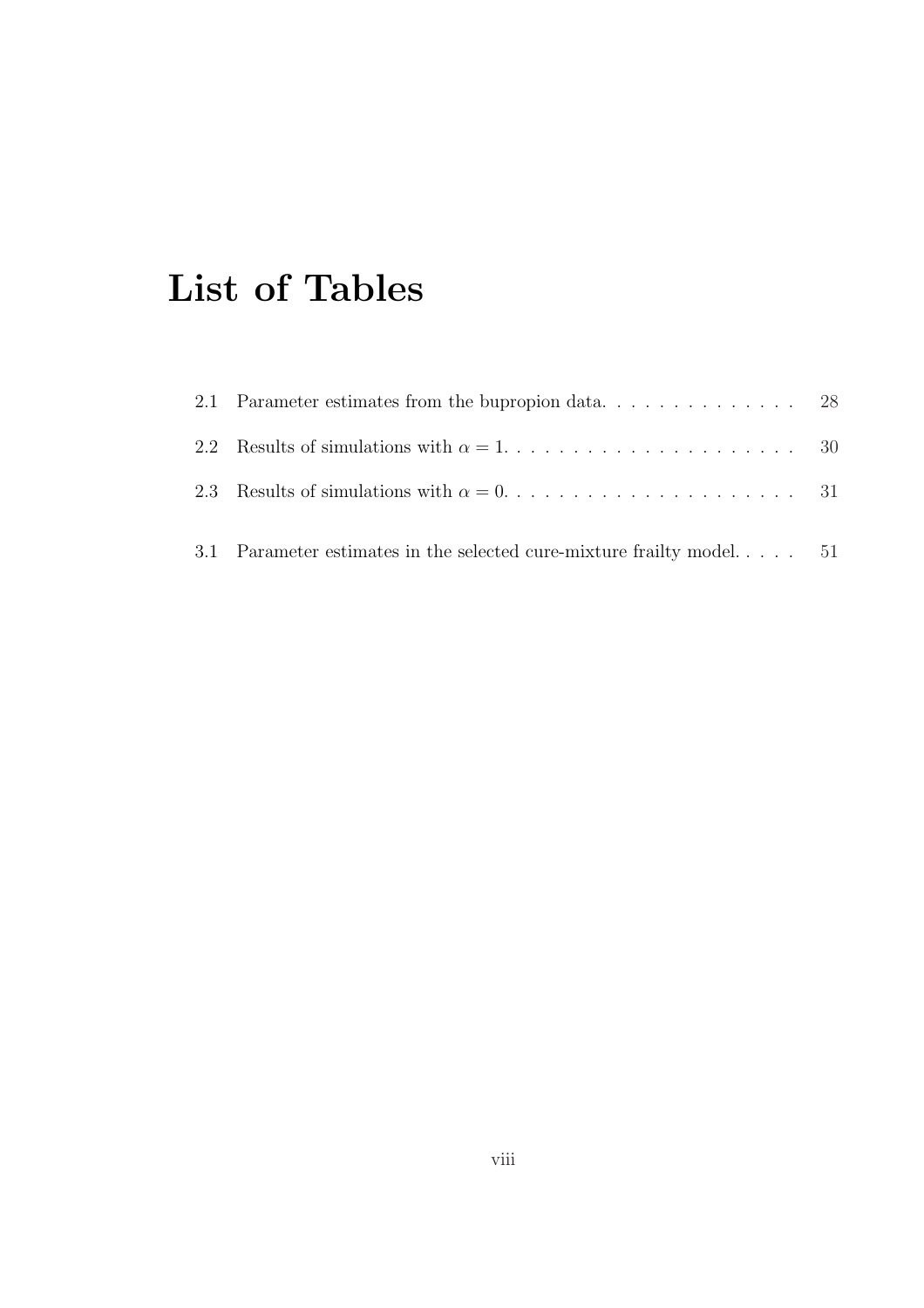# List of Tables

2.1 Parameter estimates from the bupropion data. . . . . . . . . . . . . . 28

2.2 Results of simulations with $\alpha = 1$. . . . . . . . . . . . . . . . . . . . . . 30

2.3 Results of simulations with $\alpha = 0$. . . . . . . . . . . . . . . . . . . . . . 31

3.1 Parameter estimates in the selected cure-mixture frailty model. . . . . 51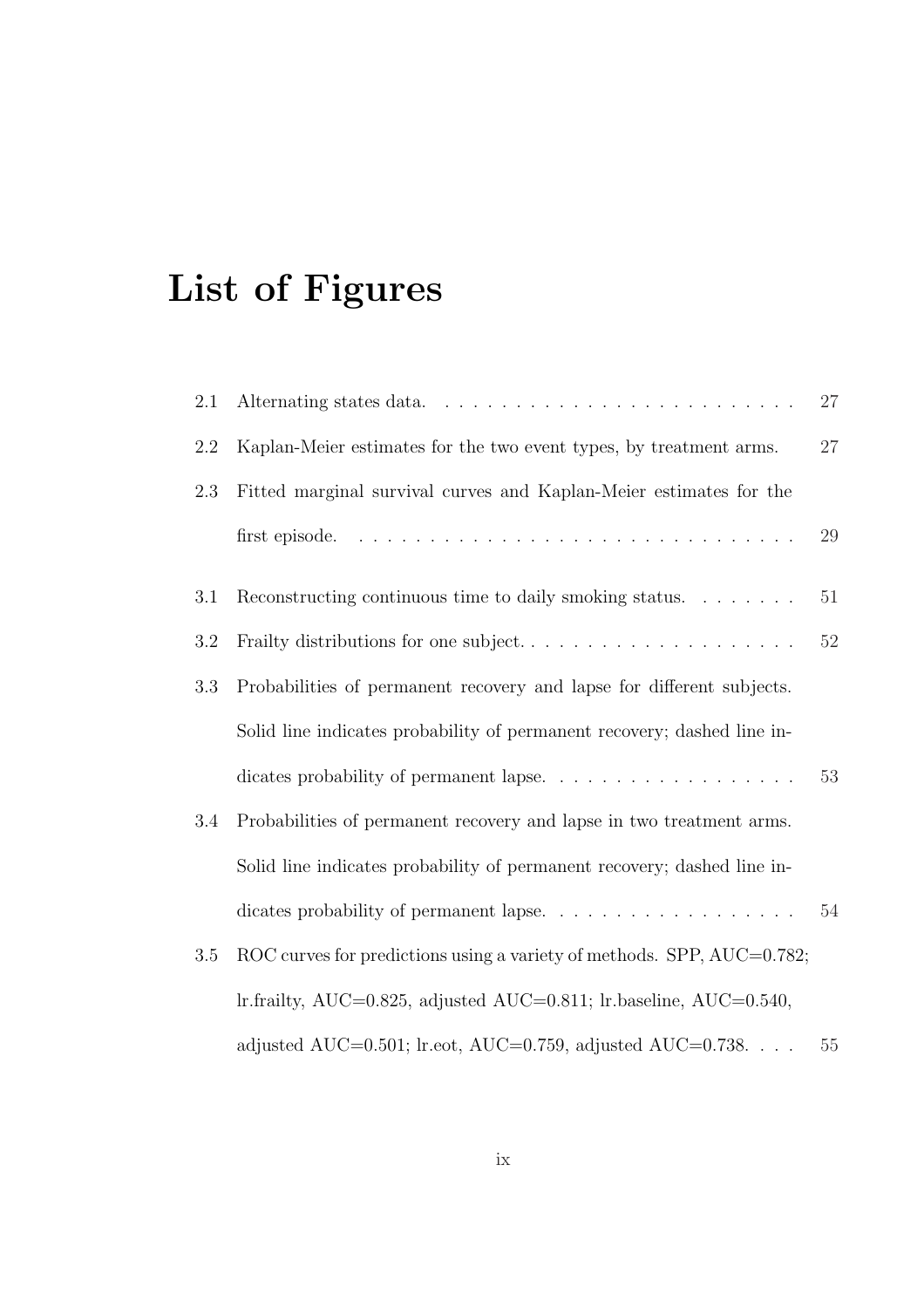# List of Figures

2.1 Alternating states data. . . . . . . . . . . . . . . . . . . . . . . . . 27

2.2 Kaplan-Meier estimates for the two event types, by treatment arms. 27

2.3 Fitted marginal survival curves and Kaplan-Meier estimates for the first episode. . . . . . . . . . . . . . . . . . . . . . . . . . . . . . . 29

3.1 Reconstructing continuous time to daily smoking status. . . . . . . . 51

3.2 Frailty distributions for one subject. . . . . . . . . . . . . . . . . . . . 52

3.3 Probabilities of permanent recovery and lapse for different subjects. Solid line indicates probability of permanent recovery; dashed line indicates probability of permanent lapse. . . . . . . . . . . . . . . . . . 53

3.4 Probabilities of permanent recovery and lapse in two treatment arms. Solid line indicates probability of permanent recovery; dashed line indicates probability of permanent lapse. . . . . . . . . . . . . . . . . . 54

3.5 ROC curves for predictions using a variety of methods. SPP, AUC=0.782; lr.frailty, AUC=0.825, adjusted AUC=0.811; lr.baseline, AUC=0.540, adjusted AUC=0.501; lr.eot, AUC=0.759, adjusted AUC=0.738. . . . 55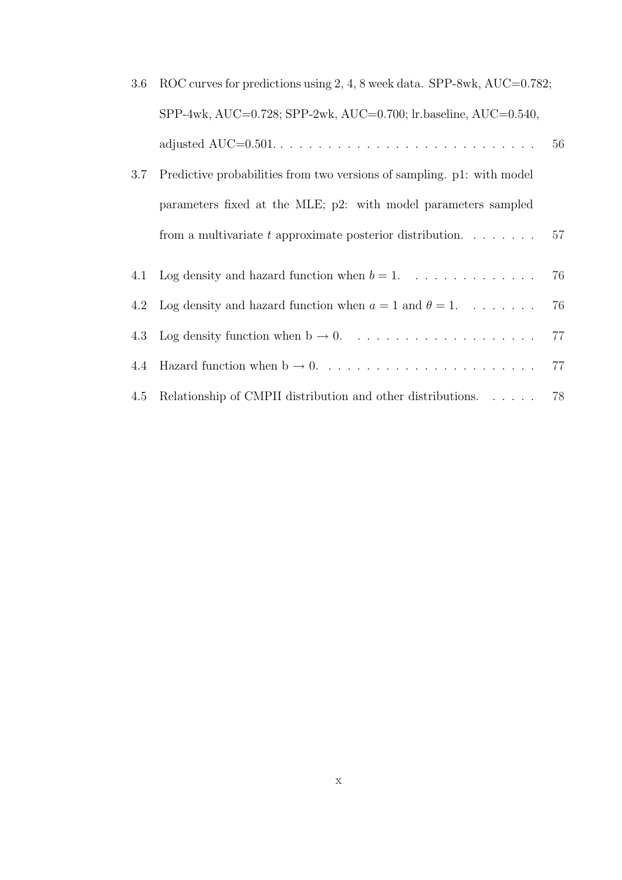3.6 ROC curves for predictions using 2, 4, 8 week data. SPP-8wk, AUC=0.782; SPP-4wk, AUC=0.728; SPP-2wk, AUC=0.700; lr.baseline, AUC=0.540, adjusted AUC=0.501. . . . . . . . . . . . . . . . . . . . . . . . . . . . 56

3.7 Predictive probabilities from two versions of sampling. p1: with model parameters fixed at the MLE; p2: with model parameters sampled from a multivariate $t$ approximate posterior distribution. . . . . . . . 57

4.1 Log density and hazard function when $b = 1$. . . . . . . . . . . . . . 76

4.2 Log density and hazard function when $a = 1$ and $\theta = 1$. . . . . . . . 76

4.3 Log density function when b $\rightarrow$ 0. . . . . . . . . . . . . . . . . . . . 77

4.4 Hazard function when b $\rightarrow$ 0. . . . . . . . . . . . . . . . . . . . . . . 77

4.5 Relationship of CMPII distribution and other distributions. . . . . . 78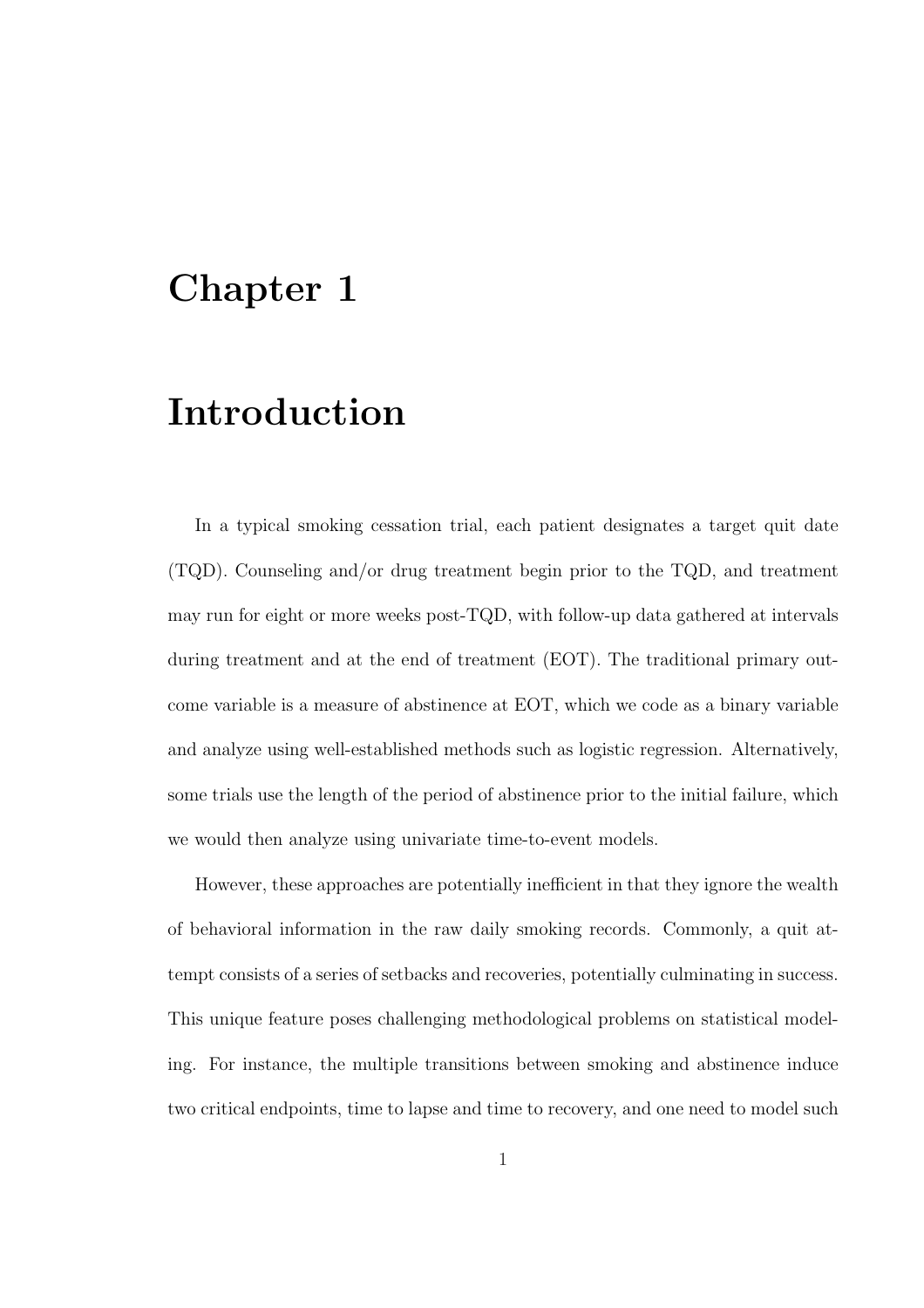# Chapter 1

# Introduction

In a typical smoking cessation trial, each patient designates a target quit date (TQD). Counseling and/or drug treatment begin prior to the TQD, and treatment may run for eight or more weeks post-TQD, with follow-up data gathered at intervals during treatment and at the end of treatment (EOT). The traditional primary outcome variable is a measure of abstinence at EOT, which we code as a binary variable and analyze using well-established methods such as logistic regression. Alternatively, some trials use the length of the period of abstinence prior to the initial failure, which we would then analyze using univariate time-to-event models.

However, these approaches are potentially inefficient in that they ignore the wealth of behavioral information in the raw daily smoking records. Commonly, a quit attempt consists of a series of setbacks and recoveries, potentially culminating in success. This unique feature poses challenging methodological problems on statistical modeling. For instance, the multiple transitions between smoking and abstinence induce two critical endpoints, time to lapse and time to recovery, and one need to model such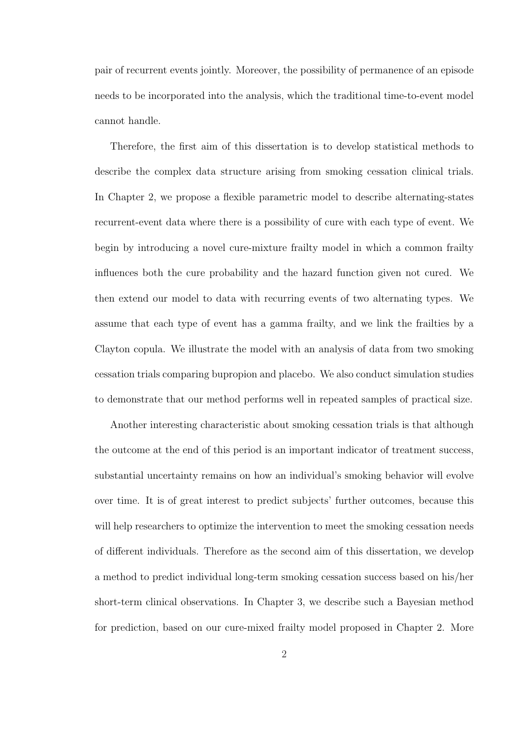pair of recurrent events jointly. Moreover, the possibility of permanence of an episode needs to be incorporated into the analysis, which the traditional time-to-event model cannot handle.

Therefore, the first aim of this dissertation is to develop statistical methods to describe the complex data structure arising from smoking cessation clinical trials. In Chapter 2, we propose a flexible parametric model to describe alternating-states recurrent-event data where there is a possibility of cure with each type of event. We begin by introducing a novel cure-mixture frailty model in which a common frailty influences both the cure probability and the hazard function given not cured. We then extend our model to data with recurring events of two alternating types. We assume that each type of event has a gamma frailty, and we link the frailties by a Clayton copula. We illustrate the model with an analysis of data from two smoking cessation trials comparing bupropion and placebo. We also conduct simulation studies to demonstrate that our method performs well in repeated samples of practical size.

Another interesting characteristic about smoking cessation trials is that although the outcome at the end of this period is an important indicator of treatment success, substantial uncertainty remains on how an individual's smoking behavior will evolve over time. It is of great interest to predict subjects' further outcomes, because this will help researchers to optimize the intervention to meet the smoking cessation needs of different individuals. Therefore as the second aim of this dissertation, we develop a method to predict individual long-term smoking cessation success based on his/her short-term clinical observations. In Chapter 3, we describe such a Bayesian method for prediction, based on our cure-mixed frailty model proposed in Chapter 2. More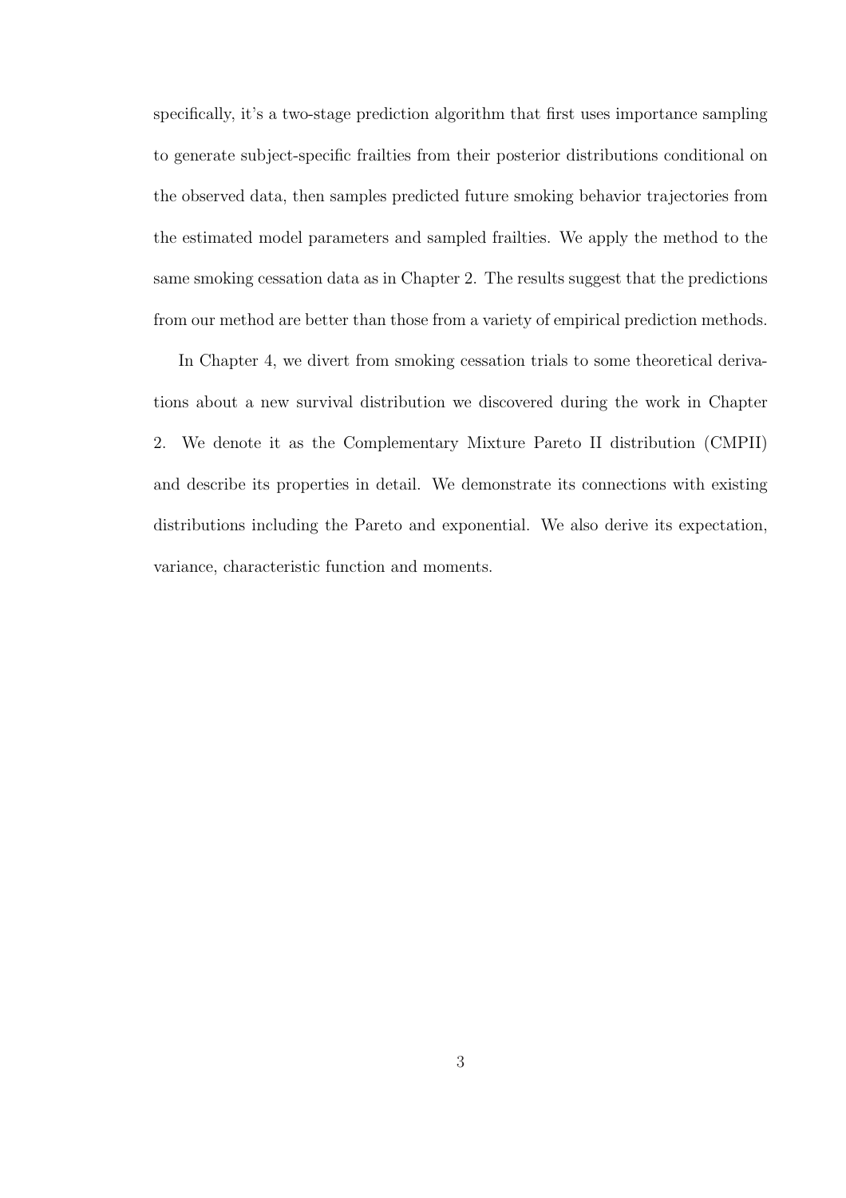specifically, it's a two-stage prediction algorithm that first uses importance sampling to generate subject-specific frailties from their posterior distributions conditional on the observed data, then samples predicted future smoking behavior trajectories from the estimated model parameters and sampled frailties. We apply the method to the same smoking cessation data as in Chapter 2. The results suggest that the predictions from our method are better than those from a variety of empirical prediction methods.

In Chapter 4, we divert from smoking cessation trials to some theoretical derivations about a new survival distribution we discovered during the work in Chapter 2. We denote it as the Complementary Mixture Pareto II distribution (CMPII) and describe its properties in detail. We demonstrate its connections with existing distributions including the Pareto and exponential. We also derive its expectation, variance, characteristic function and moments.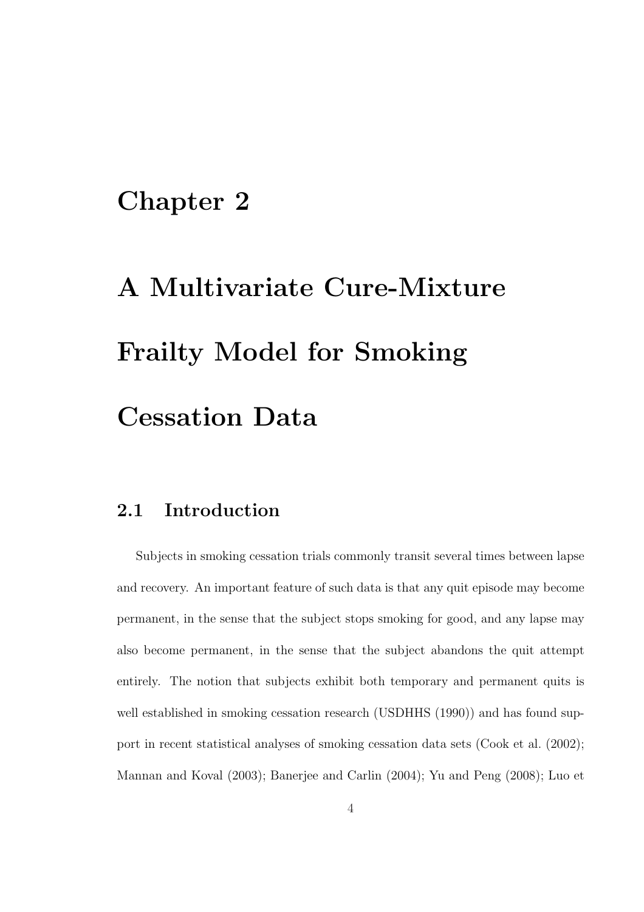# Chapter 2

# A Multivariate Cure-Mixture Frailty Model for Smoking Cessation Data

## 2.1 Introduction

Subjects in smoking cessation trials commonly transit several times between lapse and recovery. An important feature of such data is that any quit episode may become permanent, in the sense that the subject stops smoking for good, and any lapse may also become permanent, in the sense that the subject abandons the quit attempt entirely. The notion that subjects exhibit both temporary and permanent quits is well established in smoking cessation research (USDHHS (1990)) and has found support in recent statistical analyses of smoking cessation data sets (Cook et al. (2002); Mannan and Koval (2003); Banerjee and Carlin (2004); Yu and Peng (2008); Luo et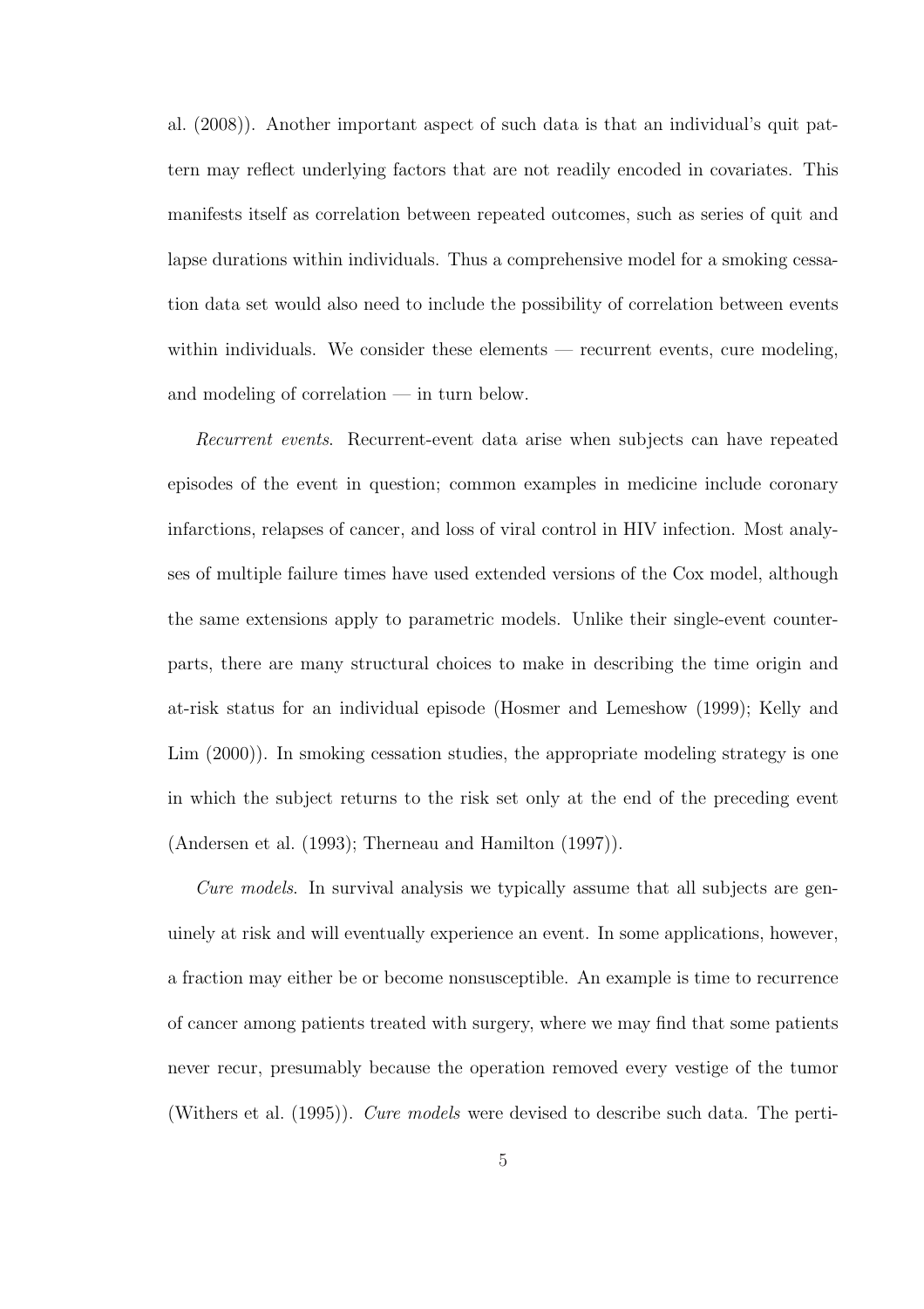al. (2008)). Another important aspect of such data is that an individual's quit pattern may reflect underlying factors that are not readily encoded in covariates. This manifests itself as correlation between repeated outcomes, such as series of quit and lapse durations within individuals. Thus a comprehensive model for a smoking cessation data set would also need to include the possibility of correlation between events within individuals. We consider these elements — recurrent events, cure modeling, and modeling of correlation — in turn below.

*Recurrent events*. Recurrent-event data arise when subjects can have repeated episodes of the event in question; common examples in medicine include coronary infarctions, relapses of cancer, and loss of viral control in HIV infection. Most analyses of multiple failure times have used extended versions of the Cox model, although the same extensions apply to parametric models. Unlike their single-event counterparts, there are many structural choices to make in describing the time origin and at-risk status for an individual episode (Hosmer and Lemeshow (1999); Kelly and Lim (2000)). In smoking cessation studies, the appropriate modeling strategy is one in which the subject returns to the risk set only at the end of the preceding event (Andersen et al. (1993); Therneau and Hamilton (1997)).

*Cure models*. In survival analysis we typically assume that all subjects are genuinely at risk and will eventually experience an event. In some applications, however, a fraction may either be or become nonsusceptible. An example is time to recurrence of cancer among patients treated with surgery, where we may find that some patients never recur, presumably because the operation removed every vestige of the tumor (Withers et al. (1995)). *Cure models* were devised to describe such data. The perti-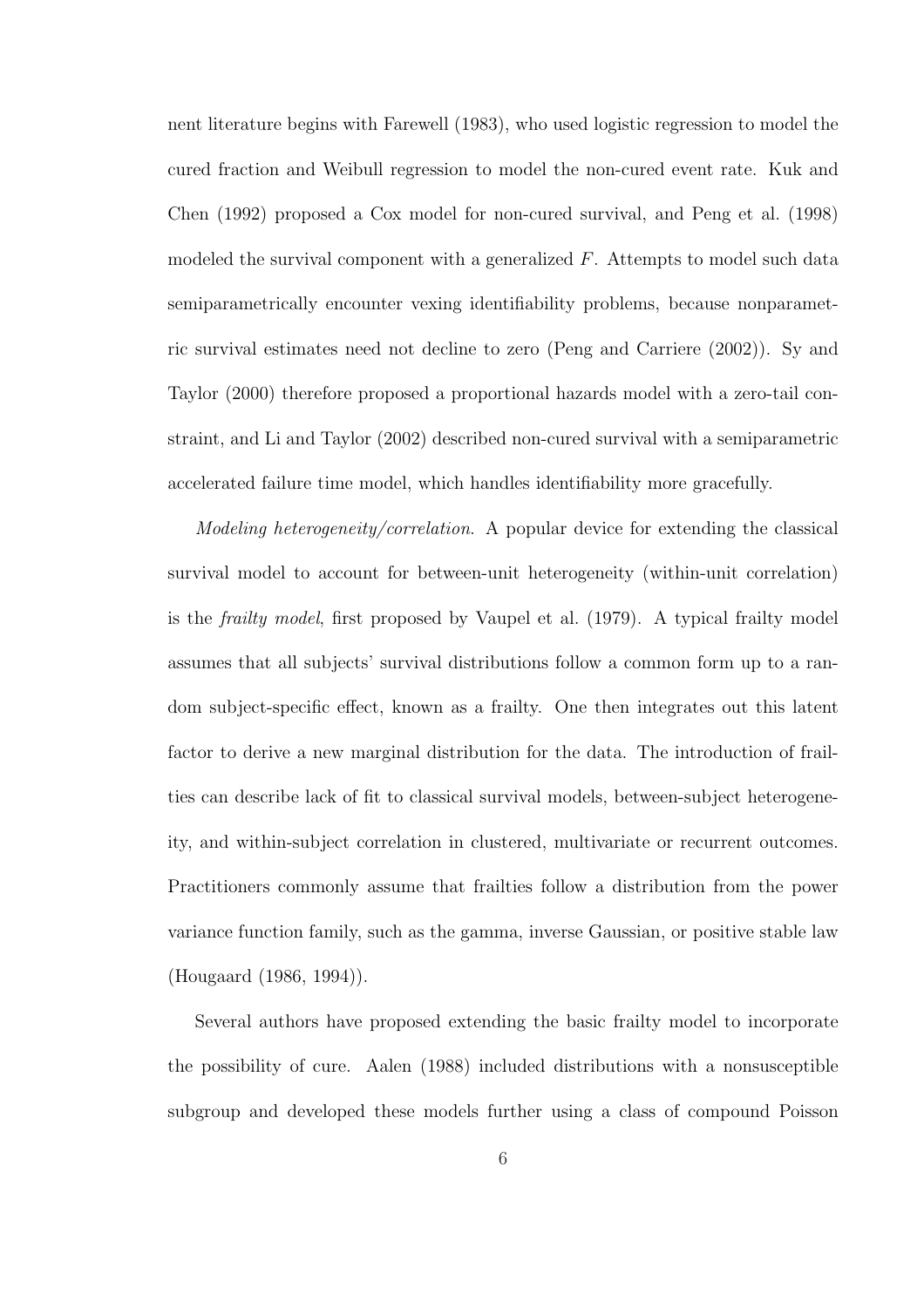nent literature begins with Farewell (1983), who used logistic regression to model the cured fraction and Weibull regression to model the non-cured event rate. Kuk and Chen (1992) proposed a Cox model for non-cured survival, and Peng et al. (1998) modeled the survival component with a generalized $F$. Attempts to model such data semiparametrically encounter vexing identifiability problems, because nonparametric survival estimates need not decline to zero (Peng and Carriere (2002)). Sy and Taylor (2000) therefore proposed a proportional hazards model with a zero-tail constraint, and Li and Taylor (2002) described non-cured survival with a semiparametric accelerated failure time model, which handles identifiability more gracefully.

*Modeling heterogeneity/correlation.* A popular device for extending the classical survival model to account for between-unit heterogeneity (within-unit correlation) is the *frailty model*, first proposed by Vaupel et al. (1979). A typical frailty model assumes that all subjects' survival distributions follow a common form up to a random subject-specific effect, known as a frailty. One then integrates out this latent factor to derive a new marginal distribution for the data. The introduction of frailties can describe lack of fit to classical survival models, between-subject heterogeneity, and within-subject correlation in clustered, multivariate or recurrent outcomes. Practitioners commonly assume that frailties follow a distribution from the power variance function family, such as the gamma, inverse Gaussian, or positive stable law (Hougaard (1986, 1994)).

Several authors have proposed extending the basic frailty model to incorporate the possibility of cure. Aalen (1988) included distributions with a nonsusceptible subgroup and developed these models further using a class of compound Poisson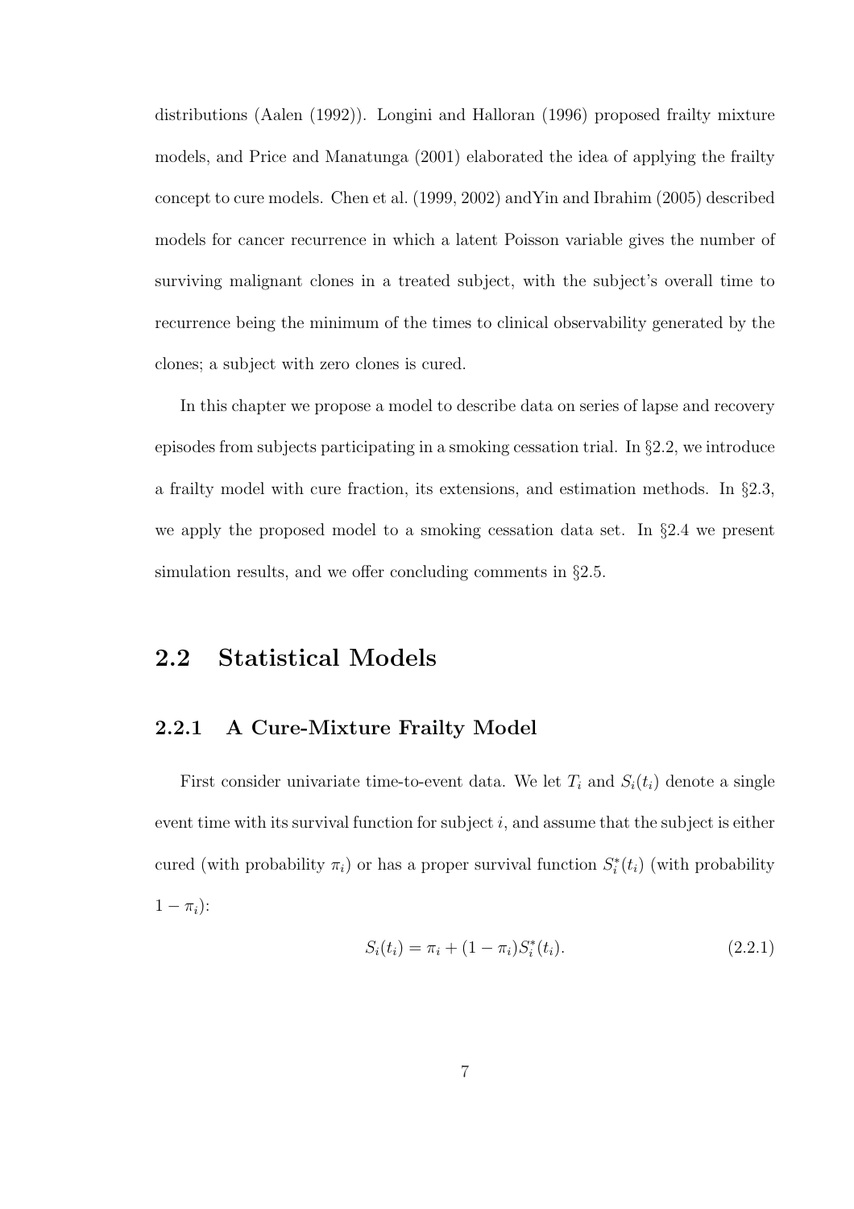distributions (Aalen (1992)). Longini and Halloran (1996) proposed frailty mixture models, and Price and Manatunga (2001) elaborated the idea of applying the frailty concept to cure models. Chen et al. (1999, 2002) andYin and Ibrahim (2005) described models for cancer recurrence in which a latent Poisson variable gives the number of surviving malignant clones in a treated subject, with the subject's overall time to recurrence being the minimum of the times to clinical observability generated by the clones; a subject with zero clones is cured.

In this chapter we propose a model to describe data on series of lapse and recovery episodes from subjects participating in a smoking cessation trial. In §2.2, we introduce a frailty model with cure fraction, its extensions, and estimation methods. In §2.3, we apply the proposed model to a smoking cessation data set. In §2.4 we present simulation results, and we offer concluding comments in §2.5.

## 2.2 Statistical Models

### 2.2.1 A Cure-Mixture Frailty Model

First consider univariate time-to-event data. We let $T_i$ and $S_i(t_i)$ denote a single event time with its survival function for subject $i$, and assume that the subject is either cured (with probability $\pi_i$) or has a proper survival function $S_i^*(t_i)$ (with probability $1 - \pi_i$):

$$S_i(t_i) = \pi_i + (1 - \pi_i)S_i^*(t_i). \tag{2.2.1}$$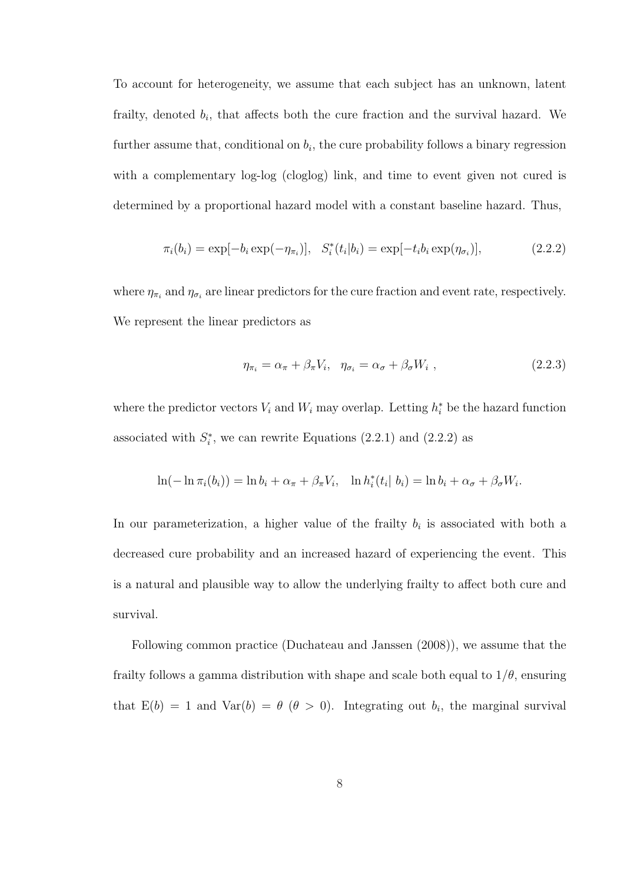To account for heterogeneity, we assume that each subject has an unknown, latent frailty, denoted $b_i$, that affects both the cure fraction and the survival hazard. We further assume that, conditional on $b_i$, the cure probability follows a binary regression with a complementary log-log (cloglog) link, and time to event given not cured is determined by a proportional hazard model with a constant baseline hazard. Thus,

$$\pi_i(b_i) = \exp[-b_i \exp(-\eta_{\pi_i})], \quad S_i^*(t_i|b_i) = \exp[-t_i b_i \exp(\eta_{\sigma_i})], \tag{2.2.2}$$

where $\eta_{\pi_i}$ and $\eta_{\sigma_i}$ are linear predictors for the cure fraction and event rate, respectively. We represent the linear predictors as

$$\eta_{\pi_i} = \alpha_\pi + \beta_\pi V_i, \quad \eta_{\sigma_i} = \alpha_\sigma + \beta_\sigma W_i \ , \tag{2.2.3}$$

where the predictor vectors $V_i$ and $W_i$ may overlap. Letting $h_i^*$ be the hazard function associated with $S_i^*$, we can rewrite Equations (2.2.1) and (2.2.2) as

$$\ln(-\ln \pi_i(b_i)) = \ln b_i + \alpha_\pi + \beta_\pi V_i, \quad \ln h_i^*(t_i|\ b_i) = \ln b_i + \alpha_\sigma + \beta_\sigma W_i.$$

In our parameterization, a higher value of the frailty $b_i$ is associated with both a decreased cure probability and an increased hazard of experiencing the event. This is a natural and plausible way to allow the underlying frailty to affect both cure and survival.

Following common practice (Duchateau and Janssen (2008)), we assume that the frailty follows a gamma distribution with shape and scale both equal to $1/\theta$, ensuring that $\mathrm{E}(b) = 1$ and $\mathrm{Var}(b) = \theta$ ($\theta > 0$). Integrating out $b_i$, the marginal survival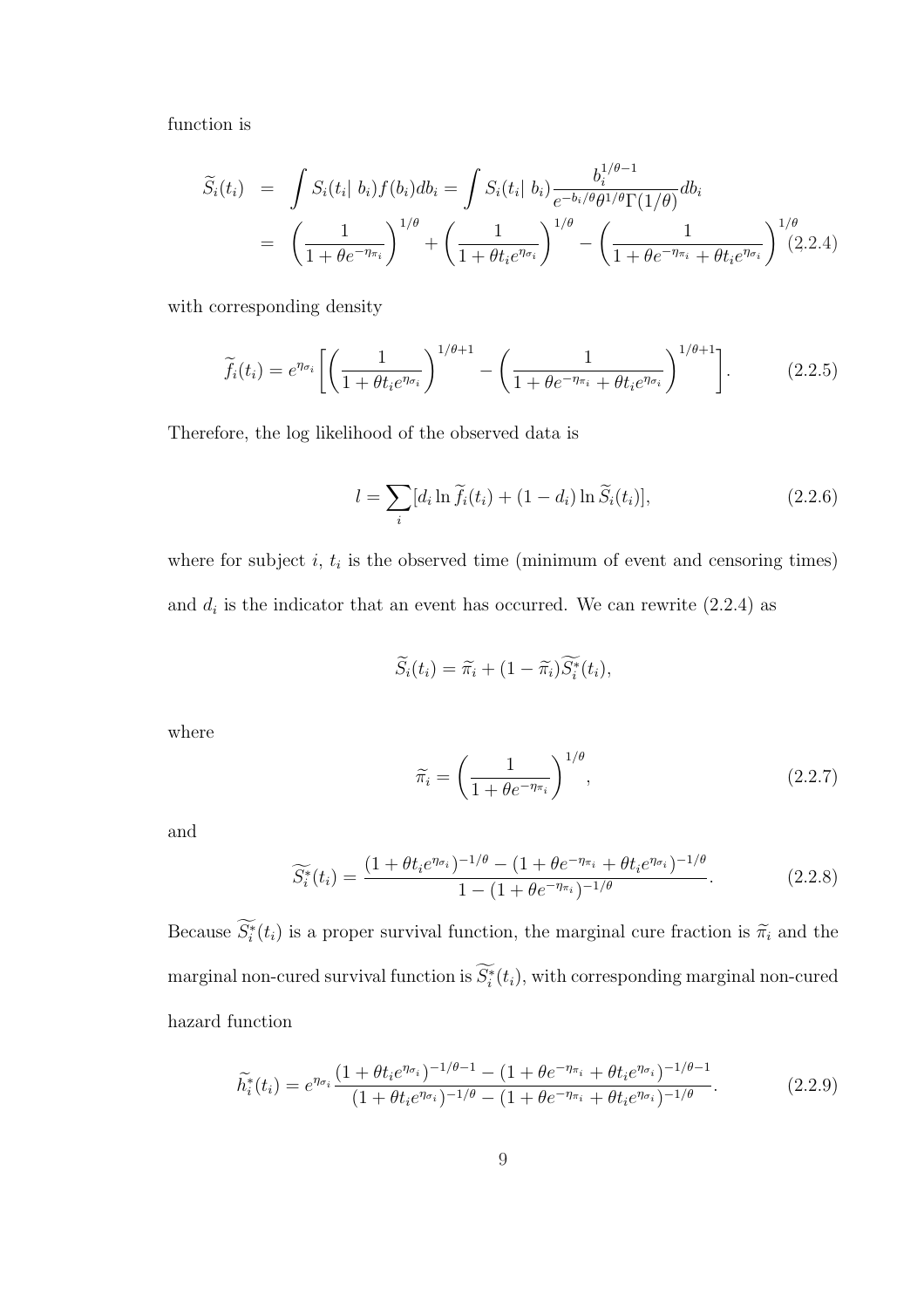function is

$$\begin{aligned}
\widetilde{S}_i(t_i) &= \int S_i(t_i|\ b_i) f(b_i) db_i = \int S_i(t_i|\ b_i) \frac{b_i^{1/\theta - 1}}{e^{-b_i/\theta}\theta^{1/\theta}\Gamma(1/\theta)} db_i \\
&= \left(\frac{1}{1+\theta e^{-\eta_{\pi_i}}}\right)^{1/\theta} + \left(\frac{1}{1+\theta t_i e^{\eta_{\sigma_i}}}\right)^{1/\theta} - \left(\frac{1}{1+\theta e^{-\eta_{\pi_i}} + \theta t_i e^{\eta_{\sigma_i}}}\right)^{1/\theta} \quad (2.2.4)
\end{aligned}$$

with corresponding density

$$\widetilde{f}_i(t_i) = e^{\eta_{\sigma_i}} \left[ \left(\frac{1}{1+\theta t_i e^{\eta_{\sigma_i}}}\right)^{1/\theta + 1} - \left(\frac{1}{1+\theta e^{-\eta_{\pi_i}} + \theta t_i e^{\eta_{\sigma_i}}}\right)^{1/\theta + 1} \right]. \quad (2.2.5)$$

Therefore, the log likelihood of the observed data is

$$l = \sum_i [d_i \ln \widetilde{f}_i(t_i) + (1 - d_i) \ln \widetilde{S}_i(t_i)], \quad (2.2.6)$$

where for subject $i$, $t_i$ is the observed time (minimum of event and censoring times) and $d_i$ is the indicator that an event has occurred. We can rewrite (2.2.4) as

$$\widetilde{S}_i(t_i) = \widetilde{\pi}_i + (1 - \widetilde{\pi}_i)\widetilde{S_i^*}(t_i),$$

where

$$\widetilde{\pi}_i = \left(\frac{1}{1+\theta e^{-\eta_{\pi_i}}}\right)^{1/\theta}, \quad (2.2.7)$$

and

$$\widetilde{S_i^*}(t_i) = \frac{(1+\theta t_i e^{\eta_{\sigma_i}})^{-1/\theta} - (1+\theta e^{-\eta_{\pi_i}} + \theta t_i e^{\eta_{\sigma_i}})^{-1/\theta}}{1 - (1+\theta e^{-\eta_{\pi_i}})^{-1/\theta}}. \quad (2.2.8)$$

Because $\widetilde{S_i^*}(t_i)$ is a proper survival function, the marginal cure fraction is $\widetilde{\pi}_i$ and the marginal non-cured survival function is $\widetilde{S_i^*}(t_i)$, with corresponding marginal non-cured hazard function

$$\widetilde{h_i^*}(t_i) = e^{\eta_{\sigma_i}} \frac{(1+\theta t_i e^{\eta_{\sigma_i}})^{-1/\theta - 1} - (1+\theta e^{-\eta_{\pi_i}} + \theta t_i e^{\eta_{\sigma_i}})^{-1/\theta - 1}}{(1+\theta t_i e^{\eta_{\sigma_i}})^{-1/\theta} - (1+\theta e^{-\eta_{\pi_i}} + \theta t_i e^{\eta_{\sigma_i}})^{-1/\theta}}. \quad (2.2.9)$$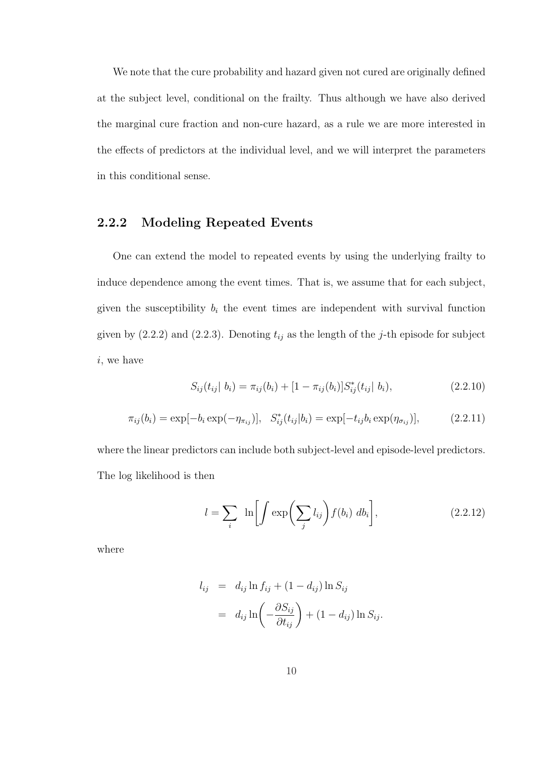We note that the cure probability and hazard given not cured are originally defined at the subject level, conditional on the frailty. Thus although we have also derived the marginal cure fraction and non-cure hazard, as a rule we are more interested in the effects of predictors at the individual level, and we will interpret the parameters in this conditional sense.

### 2.2.2 Modeling Repeated Events

One can extend the model to repeated events by using the underlying frailty to induce dependence among the event times. That is, we assume that for each subject, given the susceptibility $b_i$ the event times are independent with survival function given by (2.2.2) and (2.2.3). Denoting $t_{ij}$ as the length of the $j$-th episode for subject $i$, we have

$$S_{ij}(t_{ij}|\ b_i) = \pi_{ij}(b_i) + [1 - \pi_{ij}(b_i)]S^*_{ij}(t_{ij}|\ b_i), \tag{2.2.10}$$

$$\pi_{ij}(b_i) = \exp[-b_i \exp(-\eta_{\pi_{ij}})], \quad S^*_{ij}(t_{ij}|b_i) = \exp[-t_{ij} b_i \exp(\eta_{\sigma_{ij}})], \tag{2.2.11}$$

where the linear predictors can include both subject-level and episode-level predictors. The log likelihood is then

$$l = \sum_i \ \ln\biggl[\int \exp\biggl(\sum_j l_{ij}\biggr) f(b_i)\ db_i\biggr], \tag{2.2.12}$$

where

$$\begin{aligned} l_{ij} &= d_{ij} \ln f_{ij} + (1 - d_{ij}) \ln S_{ij} \\ &= d_{ij} \ln\biggl(-\frac{\partial S_{ij}}{\partial t_{ij}}\biggr) + (1 - d_{ij}) \ln S_{ij}. \end{aligned}$$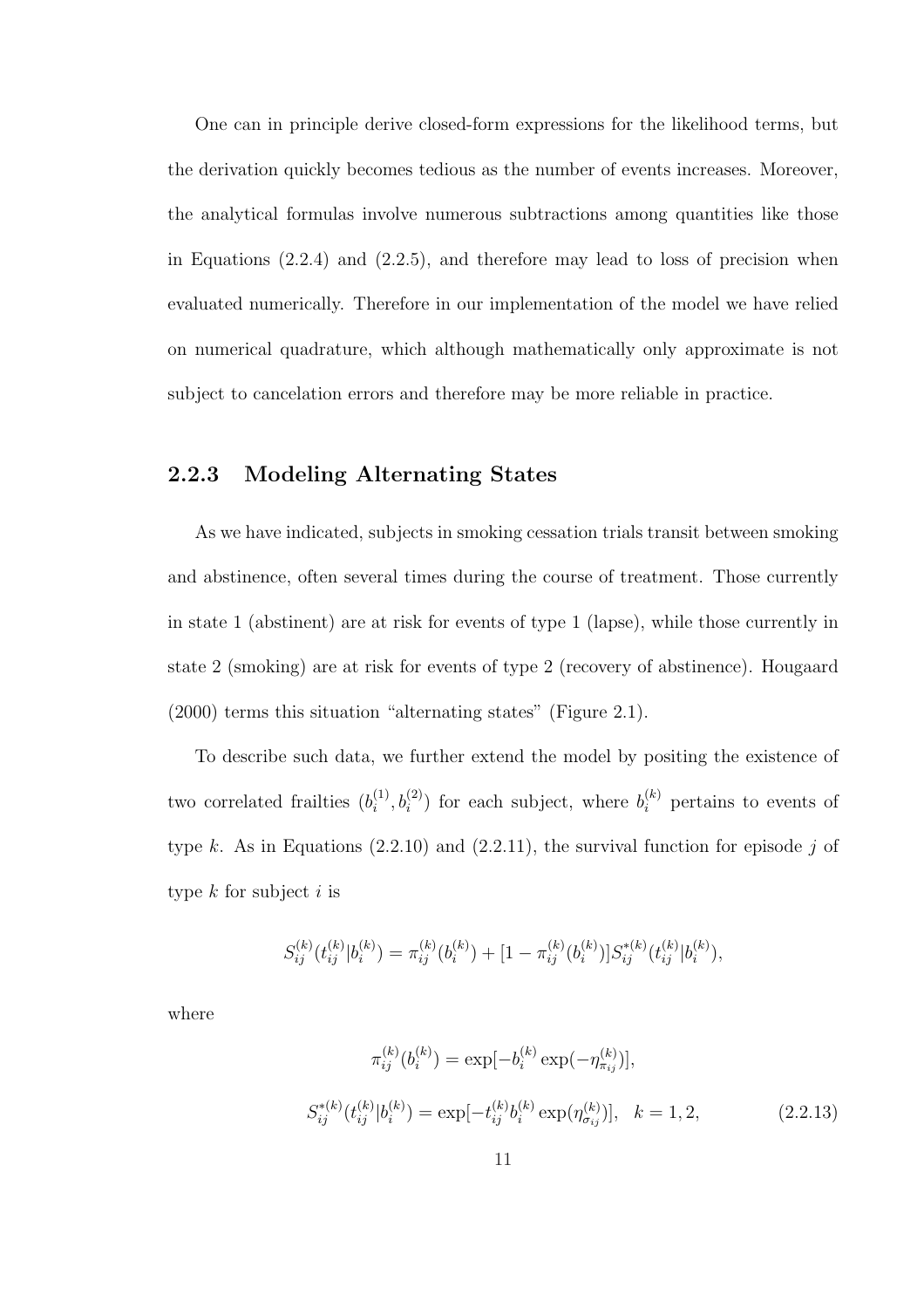One can in principle derive closed-form expressions for the likelihood terms, but the derivation quickly becomes tedious as the number of events increases. Moreover, the analytical formulas involve numerous subtractions among quantities like those in Equations (2.2.4) and (2.2.5), and therefore may lead to loss of precision when evaluated numerically. Therefore in our implementation of the model we have relied on numerical quadrature, which although mathematically only approximate is not subject to cancelation errors and therefore may be more reliable in practice.

### 2.2.3 Modeling Alternating States

As we have indicated, subjects in smoking cessation trials transit between smoking and abstinence, often several times during the course of treatment. Those currently in state 1 (abstinent) are at risk for events of type 1 (lapse), while those currently in state 2 (smoking) are at risk for events of type 2 (recovery of abstinence). Hougaard (2000) terms this situation "alternating states" (Figure 2.1).

To describe such data, we further extend the model by positing the existence of two correlated frailties $(b_i^{(1)}, b_i^{(2)})$ for each subject, where $b_i^{(k)}$ pertains to events of type $k$. As in Equations (2.2.10) and (2.2.11), the survival function for episode $j$ of type $k$ for subject $i$ is

$$S_{ij}^{(k)}(t_{ij}^{(k)}|b_i^{(k)}) = \pi_{ij}^{(k)}(b_i^{(k)}) + [1 - \pi_{ij}^{(k)}(b_i^{(k)})]S_{ij}^{*(k)}(t_{ij}^{(k)}|b_i^{(k)}),$$

where

$$\pi_{ij}^{(k)}(b_i^{(k)}) = \exp[-b_i^{(k)} \exp(-\eta_{\pi_{ij}}^{(k)})],$$

$$S_{ij}^{*(k)}(t_{ij}^{(k)}|b_i^{(k)}) = \exp[-t_{ij}^{(k)} b_i^{(k)} \exp(\eta_{\sigma_{ij}}^{(k)})], \quad k = 1, 2, \tag{2.2.13}$$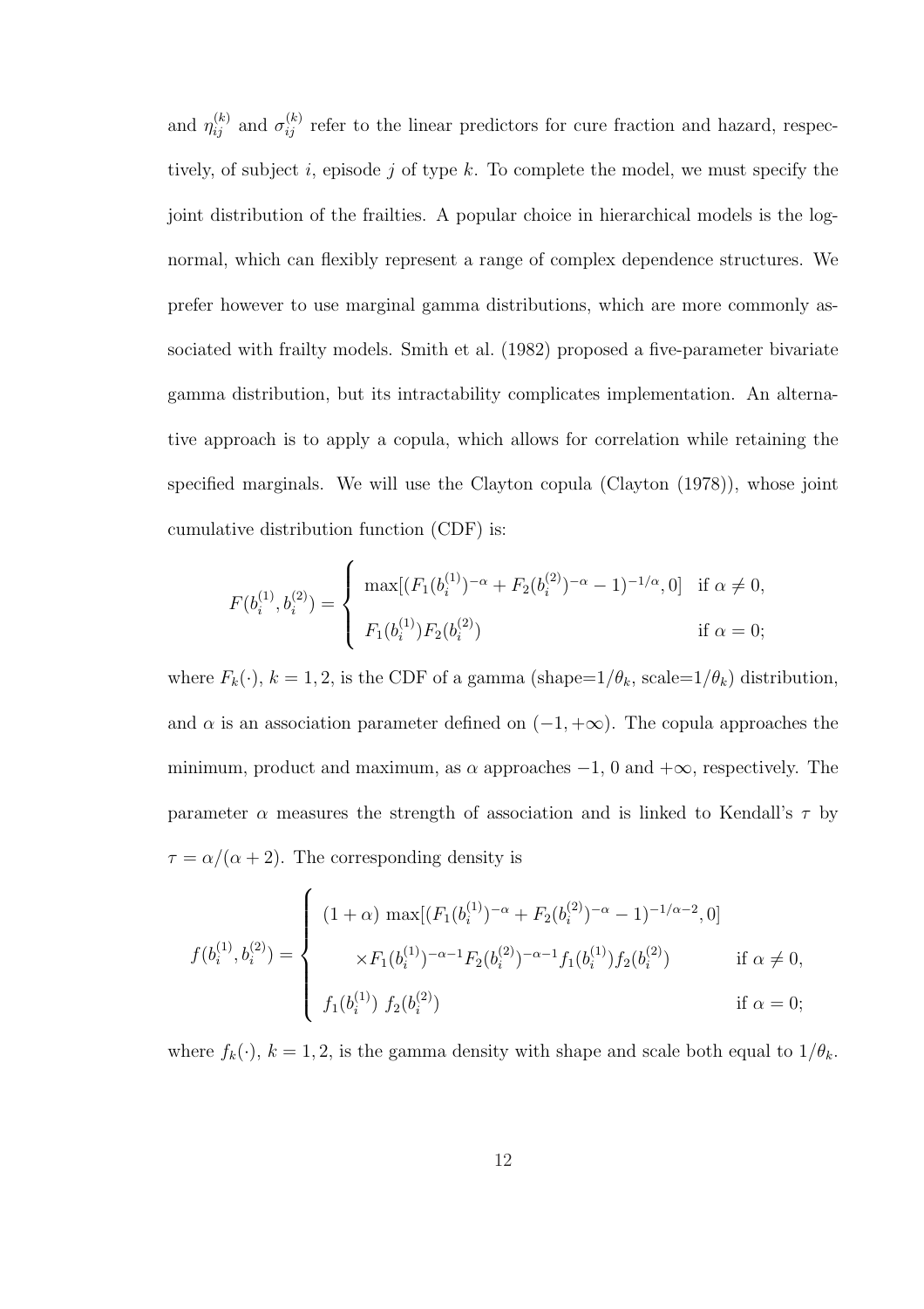and $\eta_{ij}^{(k)}$ and $\sigma_{ij}^{(k)}$ refer to the linear predictors for cure fraction and hazard, respectively, of subject $i$, episode $j$ of type $k$. To complete the model, we must specify the joint distribution of the frailties. A popular choice in hierarchical models is the log-normal, which can flexibly represent a range of complex dependence structures. We prefer however to use marginal gamma distributions, which are more commonly associated with frailty models. Smith et al. (1982) proposed a five-parameter bivariate gamma distribution, but its intractability complicates implementation. An alternative approach is to apply a copula, which allows for correlation while retaining the specified marginals. We will use the Clayton copula (Clayton (1978)), whose joint cumulative distribution function (CDF) is:

$$
F(b_i^{(1)}, b_i^{(2)}) = \begin{cases} \max[(F_1(b_i^{(1)})^{-\alpha} + F_2(b_i^{(2)})^{-\alpha} - 1)^{-1/\alpha}, 0] & \text{if } \alpha \neq 0, \\ F_1(b_i^{(1)}) F_2(b_i^{(2)}) & \text{if } \alpha = 0; \end{cases}
$$

where $F_k(\cdot)$, $k = 1, 2$, is the CDF of a gamma (shape=$1/\theta_k$, scale=$1/\theta_k$) distribution, and $\alpha$ is an association parameter defined on $(-1, +\infty)$. The copula approaches the minimum, product and maximum, as $\alpha$ approaches $-1$, $0$ and $+\infty$, respectively. The parameter $\alpha$ measures the strength of association and is linked to Kendall's $\tau$ by $\tau = \alpha/(\alpha + 2)$. The corresponding density is

$$
f(b_i^{(1)}, b_i^{(2)}) = \begin{cases} (1+\alpha) \max[(F_1(b_i^{(1)})^{-\alpha} + F_2(b_i^{(2)})^{-\alpha} - 1)^{-1/\alpha - 2}, 0] & \\ \qquad \times F_1(b_i^{(1)})^{-\alpha-1} F_2(b_i^{(2)})^{-\alpha-1} f_1(b_i^{(1)}) f_2(b_i^{(2)}) & \text{if } \alpha \neq 0, \\ f_1(b_i^{(1)}) \ f_2(b_i^{(2)}) & \text{if } \alpha = 0; \end{cases}
$$

where $f_k(\cdot)$, $k = 1, 2$, is the gamma density with shape and scale both equal to $1/\theta_k$.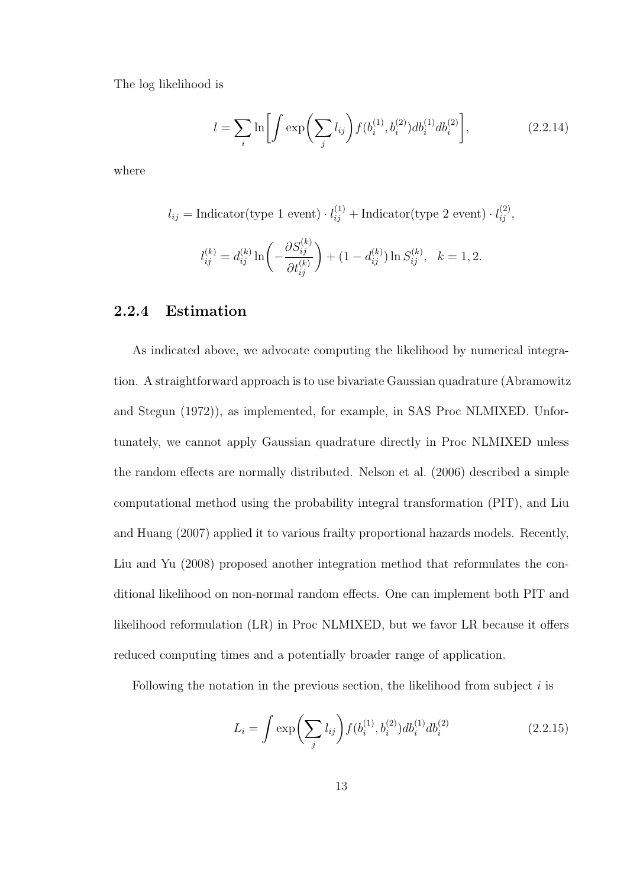The log likelihood is

$$l = \sum_i \ln\bigg[\int \exp\bigg(\sum_j l_{ij}\bigg) f(b_i^{(1)}, b_i^{(2)}) db_i^{(1)} db_i^{(2)}\bigg], \tag{2.2.14}$$

where

$$l_{ij} = \text{Indicator(type 1 event)} \cdot l_{ij}^{(1)} + \text{Indicator(type 2 event)} \cdot l_{ij}^{(2)},$$

$$l_{ij}^{(k)} = d_{ij}^{(k)} \ln\bigg(-\frac{\partial S_{ij}^{(k)}}{\partial t_{ij}^{(k)}}\bigg) + (1 - d_{ij}^{(k)}) \ln S_{ij}^{(k)}, \quad k = 1, 2.$$

### 2.2.4 Estimation

As indicated above, we advocate computing the likelihood by numerical integration. A straightforward approach is to use bivariate Gaussian quadrature (Abramowitz and Stegun (1972)), as implemented, for example, in SAS Proc NLMIXED. Unfortunately, we cannot apply Gaussian quadrature directly in Proc NLMIXED unless the random effects are normally distributed. Nelson et al. (2006) described a simple computational method using the probability integral transformation (PIT), and Liu and Huang (2007) applied it to various frailty proportional hazards models. Recently, Liu and Yu (2008) proposed another integration method that reformulates the conditional likelihood on non-normal random effects. One can implement both PIT and likelihood reformulation (LR) in Proc NLMIXED, but we favor LR because it offers reduced computing times and a potentially broader range of application.

Following the notation in the previous section, the likelihood from subject $i$ is

$$L_i = \int \exp\bigg(\sum_j l_{ij}\bigg) f(b_i^{(1)}, b_i^{(2)}) db_i^{(1)} db_i^{(2)} \tag{2.2.15}$$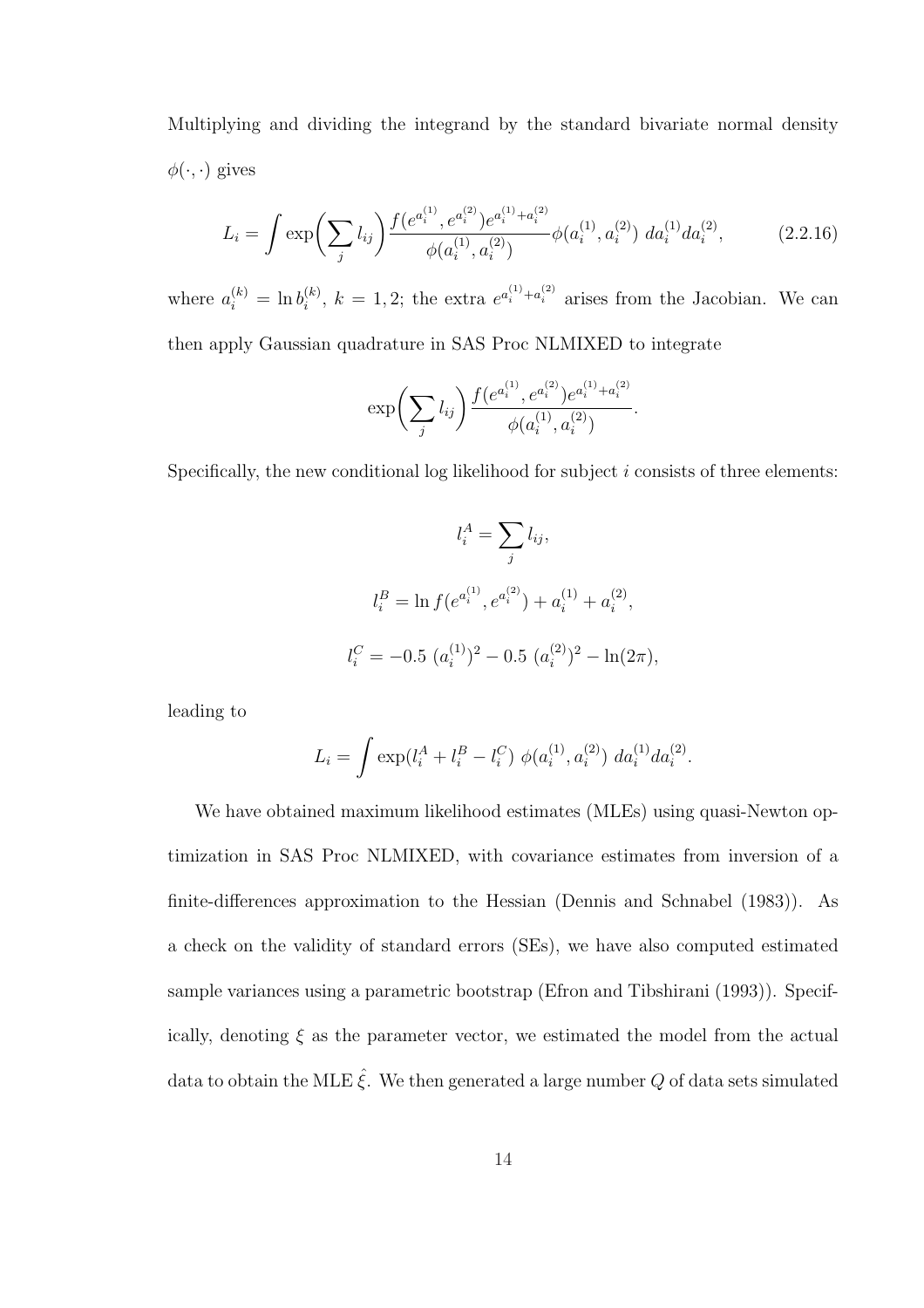Multiplying and dividing the integrand by the standard bivariate normal density $\phi(\cdot, \cdot)$ gives

$$L_i = \int \exp\bigg(\sum_j l_{ij}\bigg) \frac{f(e^{a_i^{(1)}}, e^{a_i^{(2)}}) e^{a_i^{(1)} + a_i^{(2)}}}{\phi(a_i^{(1)}, a_i^{(2)})} \phi(a_i^{(1)}, a_i^{(2)}) \; da_i^{(1)} da_i^{(2)}, \tag{2.2.16}$$

where $a_i^{(k)} = \ln b_i^{(k)}$, $k = 1, 2$; the extra $e^{a_i^{(1)} + a_i^{(2)}}$ arises from the Jacobian. We can then apply Gaussian quadrature in SAS Proc NLMIXED to integrate

$$\exp\bigg(\sum_j l_{ij}\bigg) \frac{f(e^{a_i^{(1)}}, e^{a_i^{(2)}}) e^{a_i^{(1)} + a_i^{(2)}}}{\phi(a_i^{(1)}, a_i^{(2)})}.$$

Specifically, the new conditional log likelihood for subject $i$ consists of three elements:

$$l_i^A = \sum_j l_{ij},$$

$$l_i^B = \ln f(e^{a_i^{(1)}}, e^{a_i^{(2)}}) + a_i^{(1)} + a_i^{(2)},$$

$$l_i^C = -0.5 \; (a_i^{(1)})^2 - 0.5 \; (a_i^{(2)})^2 - \ln(2\pi),$$

leading to

$$L_i = \int \exp(l_i^A + l_i^B - l_i^C) \; \phi(a_i^{(1)}, a_i^{(2)}) \; da_i^{(1)} da_i^{(2)}.$$

We have obtained maximum likelihood estimates (MLEs) using quasi-Newton optimization in SAS Proc NLMIXED, with covariance estimates from inversion of a finite-differences approximation to the Hessian (Dennis and Schnabel (1983)). As a check on the validity of standard errors (SEs), we have also computed estimated sample variances using a parametric bootstrap (Efron and Tibshirani (1993)). Specifically, denoting $\xi$ as the parameter vector, we estimated the model from the actual data to obtain the MLE $\hat{\xi}$. We then generated a large number $Q$ of data sets simulated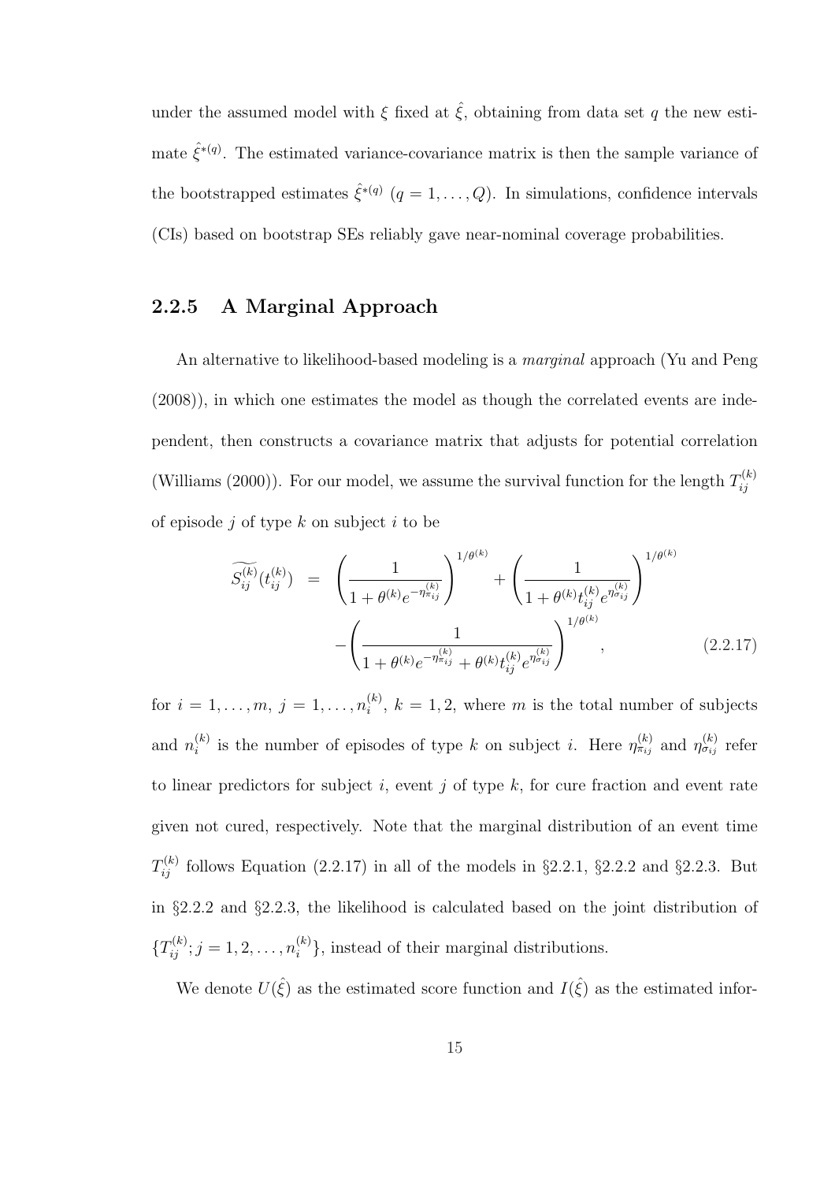under the assumed model with $\xi$ fixed at $\hat{\xi}$, obtaining from data set $q$ the new estimate $\hat{\xi}^{*(q)}$. The estimated variance-covariance matrix is then the sample variance of the bootstrapped estimates $\hat{\xi}^{*(q)}$ $(q = 1, \ldots, Q)$. In simulations, confidence intervals (CIs) based on bootstrap SEs reliably gave near-nominal coverage probabilities.

### 2.2.5 A Marginal Approach

An alternative to likelihood-based modeling is a *marginal* approach (Yu and Peng (2008)), in which one estimates the model as though the correlated events are independent, then constructs a covariance matrix that adjusts for potential correlation (Williams (2000)). For our model, we assume the survival function for the length $T_{ij}^{(k)}$ of episode $j$ of type $k$ on subject $i$ to be

$$
\begin{aligned}
\widetilde{S_{ij}^{(k)}}(t_{ij}^{(k)}) &= \left(\frac{1}{1+\theta^{(k)}e^{-\eta_{\pi_{ij}}^{(k)}}}\right)^{1/\theta^{(k)}} + \left(\frac{1}{1+\theta^{(k)}t_{ij}^{(k)}e^{\eta_{\sigma_{ij}}^{(k)}}}\right)^{1/\theta^{(k)}} \\
&\quad - \left(\frac{1}{1+\theta^{(k)}e^{-\eta_{\pi_{ij}}^{(k)}}+\theta^{(k)}t_{ij}^{(k)}e^{\eta_{\sigma_{ij}}^{(k)}}}\right)^{1/\theta^{(k)}}, \qquad (2.2.17)
\end{aligned}
$$

for $i = 1, \ldots, m$, $j = 1, \ldots, n_i^{(k)}$, $k = 1, 2$, where $m$ is the total number of subjects and $n_i^{(k)}$ is the number of episodes of type $k$ on subject $i$. Here $\eta_{\pi_{ij}}^{(k)}$ and $\eta_{\sigma_{ij}}^{(k)}$ refer to linear predictors for subject $i$, event $j$ of type $k$, for cure fraction and event rate given not cured, respectively. Note that the marginal distribution of an event time $T_{ij}^{(k)}$ follows Equation (2.2.17) in all of the models in §2.2.1, §2.2.2 and §2.2.3. But in §2.2.2 and §2.2.3, the likelihood is calculated based on the joint distribution of $\{T_{ij}^{(k)}; j = 1, 2, \ldots, n_i^{(k)}\}$, instead of their marginal distributions.

We denote $U(\hat{\xi})$ as the estimated score function and $I(\hat{\xi})$ as the estimated infor-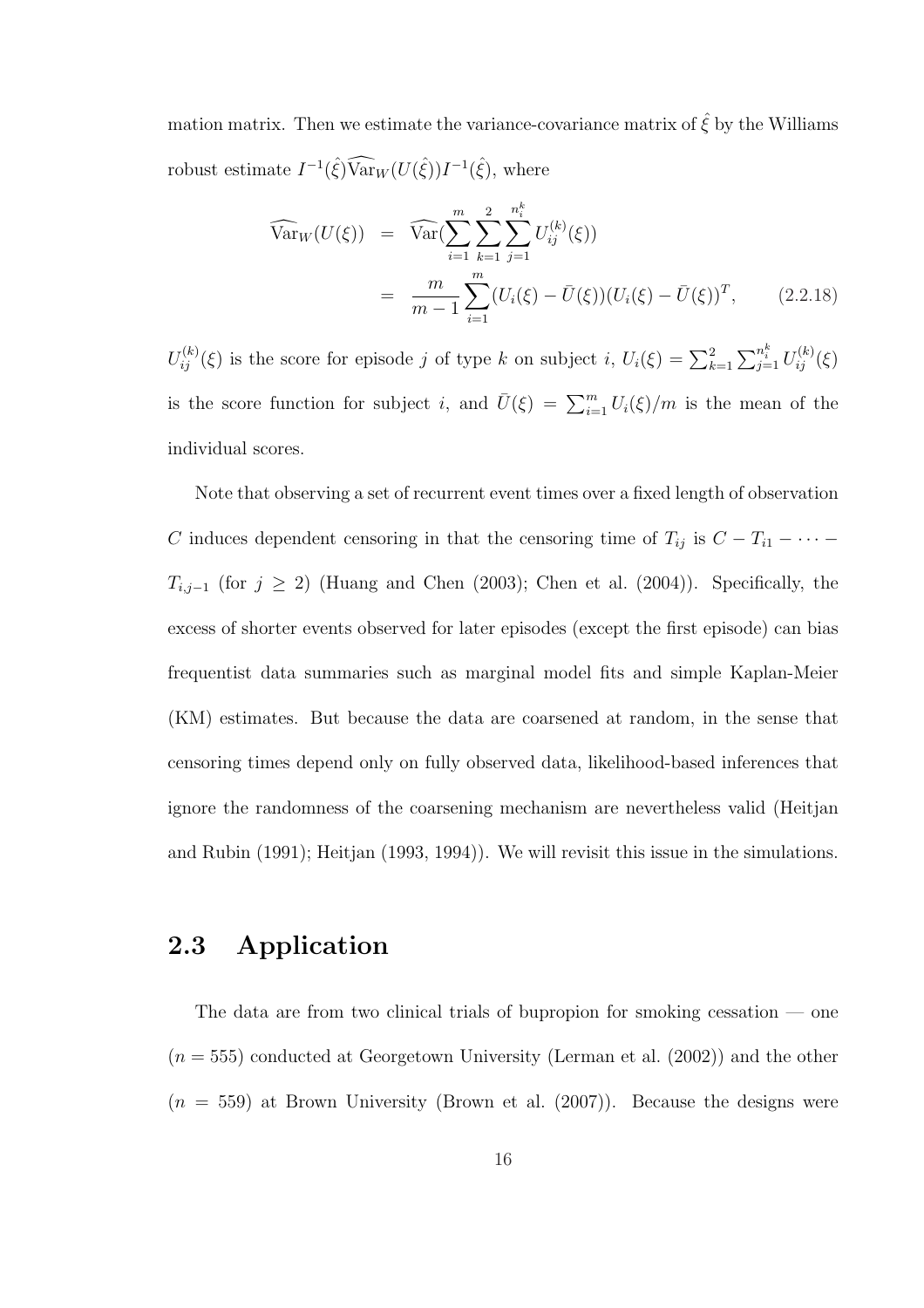mation matrix. Then we estimate the variance-covariance matrix of $\hat{\xi}$ by the Williams robust estimate $I^{-1}(\hat{\xi})\widehat{\mathrm{Var}}_W(U(\hat{\xi}))I^{-1}(\hat{\xi})$, where

$$
\begin{aligned}
\widehat{\mathrm{Var}}_W(U(\xi)) &= \widehat{\mathrm{Var}}(\sum_{i=1}^{m}\sum_{k=1}^{2}\sum_{j=1}^{n_i^k} U_{ij}^{(k)}(\xi)) \\
&= \frac{m}{m-1}\sum_{i=1}^{m}(U_i(\xi)-\bar{U}(\xi))(U_i(\xi)-\bar{U}(\xi))^T, \qquad (2.2.18)
\end{aligned}
$$

$U_{ij}^{(k)}(\xi)$ is the score for episode $j$ of type $k$ on subject $i$, $U_i(\xi) = \sum_{k=1}^{2}\sum_{j=1}^{n_i^k} U_{ij}^{(k)}(\xi)$ is the score function for subject $i$, and $\bar{U}(\xi) = \sum_{i=1}^{m} U_i(\xi)/m$ is the mean of the individual scores.

Note that observing a set of recurrent event times over a fixed length of observation $C$ induces dependent censoring in that the censoring time of $T_{ij}$ is $C - T_{i1} - \cdots - T_{i,j-1}$ (for $j \geq 2$) (Huang and Chen (2003); Chen et al. (2004)). Specifically, the excess of shorter events observed for later episodes (except the first episode) can bias frequentist data summaries such as marginal model fits and simple Kaplan-Meier (KM) estimates. But because the data are coarsened at random, in the sense that censoring times depend only on fully observed data, likelihood-based inferences that ignore the randomness of the coarsening mechanism are nevertheless valid (Heitjan and Rubin (1991); Heitjan (1993, 1994)). We will revisit this issue in the simulations.

## 2.3 Application

The data are from two clinical trials of bupropion for smoking cessation — one ($n = 555$) conducted at Georgetown University (Lerman et al. (2002)) and the other ($n = 559$) at Brown University (Brown et al. (2007)). Because the designs were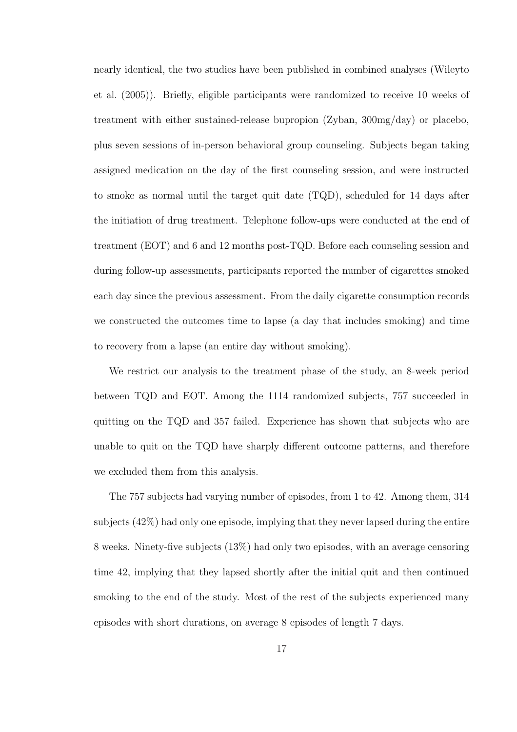nearly identical, the two studies have been published in combined analyses (Wileyto et al. (2005)). Briefly, eligible participants were randomized to receive 10 weeks of treatment with either sustained-release bupropion (Zyban, 300mg/day) or placebo, plus seven sessions of in-person behavioral group counseling. Subjects began taking assigned medication on the day of the first counseling session, and were instructed to smoke as normal until the target quit date (TQD), scheduled for 14 days after the initiation of drug treatment. Telephone follow-ups were conducted at the end of treatment (EOT) and 6 and 12 months post-TQD. Before each counseling session and during follow-up assessments, participants reported the number of cigarettes smoked each day since the previous assessment. From the daily cigarette consumption records we constructed the outcomes time to lapse (a day that includes smoking) and time to recovery from a lapse (an entire day without smoking).

We restrict our analysis to the treatment phase of the study, an 8-week period between TQD and EOT. Among the 1114 randomized subjects, 757 succeeded in quitting on the TQD and 357 failed. Experience has shown that subjects who are unable to quit on the TQD have sharply different outcome patterns, and therefore we excluded them from this analysis.

The 757 subjects had varying number of episodes, from 1 to 42. Among them, 314 subjects (42%) had only one episode, implying that they never lapsed during the entire 8 weeks. Ninety-five subjects (13%) had only two episodes, with an average censoring time 42, implying that they lapsed shortly after the initial quit and then continued smoking to the end of the study. Most of the rest of the subjects experienced many episodes with short durations, on average 8 episodes of length 7 days.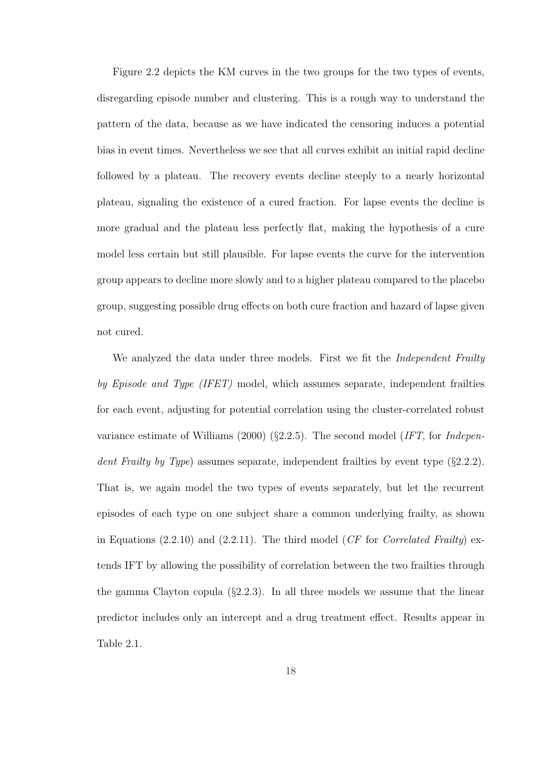Figure 2.2 depicts the KM curves in the two groups for the two types of events, disregarding episode number and clustering. This is a rough way to understand the pattern of the data, because as we have indicated the censoring induces a potential bias in event times. Nevertheless we see that all curves exhibit an initial rapid decline followed by a plateau. The recovery events decline steeply to a nearly horizontal plateau, signaling the existence of a cured fraction. For lapse events the decline is more gradual and the plateau less perfectly flat, making the hypothesis of a cure model less certain but still plausible. For lapse events the curve for the intervention group appears to decline more slowly and to a higher plateau compared to the placebo group, suggesting possible drug effects on both cure fraction and hazard of lapse given not cured.

We analyzed the data under three models. First we fit the *Independent Frailty by Episode and Type (IFET)* model, which assumes separate, independent frailties for each event, adjusting for potential correlation using the cluster-correlated robust variance estimate of Williams (2000) (§2.2.5). The second model (*IFT*, for *Independent Frailty by Type*) assumes separate, independent frailties by event type (§2.2.2). That is, we again model the two types of events separately, but let the recurrent episodes of each type on one subject share a common underlying frailty, as shown in Equations (2.2.10) and (2.2.11). The third model (*CF* for *Correlated Frailty*) extends IFT by allowing the possibility of correlation between the two frailties through the gamma Clayton copula (§2.2.3). In all three models we assume that the linear predictor includes only an intercept and a drug treatment effect. Results appear in Table 2.1.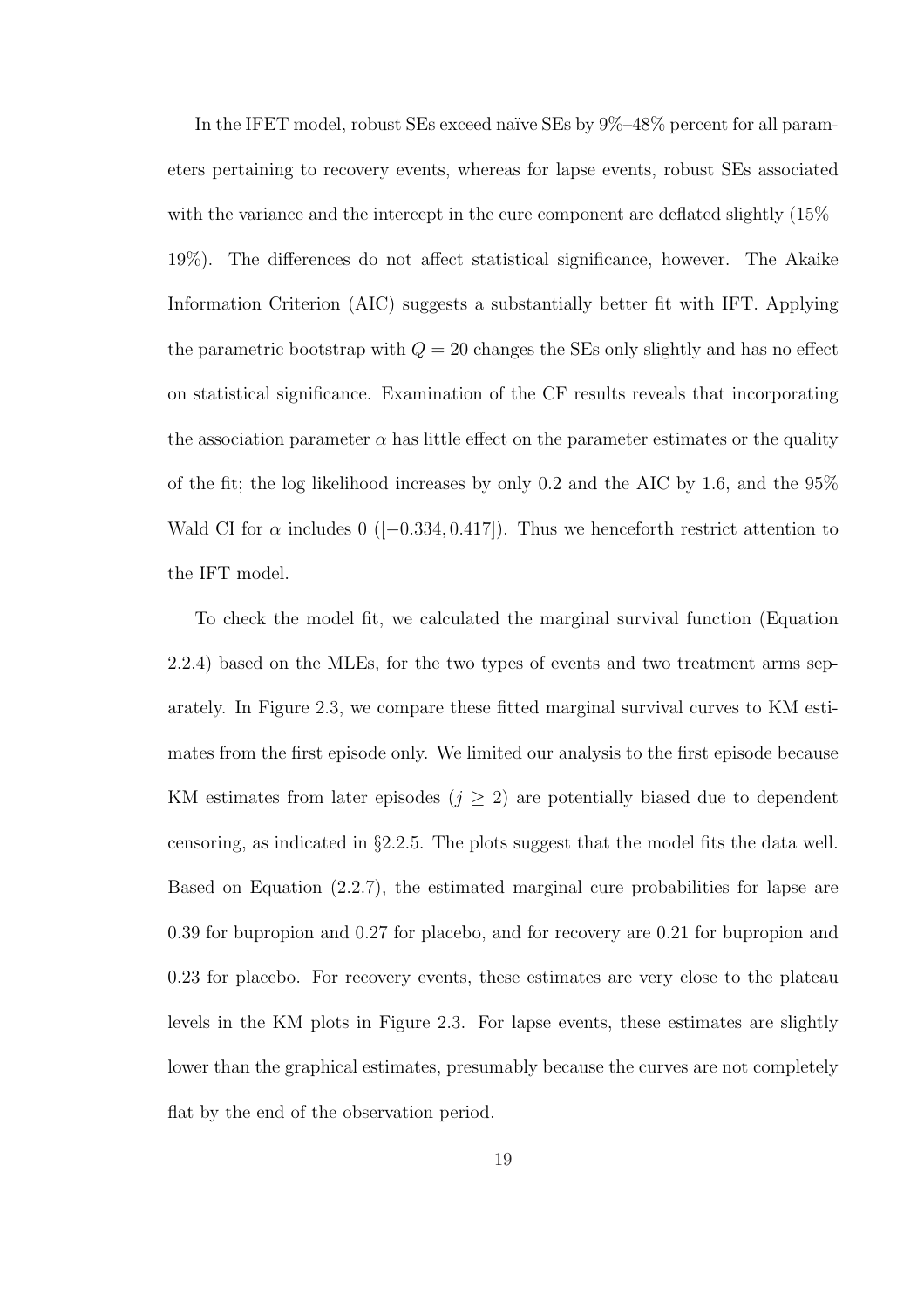In the IFET model, robust SEs exceed naïve SEs by 9%–48% percent for all parameters pertaining to recovery events, whereas for lapse events, robust SEs associated with the variance and the intercept in the cure component are deflated slightly (15%–19%). The differences do not affect statistical significance, however. The Akaike Information Criterion (AIC) suggests a substantially better fit with IFT. Applying the parametric bootstrap with $Q = 20$ changes the SEs only slightly and has no effect on statistical significance. Examination of the CF results reveals that incorporating the association parameter $\alpha$ has little effect on the parameter estimates or the quality of the fit; the log likelihood increases by only 0.2 and the AIC by 1.6, and the 95% Wald CI for $\alpha$ includes 0 ($[-0.334, 0.417]$). Thus we henceforth restrict attention to the IFT model.

To check the model fit, we calculated the marginal survival function (Equation 2.2.4) based on the MLEs, for the two types of events and two treatment arms separately. In Figure 2.3, we compare these fitted marginal survival curves to KM estimates from the first episode only. We limited our analysis to the first episode because KM estimates from later episodes ($j \geq 2$) are potentially biased due to dependent censoring, as indicated in §2.2.5. The plots suggest that the model fits the data well. Based on Equation (2.2.7), the estimated marginal cure probabilities for lapse are 0.39 for bupropion and 0.27 for placebo, and for recovery are 0.21 for bupropion and 0.23 for placebo. For recovery events, these estimates are very close to the plateau levels in the KM plots in Figure 2.3. For lapse events, these estimates are slightly lower than the graphical estimates, presumably because the curves are not completely flat by the end of the observation period.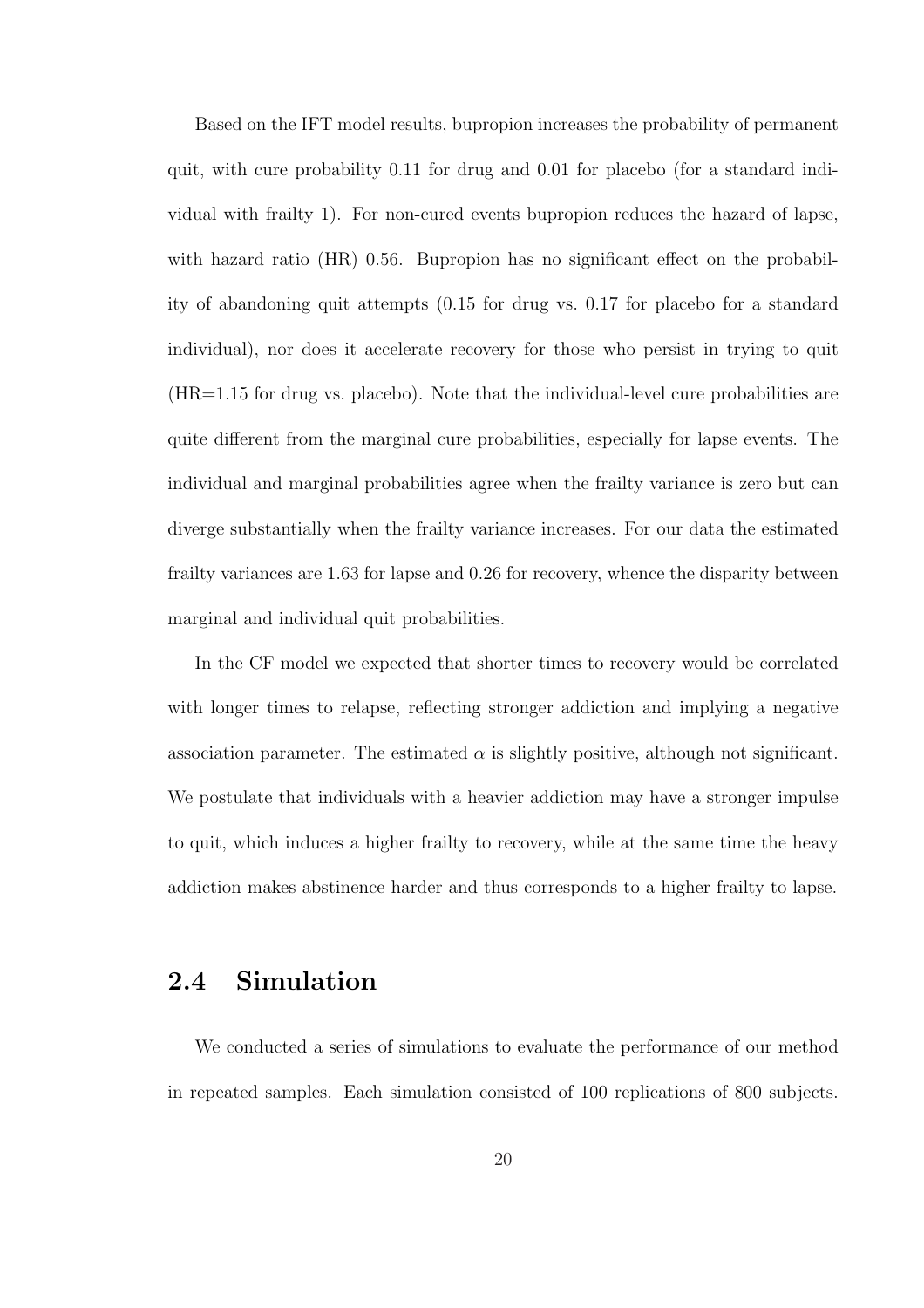Based on the IFT model results, bupropion increases the probability of permanent quit, with cure probability 0.11 for drug and 0.01 for placebo (for a standard individual with frailty 1). For non-cured events bupropion reduces the hazard of lapse, with hazard ratio (HR) 0.56. Bupropion has no significant effect on the probability of abandoning quit attempts (0.15 for drug vs. 0.17 for placebo for a standard individual), nor does it accelerate recovery for those who persist in trying to quit (HR=1.15 for drug vs. placebo). Note that the individual-level cure probabilities are quite different from the marginal cure probabilities, especially for lapse events. The individual and marginal probabilities agree when the frailty variance is zero but can diverge substantially when the frailty variance increases. For our data the estimated frailty variances are 1.63 for lapse and 0.26 for recovery, whence the disparity between marginal and individual quit probabilities.

In the CF model we expected that shorter times to recovery would be correlated with longer times to relapse, reflecting stronger addiction and implying a negative association parameter. The estimated $\alpha$ is slightly positive, although not significant. We postulate that individuals with a heavier addiction may have a stronger impulse to quit, which induces a higher frailty to recovery, while at the same time the heavy addiction makes abstinence harder and thus corresponds to a higher frailty to lapse.

## 2.4 Simulation

We conducted a series of simulations to evaluate the performance of our method in repeated samples. Each simulation consisted of 100 replications of 800 subjects.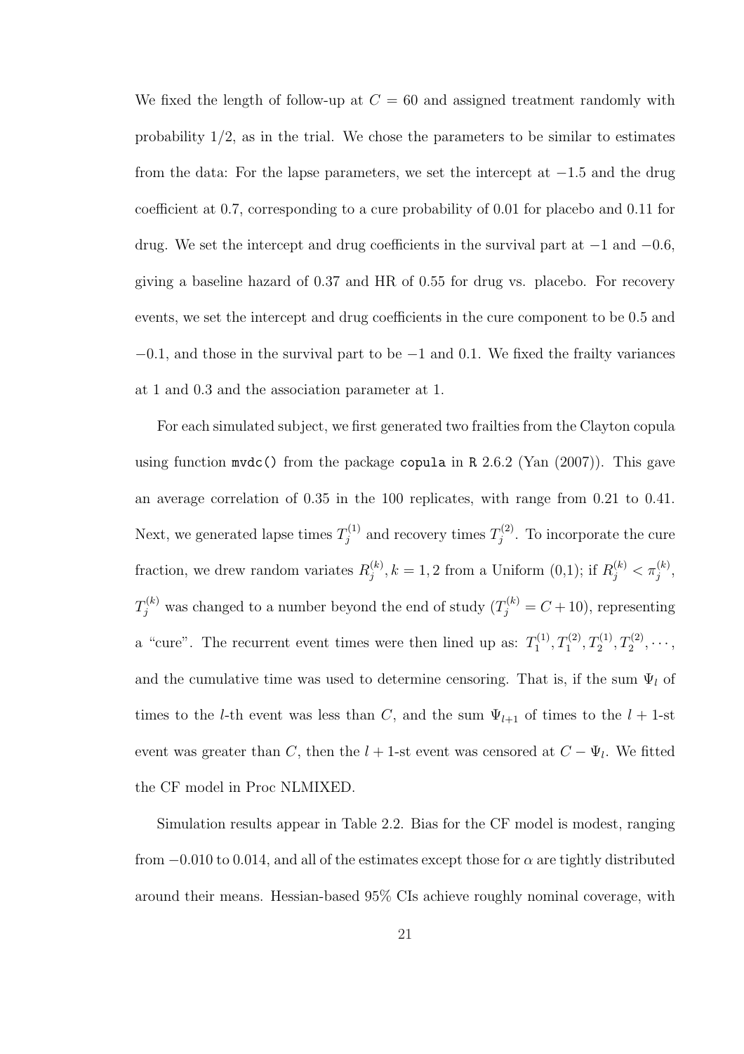We fixed the length of follow-up at $C = 60$ and assigned treatment randomly with probability 1/2, as in the trial. We chose the parameters to be similar to estimates from the data: For the lapse parameters, we set the intercept at $-1.5$ and the drug coefficient at 0.7, corresponding to a cure probability of 0.01 for placebo and 0.11 for drug. We set the intercept and drug coefficients in the survival part at $-1$ and $-0.6$, giving a baseline hazard of 0.37 and HR of 0.55 for drug vs. placebo. For recovery events, we set the intercept and drug coefficients in the cure component to be 0.5 and $-0.1$, and those in the survival part to be $-1$ and 0.1. We fixed the frailty variances at 1 and 0.3 and the association parameter at 1.

For each simulated subject, we first generated two frailties from the Clayton copula using function `mvdc()` from the package `copula` in `R` 2.6.2 (Yan (2007)). This gave an average correlation of 0.35 in the 100 replicates, with range from 0.21 to 0.41. Next, we generated lapse times $T_j^{(1)}$ and recovery times $T_j^{(2)}$. To incorporate the cure fraction, we drew random variates $R_j^{(k)}, k = 1, 2$ from a Uniform (0,1); if $R_j^{(k)} < \pi_j^{(k)}$, $T_j^{(k)}$ was changed to a number beyond the end of study ($T_j^{(k)} = C + 10$), representing a "cure". The recurrent event times were then lined up as: $T_1^{(1)}, T_1^{(2)}, T_2^{(1)}, T_2^{(2)}, \cdots$, and the cumulative time was used to determine censoring. That is, if the sum $\Psi_l$ of times to the $l$-th event was less than $C$, and the sum $\Psi_{l+1}$ of times to the $l+1$-st event was greater than $C$, then the $l+1$-st event was censored at $C - \Psi_l$. We fitted the CF model in Proc NLMIXED.

Simulation results appear in Table 2.2. Bias for the CF model is modest, ranging from $-0.010$ to 0.014, and all of the estimates except those for $\alpha$ are tightly distributed around their means. Hessian-based 95% CIs achieve roughly nominal coverage, with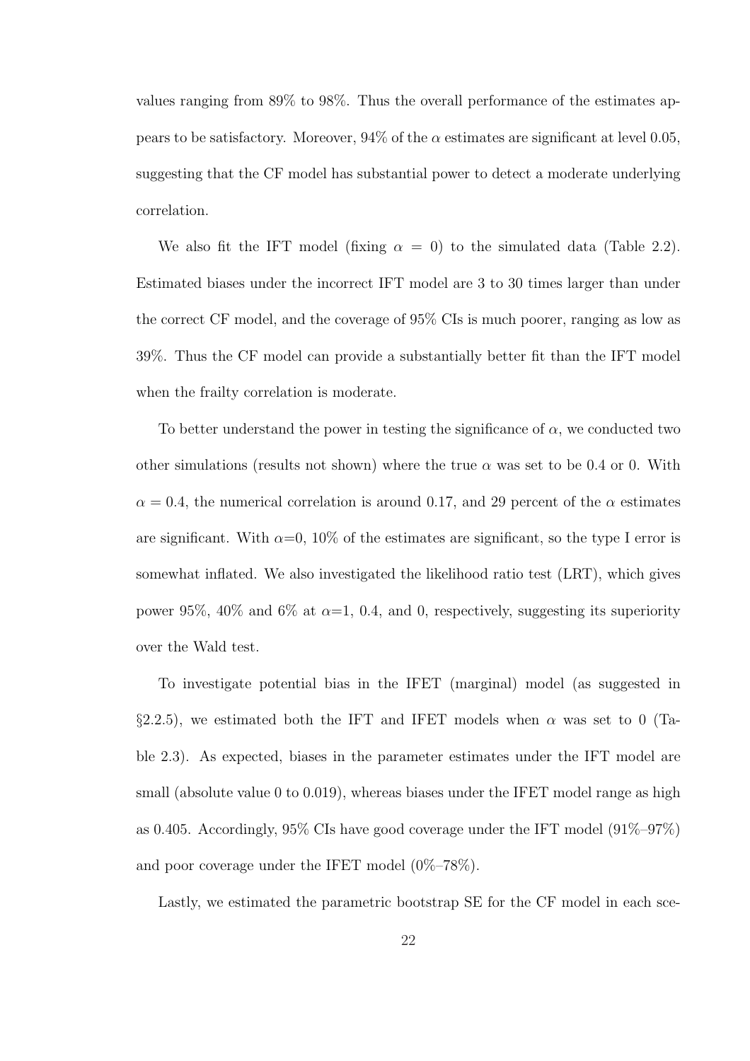values ranging from 89% to 98%. Thus the overall performance of the estimates appears to be satisfactory. Moreover, 94% of the $\alpha$ estimates are significant at level 0.05, suggesting that the CF model has substantial power to detect a moderate underlying correlation.

We also fit the IFT model (fixing $\alpha = 0$) to the simulated data (Table 2.2). Estimated biases under the incorrect IFT model are 3 to 30 times larger than under the correct CF model, and the coverage of 95% CIs is much poorer, ranging as low as 39%. Thus the CF model can provide a substantially better fit than the IFT model when the frailty correlation is moderate.

To better understand the power in testing the significance of $\alpha$, we conducted two other simulations (results not shown) where the true $\alpha$ was set to be 0.4 or 0. With $\alpha = 0.4$, the numerical correlation is around 0.17, and 29 percent of the $\alpha$ estimates are significant. With $\alpha$=0, 10% of the estimates are significant, so the type I error is somewhat inflated. We also investigated the likelihood ratio test (LRT), which gives power 95%, 40% and 6% at $\alpha$=1, 0.4, and 0, respectively, suggesting its superiority over the Wald test.

To investigate potential bias in the IFET (marginal) model (as suggested in §2.2.5), we estimated both the IFT and IFET models when $\alpha$ was set to 0 (Table 2.3). As expected, biases in the parameter estimates under the IFT model are small (absolute value 0 to 0.019), whereas biases under the IFET model range as high as 0.405. Accordingly, 95% CIs have good coverage under the IFT model (91%–97%) and poor coverage under the IFET model (0%–78%).

Lastly, we estimated the parametric bootstrap SE for the CF model in each sce-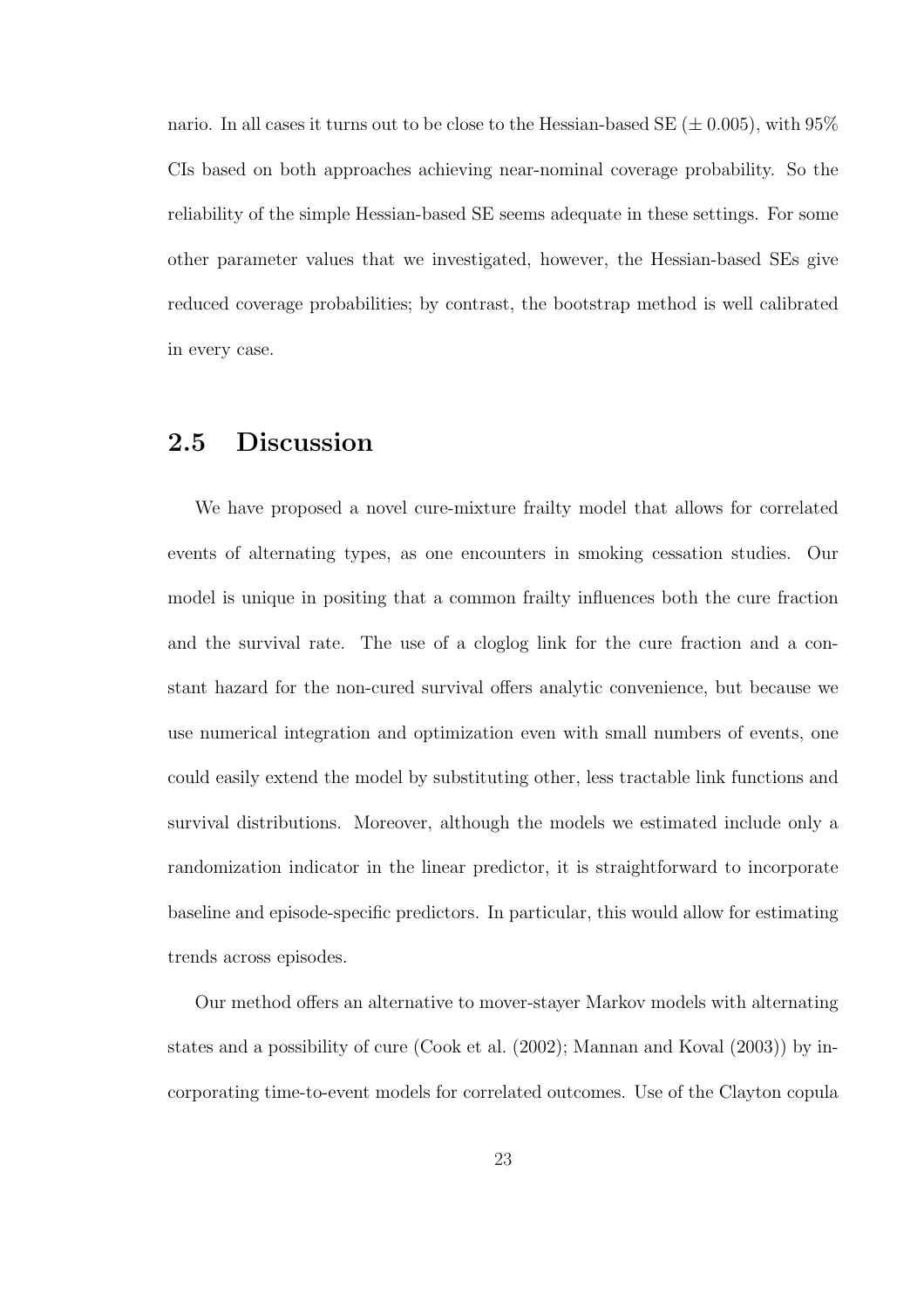nario. In all cases it turns out to be close to the Hessian-based SE ($\pm$ 0.005), with 95% CIs based on both approaches achieving near-nominal coverage probability. So the reliability of the simple Hessian-based SE seems adequate in these settings. For some other parameter values that we investigated, however, the Hessian-based SEs give reduced coverage probabilities; by contrast, the bootstrap method is well calibrated in every case.

## 2.5 Discussion

We have proposed a novel cure-mixture frailty model that allows for correlated events of alternating types, as one encounters in smoking cessation studies. Our model is unique in positing that a common frailty influences both the cure fraction and the survival rate. The use of a cloglog link for the cure fraction and a constant hazard for the non-cured survival offers analytic convenience, but because we use numerical integration and optimization even with small numbers of events, one could easily extend the model by substituting other, less tractable link functions and survival distributions. Moreover, although the models we estimated include only a randomization indicator in the linear predictor, it is straightforward to incorporate baseline and episode-specific predictors. In particular, this would allow for estimating trends across episodes.

Our method offers an alternative to mover-stayer Markov models with alternating states and a possibility of cure (Cook et al. (2002); Mannan and Koval (2003)) by incorporating time-to-event models for correlated outcomes. Use of the Clayton copula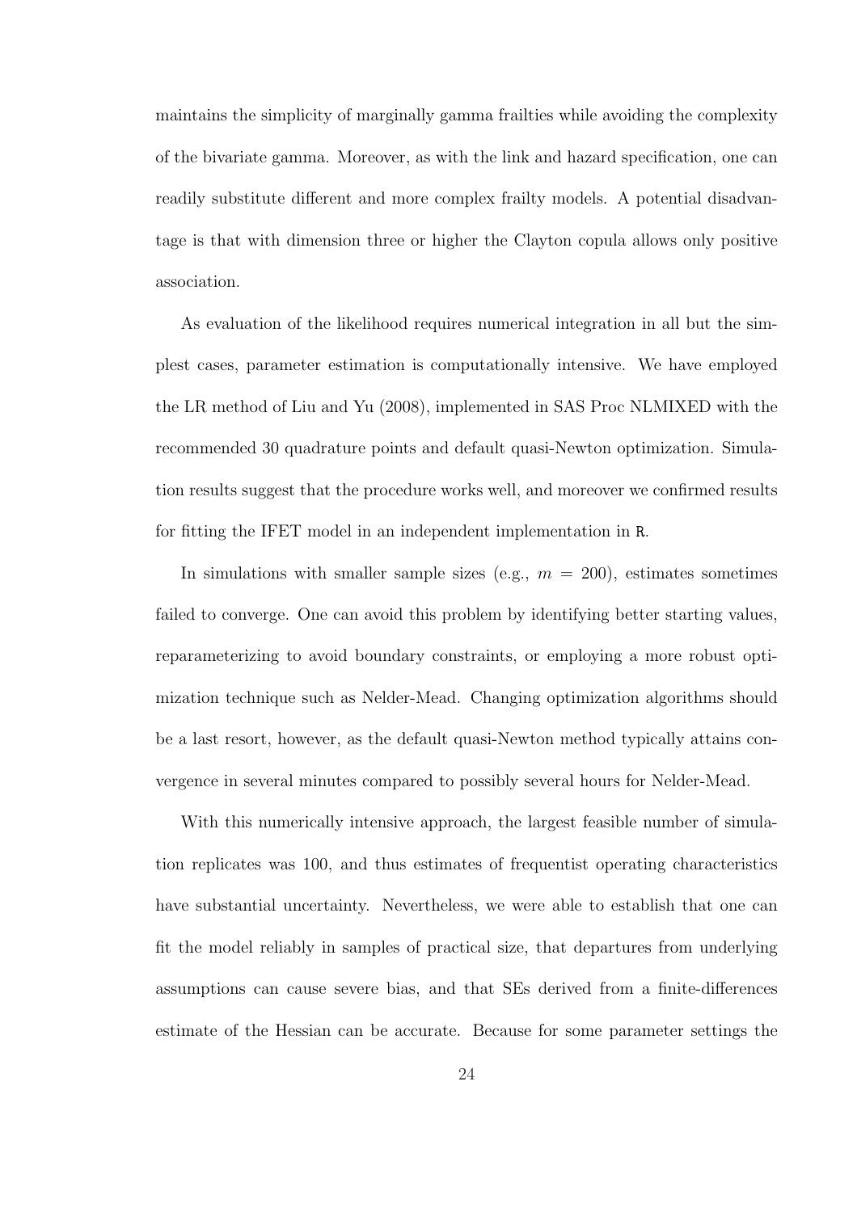maintains the simplicity of marginally gamma frailties while avoiding the complexity of the bivariate gamma. Moreover, as with the link and hazard specification, one can readily substitute different and more complex frailty models. A potential disadvantage is that with dimension three or higher the Clayton copula allows only positive association.

As evaluation of the likelihood requires numerical integration in all but the simplest cases, parameter estimation is computationally intensive. We have employed the LR method of Liu and Yu (2008), implemented in SAS Proc NLMIXED with the recommended 30 quadrature points and default quasi-Newton optimization. Simulation results suggest that the procedure works well, and moreover we confirmed results for fitting the IFET model in an independent implementation in `R`.

In simulations with smaller sample sizes (e.g., $m = 200$), estimates sometimes failed to converge. One can avoid this problem by identifying better starting values, reparameterizing to avoid boundary constraints, or employing a more robust optimization technique such as Nelder-Mead. Changing optimization algorithms should be a last resort, however, as the default quasi-Newton method typically attains convergence in several minutes compared to possibly several hours for Nelder-Mead.

With this numerically intensive approach, the largest feasible number of simulation replicates was 100, and thus estimates of frequentist operating characteristics have substantial uncertainty. Nevertheless, we were able to establish that one can fit the model reliably in samples of practical size, that departures from underlying assumptions can cause severe bias, and that SEs derived from a finite-differences estimate of the Hessian can be accurate. Because for some parameter settings the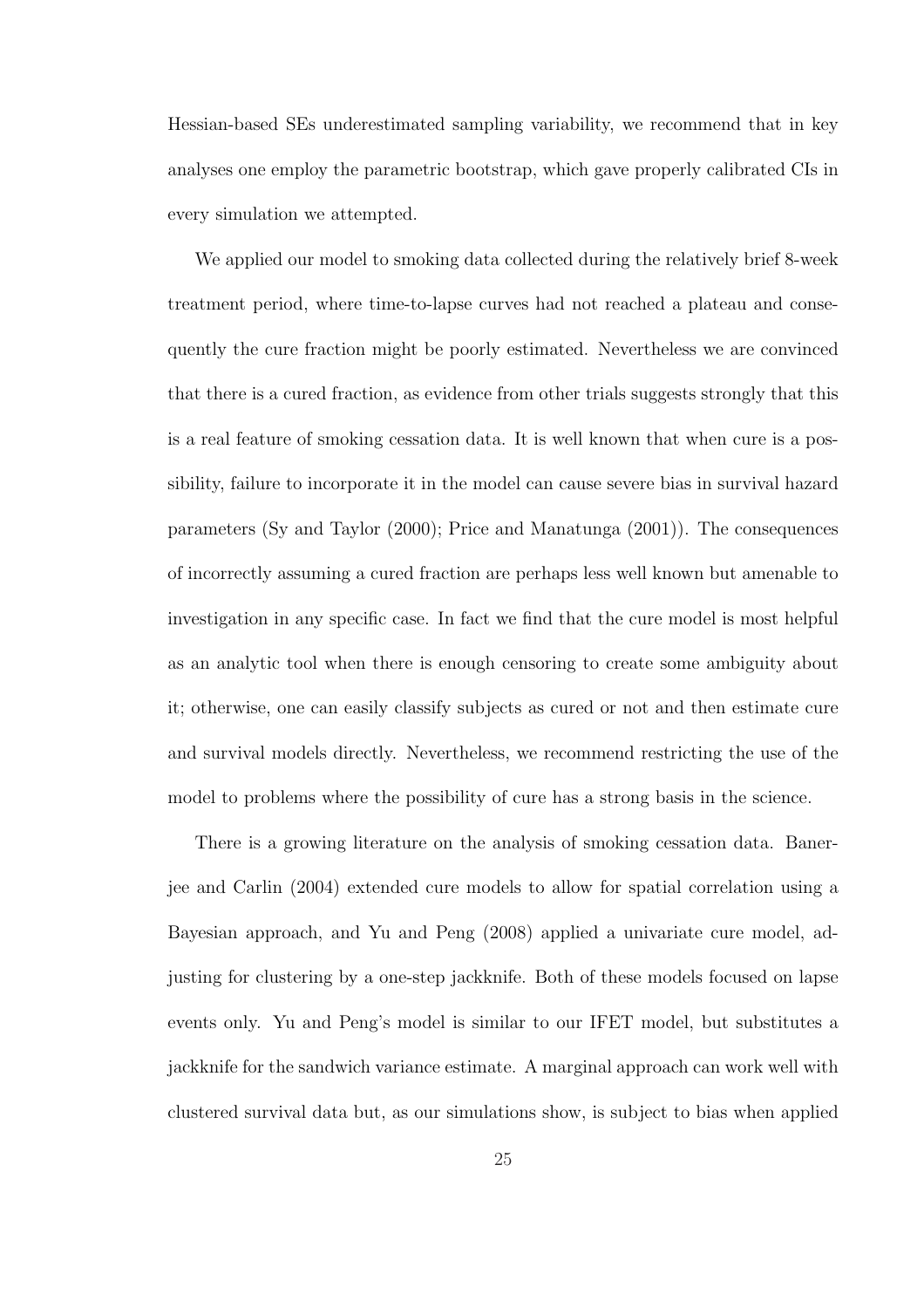Hessian-based SEs underestimated sampling variability, we recommend that in key analyses one employ the parametric bootstrap, which gave properly calibrated CIs in every simulation we attempted.

We applied our model to smoking data collected during the relatively brief 8-week treatment period, where time-to-lapse curves had not reached a plateau and consequently the cure fraction might be poorly estimated. Nevertheless we are convinced that there is a cured fraction, as evidence from other trials suggests strongly that this is a real feature of smoking cessation data. It is well known that when cure is a possibility, failure to incorporate it in the model can cause severe bias in survival hazard parameters (Sy and Taylor (2000); Price and Manatunga (2001)). The consequences of incorrectly assuming a cured fraction are perhaps less well known but amenable to investigation in any specific case. In fact we find that the cure model is most helpful as an analytic tool when there is enough censoring to create some ambiguity about it; otherwise, one can easily classify subjects as cured or not and then estimate cure and survival models directly. Nevertheless, we recommend restricting the use of the model to problems where the possibility of cure has a strong basis in the science.

There is a growing literature on the analysis of smoking cessation data. Banerjee and Carlin (2004) extended cure models to allow for spatial correlation using a Bayesian approach, and Yu and Peng (2008) applied a univariate cure model, adjusting for clustering by a one-step jackknife. Both of these models focused on lapse events only. Yu and Peng's model is similar to our IFET model, but substitutes a jackknife for the sandwich variance estimate. A marginal approach can work well with clustered survival data but, as our simulations show, is subject to bias when applied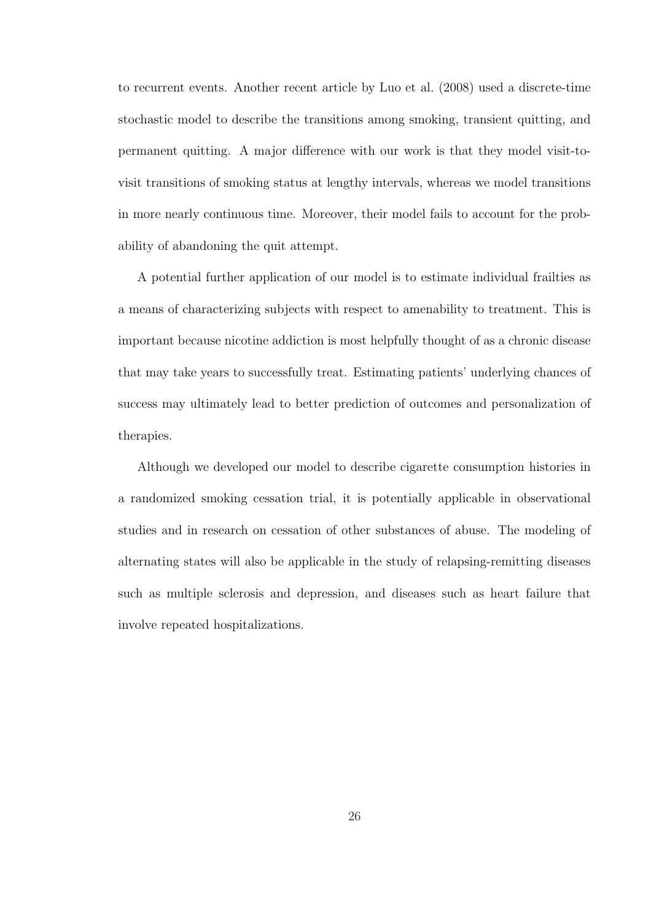to recurrent events. Another recent article by Luo et al. (2008) used a discrete-time stochastic model to describe the transitions among smoking, transient quitting, and permanent quitting. A major difference with our work is that they model visit-to-visit transitions of smoking status at lengthy intervals, whereas we model transitions in more nearly continuous time. Moreover, their model fails to account for the probability of abandoning the quit attempt.

A potential further application of our model is to estimate individual frailties as a means of characterizing subjects with respect to amenability to treatment. This is important because nicotine addiction is most helpfully thought of as a chronic disease that may take years to successfully treat. Estimating patients' underlying chances of success may ultimately lead to better prediction of outcomes and personalization of therapies.

Although we developed our model to describe cigarette consumption histories in a randomized smoking cessation trial, it is potentially applicable in observational studies and in research on cessation of other substances of abuse. The modeling of alternating states will also be applicable in the study of relapsing-remitting diseases such as multiple sclerosis and depression, and diseases such as heart failure that involve repeated hospitalizations.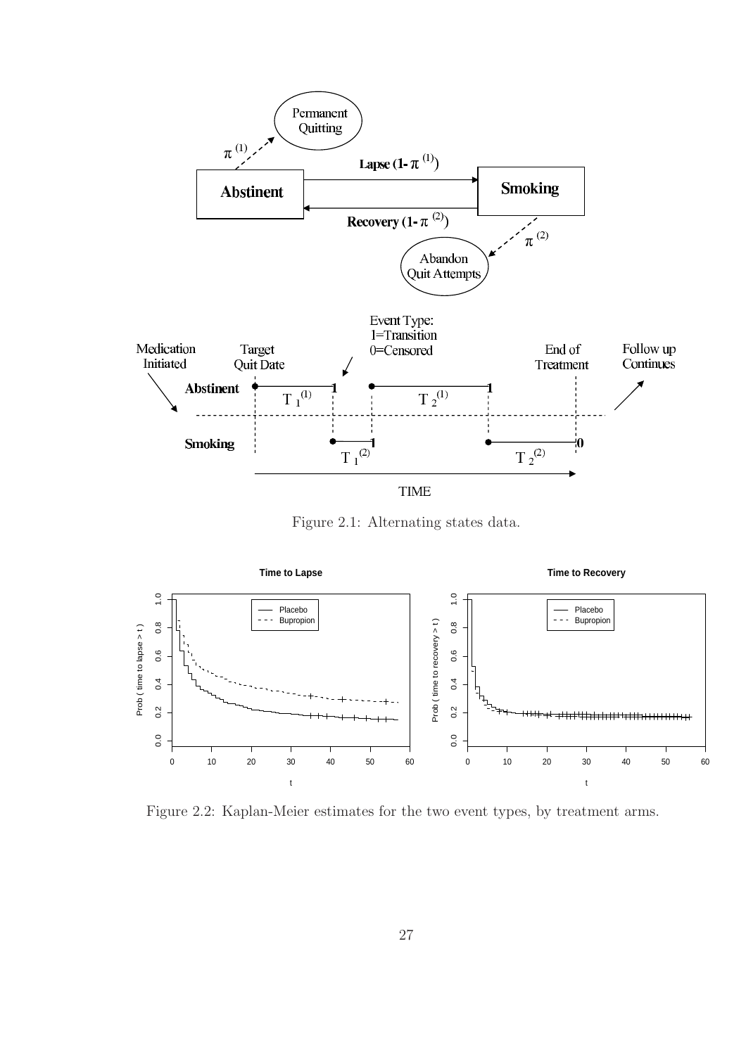Figure 2.1: Alternating states data.

Figure 2.2: Kaplan-Meier estimates for the two event types, by treatment arms.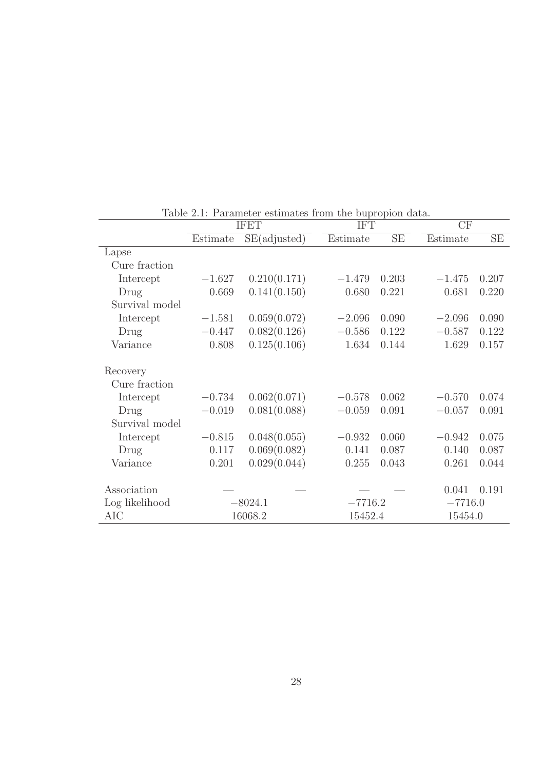Table 2.1: Parameter estimates from the bupropion data.

| | IFET | | IFT | | CF | |
|---|---|---|---|---|---|---|
| | Estimate | SE(adjusted) | Estimate | SE | Estimate | SE |
| Lapse | | | | | | |
| Cure fraction | | | | | | |
| Intercept | $-1.627$ | 0.210(0.171) | $-1.479$ | 0.203 | $-1.475$ | 0.207 |
| Drug | 0.669 | 0.141(0.150) | 0.680 | 0.221 | 0.681 | 0.220 |
| Survival model | | | | | | |
| Intercept | $-1.581$ | 0.059(0.072) | $-2.096$ | 0.090 | $-2.096$ | 0.090 |
| Drug | $-0.447$ | 0.082(0.126) | $-0.586$ | 0.122 | $-0.587$ | 0.122 |
| Variance | 0.808 | 0.125(0.106) | 1.634 | 0.144 | 1.629 | 0.157 |
| Recovery | | | | | | |
| Cure fraction | | | | | | |
| Intercept | $-0.734$ | 0.062(0.071) | $-0.578$ | 0.062 | $-0.570$ | 0.074 |
| Drug | $-0.019$ | 0.081(0.088) | $-0.059$ | 0.091 | $-0.057$ | 0.091 |
| Survival model | | | | | | |
| Intercept | $-0.815$ | 0.048(0.055) | $-0.932$ | 0.060 | $-0.942$ | 0.075 |
| Drug | 0.117 | 0.069(0.082) | 0.141 | 0.087 | 0.140 | 0.087 |
| Variance | 0.201 | 0.029(0.044) | 0.255 | 0.043 | 0.261 | 0.044 |
| Association | — | — | — | — | 0.041 | 0.191 |
| Log likelihood | $-8024.1$ | | $-7716.2$ | | $-7716.0$ | |
| AIC | 16068.2 | | 15452.4 | | 15454.0 | |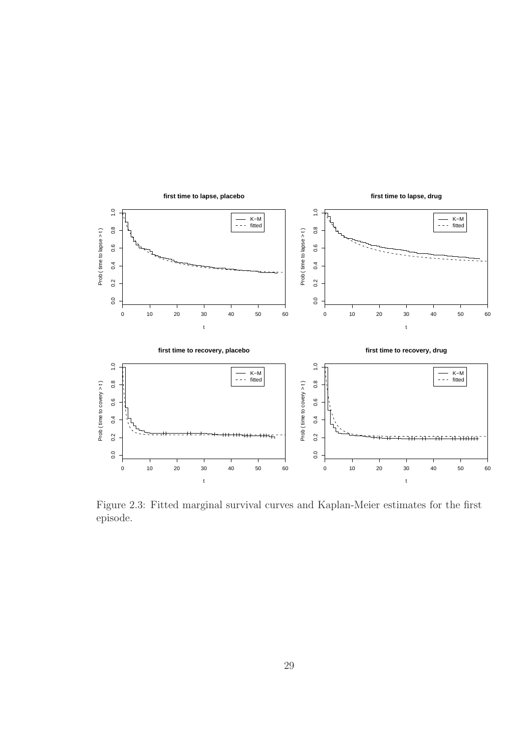Figure 2.3: Fitted marginal survival curves and Kaplan-Meier estimates for the first episode.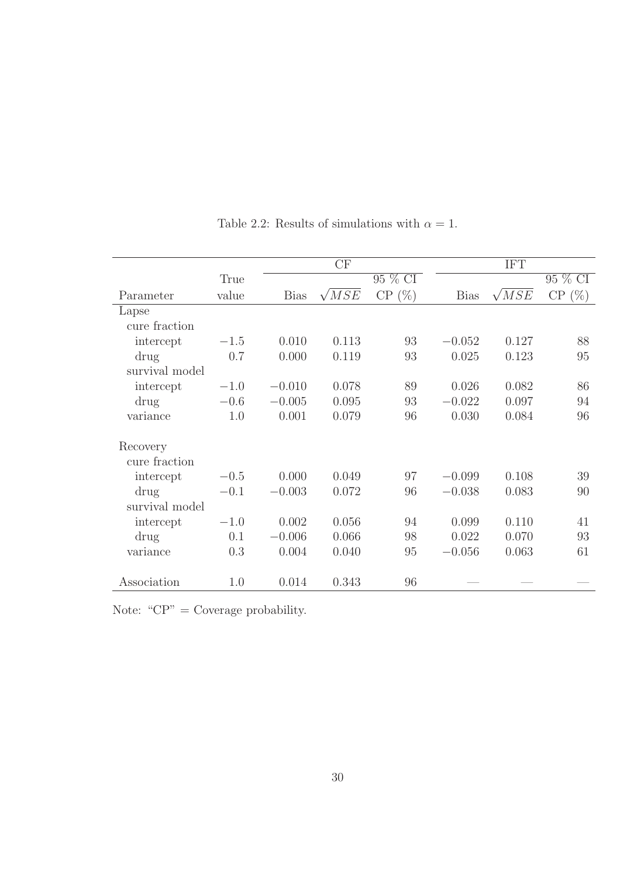Table 2.2: Results of simulations with $\alpha = 1$.

| | | CF | | | IFT | | |
|---|---|---|---|---|---|---|---|
| | True | | | 95 % CI | | | 95 % CI |
| Parameter | value | Bias | $\sqrt{MSE}$ | CP (%) | Bias | $\sqrt{MSE}$ | CP (%) |
| Lapse | | | | | | | |
| cure fraction | | | | | | | |
| intercept | $-1.5$ | 0.010 | 0.113 | 93 | $-0.052$ | 0.127 | 88 |
| drug | 0.7 | 0.000 | 0.119 | 93 | 0.025 | 0.123 | 95 |
| survival model | | | | | | | |
| intercept | $-1.0$ | $-0.010$ | 0.078 | 89 | 0.026 | 0.082 | 86 |
| drug | $-0.6$ | $-0.005$ | 0.095 | 93 | $-0.022$ | 0.097 | 94 |
| variance | 1.0 | 0.001 | 0.079 | 96 | 0.030 | 0.084 | 96 |
| Recovery | | | | | | | |
| cure fraction | | | | | | | |
| intercept | $-0.5$ | 0.000 | 0.049 | 97 | $-0.099$ | 0.108 | 39 |
| drug | $-0.1$ | $-0.003$ | 0.072 | 96 | $-0.038$ | 0.083 | 90 |
| survival model | | | | | | | |
| intercept | $-1.0$ | 0.002 | 0.056 | 94 | 0.099 | 0.110 | 41 |
| drug | 0.1 | $-0.006$ | 0.066 | 98 | 0.022 | 0.070 | 93 |
| variance | 0.3 | 0.004 | 0.040 | 95 | $-0.056$ | 0.063 | 61 |
| Association | 1.0 | 0.014 | 0.343 | 96 | — | — | — |

Note: "CP" = Coverage probability.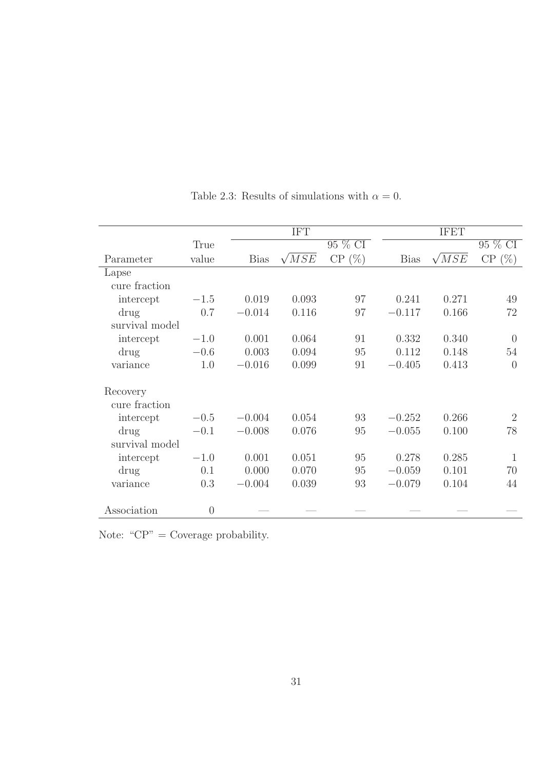Table 2.3: Results of simulations with $\alpha = 0$.

| | | IFT | | | IFET | | |
|---|---|---|---|---|---|---|---|
| | True | | | 95 % CI | | | 95 % CI |
| Parameter | value | Bias | $\sqrt{MSE}$ | CP (%) | Bias | $\sqrt{MSE}$ | CP (%) |
| Lapse | | | | | | | |
| cure fraction | | | | | | | |
| intercept | $-1.5$ | 0.019 | 0.093 | 97 | 0.241 | 0.271 | 49 |
| drug | 0.7 | $-0.014$ | 0.116 | 97 | $-0.117$ | 0.166 | 72 |
| survival model | | | | | | | |
| intercept | $-1.0$ | 0.001 | 0.064 | 91 | 0.332 | 0.340 | 0 |
| drug | $-0.6$ | 0.003 | 0.094 | 95 | 0.112 | 0.148 | 54 |
| variance | 1.0 | $-0.016$ | 0.099 | 91 | $-0.405$ | 0.413 | 0 |
| Recovery | | | | | | | |
| cure fraction | | | | | | | |
| intercept | $-0.5$ | $-0.004$ | 0.054 | 93 | $-0.252$ | 0.266 | 2 |
| drug | $-0.1$ | $-0.008$ | 0.076 | 95 | $-0.055$ | 0.100 | 78 |
| survival model | | | | | | | |
| intercept | $-1.0$ | 0.001 | 0.051 | 95 | 0.278 | 0.285 | 1 |
| drug | 0.1 | 0.000 | 0.070 | 95 | $-0.059$ | 0.101 | 70 |
| variance | 0.3 | $-0.004$ | 0.039 | 93 | $-0.079$ | 0.104 | 44 |
| Association | 0 | — | — | — | — | — | — |

Note: "CP" = Coverage probability.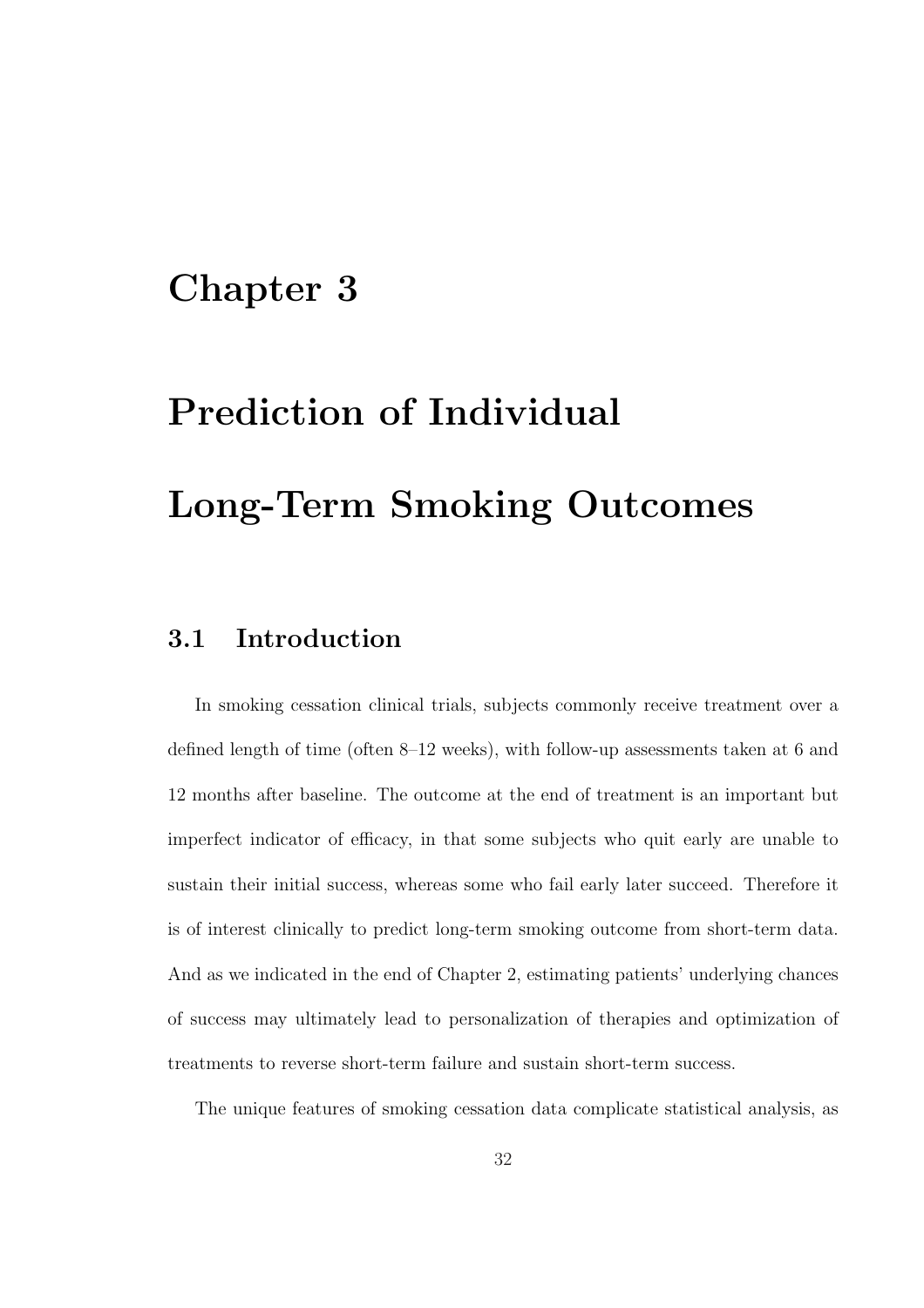# Chapter 3

# Prediction of Individual Long-Term Smoking Outcomes

## 3.1 Introduction

In smoking cessation clinical trials, subjects commonly receive treatment over a defined length of time (often 8–12 weeks), with follow-up assessments taken at 6 and 12 months after baseline. The outcome at the end of treatment is an important but imperfect indicator of efficacy, in that some subjects who quit early are unable to sustain their initial success, whereas some who fail early later succeed. Therefore it is of interest clinically to predict long-term smoking outcome from short-term data. And as we indicated in the end of Chapter 2, estimating patients' underlying chances of success may ultimately lead to personalization of therapies and optimization of treatments to reverse short-term failure and sustain short-term success.

The unique features of smoking cessation data complicate statistical analysis, as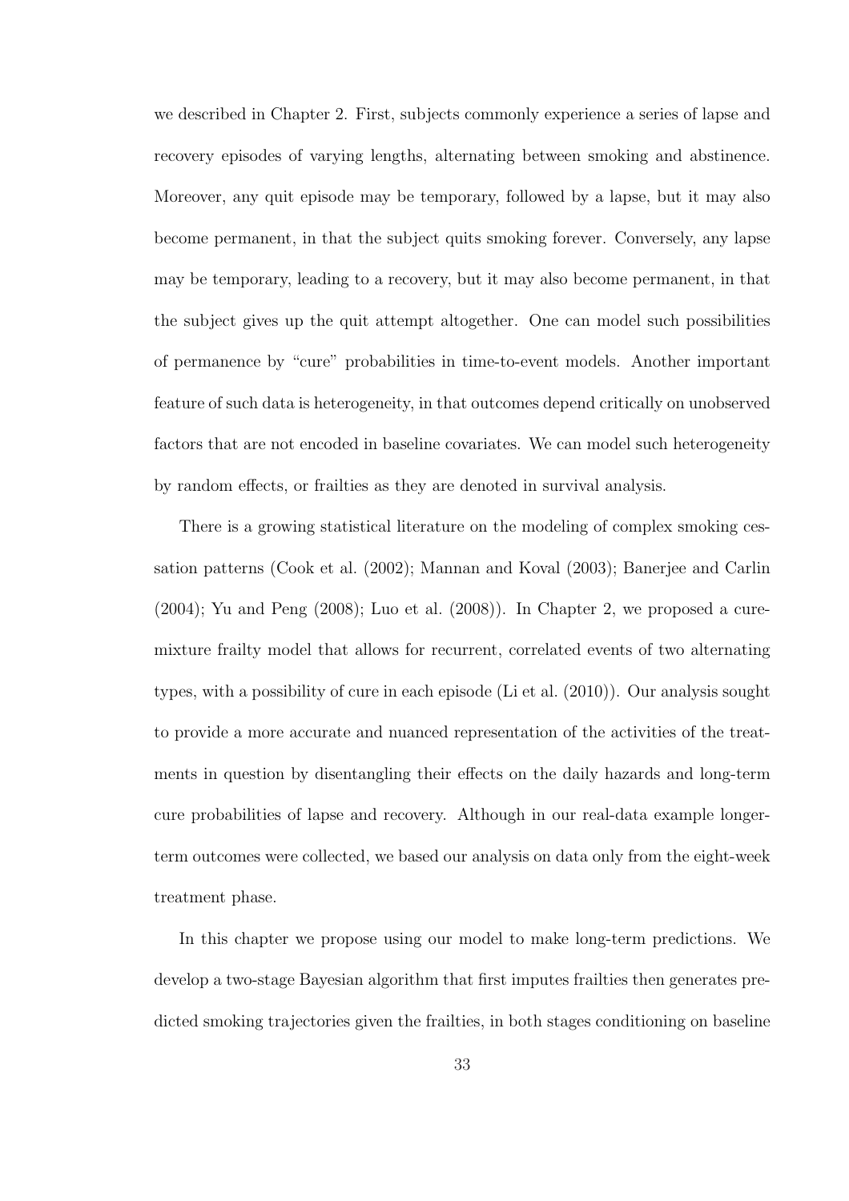we described in Chapter 2. First, subjects commonly experience a series of lapse and recovery episodes of varying lengths, alternating between smoking and abstinence. Moreover, any quit episode may be temporary, followed by a lapse, but it may also become permanent, in that the subject quits smoking forever. Conversely, any lapse may be temporary, leading to a recovery, but it may also become permanent, in that the subject gives up the quit attempt altogether. One can model such possibilities of permanence by "cure" probabilities in time-to-event models. Another important feature of such data is heterogeneity, in that outcomes depend critically on unobserved factors that are not encoded in baseline covariates. We can model such heterogeneity by random effects, or frailties as they are denoted in survival analysis.

There is a growing statistical literature on the modeling of complex smoking cessation patterns (Cook et al. (2002); Mannan and Koval (2003); Banerjee and Carlin (2004); Yu and Peng (2008); Luo et al. (2008)). In Chapter 2, we proposed a cure-mixture frailty model that allows for recurrent, correlated events of two alternating types, with a possibility of cure in each episode (Li et al. (2010)). Our analysis sought to provide a more accurate and nuanced representation of the activities of the treatments in question by disentangling their effects on the daily hazards and long-term cure probabilities of lapse and recovery. Although in our real-data example longer-term outcomes were collected, we based our analysis on data only from the eight-week treatment phase.

In this chapter we propose using our model to make long-term predictions. We develop a two-stage Bayesian algorithm that first imputes frailties then generates predicted smoking trajectories given the frailties, in both stages conditioning on baseline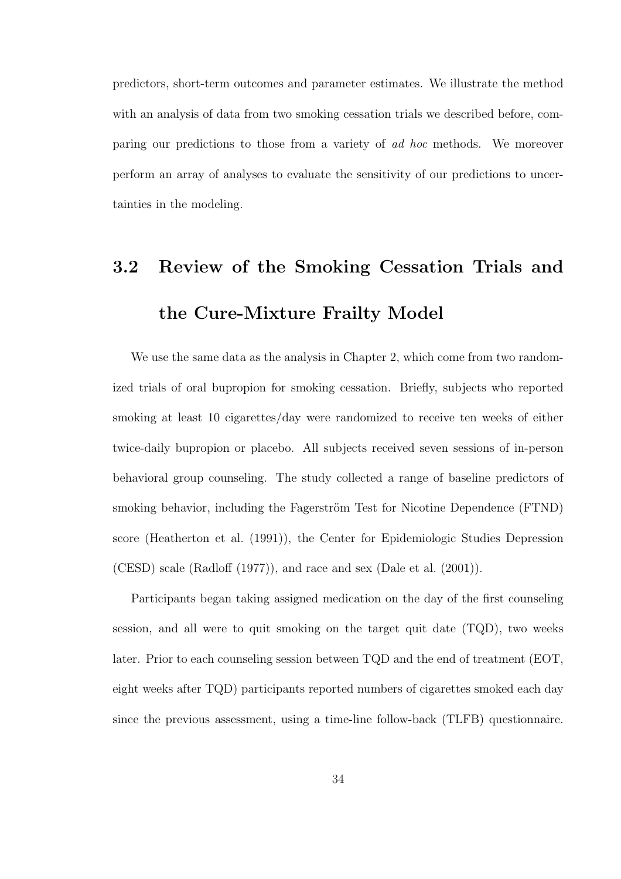predictors, short-term outcomes and parameter estimates. We illustrate the method with an analysis of data from two smoking cessation trials we described before, comparing our predictions to those from a variety of *ad hoc* methods. We moreover perform an array of analyses to evaluate the sensitivity of our predictions to uncertainties in the modeling.

## 3.2 Review of the Smoking Cessation Trials and the Cure-Mixture Frailty Model

We use the same data as the analysis in Chapter 2, which come from two randomized trials of oral bupropion for smoking cessation. Briefly, subjects who reported smoking at least 10 cigarettes/day were randomized to receive ten weeks of either twice-daily bupropion or placebo. All subjects received seven sessions of in-person behavioral group counseling. The study collected a range of baseline predictors of smoking behavior, including the Fagerström Test for Nicotine Dependence (FTND) score (Heatherton et al. (1991)), the Center for Epidemiologic Studies Depression (CESD) scale (Radloff (1977)), and race and sex (Dale et al. (2001)).

Participants began taking assigned medication on the day of the first counseling session, and all were to quit smoking on the target quit date (TQD), two weeks later. Prior to each counseling session between TQD and the end of treatment (EOT, eight weeks after TQD) participants reported numbers of cigarettes smoked each day since the previous assessment, using a time-line follow-back (TLFB) questionnaire.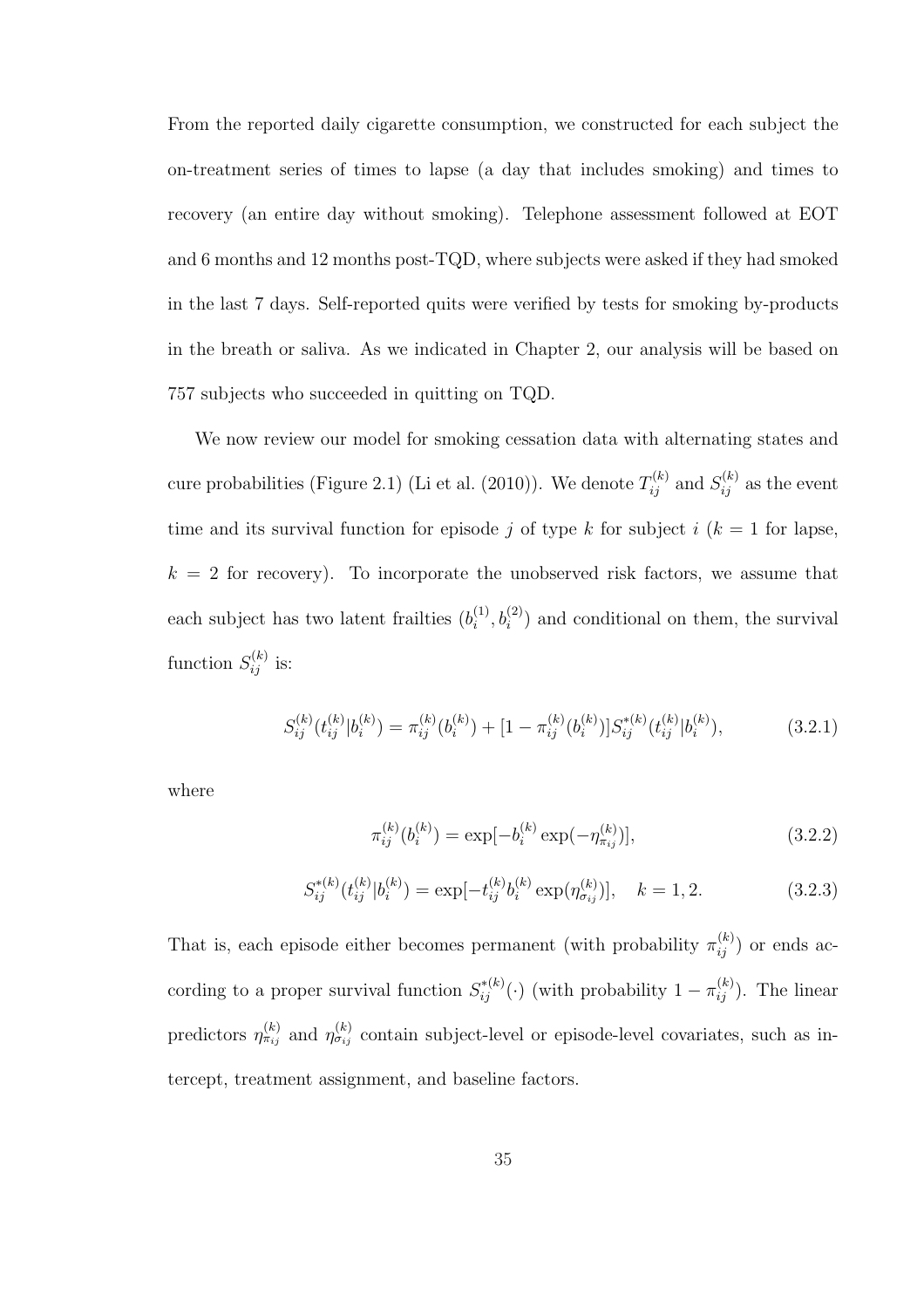From the reported daily cigarette consumption, we constructed for each subject the on-treatment series of times to lapse (a day that includes smoking) and times to recovery (an entire day without smoking). Telephone assessment followed at EOT and 6 months and 12 months post-TQD, where subjects were asked if they had smoked in the last 7 days. Self-reported quits were verified by tests for smoking by-products in the breath or saliva. As we indicated in Chapter 2, our analysis will be based on 757 subjects who succeeded in quitting on TQD.

We now review our model for smoking cessation data with alternating states and cure probabilities (Figure 2.1) (Li et al. (2010)). We denote $T_{ij}^{(k)}$ and $S_{ij}^{(k)}$ as the event time and its survival function for episode $j$ of type $k$ for subject $i$ ($k = 1$ for lapse, $k = 2$ for recovery). To incorporate the unobserved risk factors, we assume that each subject has two latent frailties $(b_i^{(1)}, b_i^{(2)})$ and conditional on them, the survival function $S_{ij}^{(k)}$ is:

$$S_{ij}^{(k)}(t_{ij}^{(k)}|b_i^{(k)}) = \pi_{ij}^{(k)}(b_i^{(k)}) + [1 - \pi_{ij}^{(k)}(b_i^{(k)})]S_{ij}^{*(k)}(t_{ij}^{(k)}|b_i^{(k)}), \tag{3.2.1}$$

where

$$\pi_{ij}^{(k)}(b_i^{(k)}) = \exp[-b_i^{(k)} \exp(-\eta_{\pi_{ij}}^{(k)})], \tag{3.2.2}$$

$$S_{ij}^{*(k)}(t_{ij}^{(k)}|b_i^{(k)}) = \exp[-t_{ij}^{(k)} b_i^{(k)} \exp(\eta_{\sigma_{ij}}^{(k)})], \quad k = 1, 2. \tag{3.2.3}$$

That is, each episode either becomes permanent (with probability $\pi_{ij}^{(k)}$) or ends according to a proper survival function $S_{ij}^{*(k)}(\cdot)$ (with probability $1 - \pi_{ij}^{(k)}$). The linear predictors $\eta_{\pi_{ij}}^{(k)}$ and $\eta_{\sigma_{ij}}^{(k)}$ contain subject-level or episode-level covariates, such as intercept, treatment assignment, and baseline factors.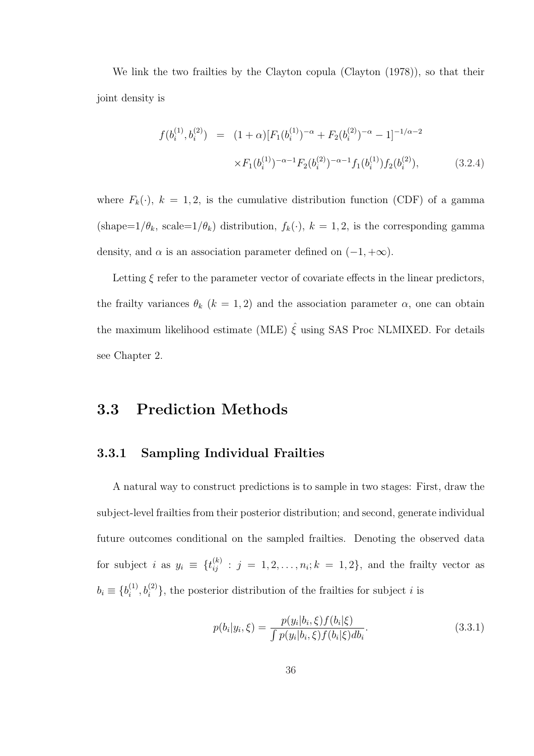We link the two frailties by the Clayton copula (Clayton (1978)), so that their joint density is

$$
\begin{aligned}
f(b_i^{(1)}, b_i^{(2)}) &= (1+\alpha)[F_1(b_i^{(1)})^{-\alpha} + F_2(b_i^{(2)})^{-\alpha} - 1]^{-1/\alpha - 2} \\
&\quad \times F_1(b_i^{(1)})^{-\alpha-1} F_2(b_i^{(2)})^{-\alpha-1} f_1(b_i^{(1)}) f_2(b_i^{(2)}), \qquad (3.2.4)
\end{aligned}
$$

where $F_k(\cdot)$, $k = 1, 2$, is the cumulative distribution function (CDF) of a gamma (shape=$1/\theta_k$, scale=$1/\theta_k$) distribution, $f_k(\cdot)$, $k = 1, 2$, is the corresponding gamma density, and $\alpha$ is an association parameter defined on $(-1, +\infty)$.

Letting $\xi$ refer to the parameter vector of covariate effects in the linear predictors, the frailty variances $\theta_k$ $(k = 1, 2)$ and the association parameter $\alpha$, one can obtain the maximum likelihood estimate (MLE) $\hat{\xi}$ using SAS Proc NLMIXED. For details see Chapter 2.

## 3.3 Prediction Methods

### 3.3.1 Sampling Individual Frailties

A natural way to construct predictions is to sample in two stages: First, draw the subject-level frailties from their posterior distribution; and second, generate individual future outcomes conditional on the sampled frailties. Denoting the observed data for subject $i$ as $y_i \equiv \{t_{ij}^{(k)} : j = 1, 2, \ldots, n_i; k = 1, 2\}$, and the frailty vector as $b_i \equiv \{b_i^{(1)}, b_i^{(2)}\}$, the posterior distribution of the frailties for subject $i$ is

$$
p(b_i|y_i, \xi) = \frac{p(y_i|b_i, \xi) f(b_i|\xi)}{\int p(y_i|b_i, \xi) f(b_i|\xi) db_i}. \qquad (3.3.1)
$$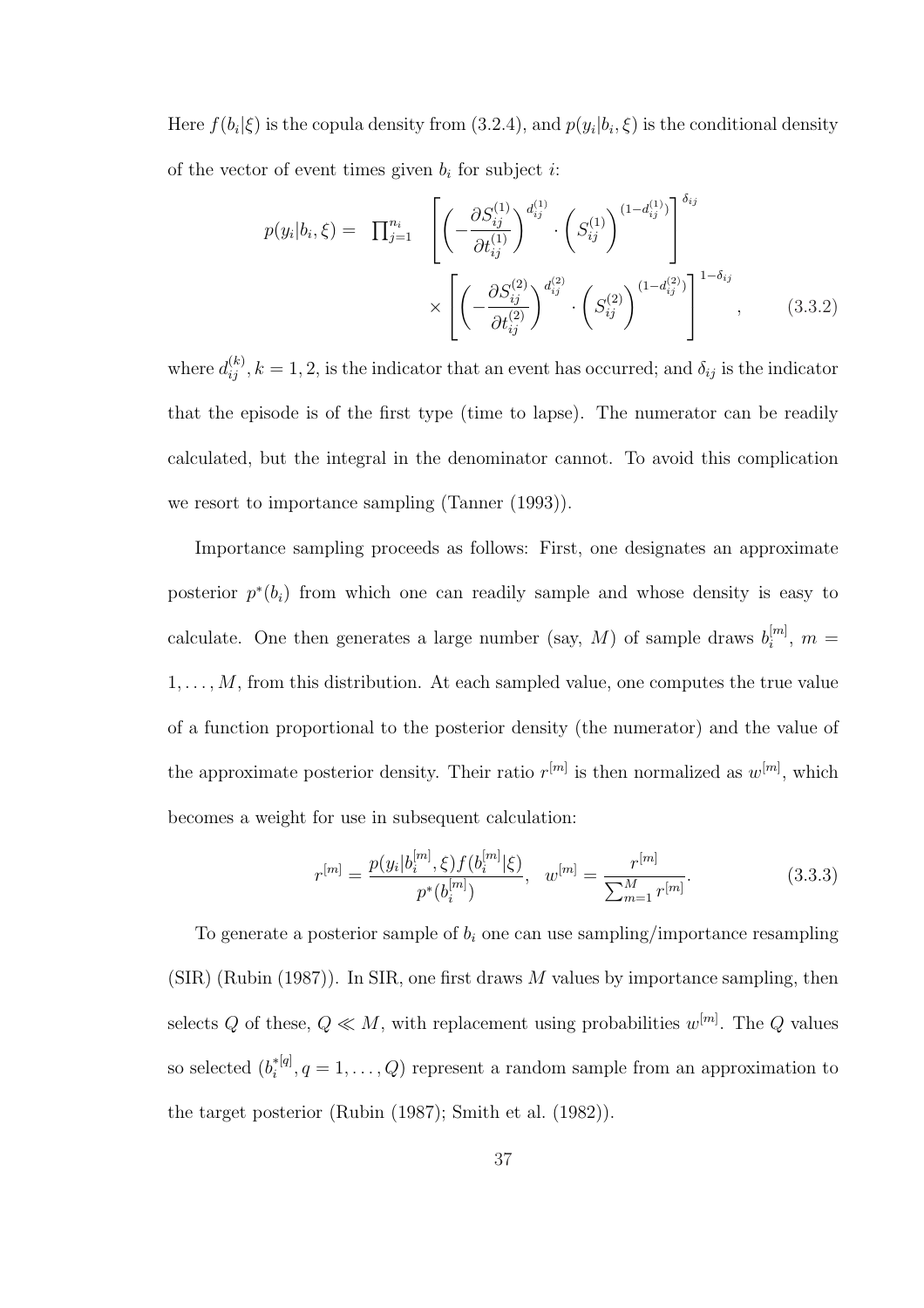Here $f(b_i|\xi)$ is the copula density from (3.2.4), and $p(y_i|b_i, \xi)$ is the conditional density of the vector of event times given $b_i$ for subject $i$:

$$p(y_i|b_i, \xi) = \prod_{j=1}^{n_i} \left[ \left( -\frac{\partial S_{ij}^{(1)}}{\partial t_{ij}^{(1)}} \right)^{d_{ij}^{(1)}} \cdot \left( S_{ij}^{(1)} \right)^{(1-d_{ij}^{(1)})} \right]^{\delta_{ij}} \times \left[ \left( -\frac{\partial S_{ij}^{(2)}}{\partial t_{ij}^{(2)}} \right)^{d_{ij}^{(2)}} \cdot \left( S_{ij}^{(2)} \right)^{(1-d_{ij}^{(2)})} \right]^{1-\delta_{ij}}, \qquad (3.3.2)$$

where $d_{ij}^{(k)}, k = 1, 2$, is the indicator that an event has occurred; and $\delta_{ij}$ is the indicator that the episode is of the first type (time to lapse). The numerator can be readily calculated, but the integral in the denominator cannot. To avoid this complication we resort to importance sampling (Tanner (1993)).

Importance sampling proceeds as follows: First, one designates an approximate posterior $p^*(b_i)$ from which one can readily sample and whose density is easy to calculate. One then generates a large number (say, $M$) of sample draws $b_i^{[m]}$, $m = 1, \ldots, M$, from this distribution. At each sampled value, one computes the true value of a function proportional to the posterior density (the numerator) and the value of the approximate posterior density. Their ratio $r^{[m]}$ is then normalized as $w^{[m]}$, which becomes a weight for use in subsequent calculation:

$$r^{[m]} = \frac{p(y_i|b_i^{[m]}, \xi) f(b_i^{[m]}|\xi)}{p^*(b_i^{[m]})}, \quad w^{[m]} = \frac{r^{[m]}}{\sum_{m=1}^{M} r^{[m]}}. \qquad (3.3.3)$$

To generate a posterior sample of $b_i$ one can use sampling/importance resampling (SIR) (Rubin (1987)). In SIR, one first draws $M$ values by importance sampling, then selects $Q$ of these, $Q \ll M$, with replacement using probabilities $w^{[m]}$. The $Q$ values so selected ($b_i^{*[q]}, q = 1, \ldots, Q$) represent a random sample from an approximation to the target posterior (Rubin (1987); Smith et al. (1982)).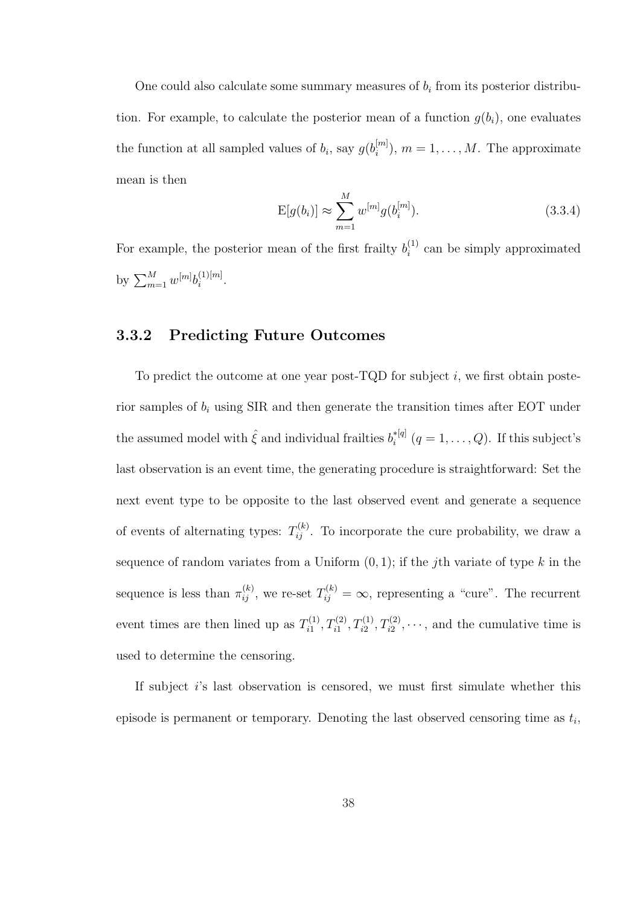One could also calculate some summary measures of $b_i$ from its posterior distribution. For example, to calculate the posterior mean of a function $g(b_i)$, one evaluates the function at all sampled values of $b_i$, say $g(b_i^{[m]})$, $m = 1, \ldots, M$. The approximate mean is then

$$\mathrm{E}[g(b_i)] \approx \sum_{m=1}^{M} w^{[m]} g(b_i^{[m]}). \tag{3.3.4}$$

For example, the posterior mean of the first frailty $b_i^{(1)}$ can be simply approximated by $\sum_{m=1}^{M} w^{[m]} b_i^{(1)[m]}$.

### 3.3.2 Predicting Future Outcomes

To predict the outcome at one year post-TQD for subject $i$, we first obtain posterior samples of $b_i$ using SIR and then generate the transition times after EOT under the assumed model with $\hat{\xi}$ and individual frailties $b_i^{*[q]}$ ($q = 1, \ldots, Q$). If this subject's last observation is an event time, the generating procedure is straightforward: Set the next event type to be opposite to the last observed event and generate a sequence of events of alternating types: $T_{ij}^{(k)}$. To incorporate the cure probability, we draw a sequence of random variates from a Uniform $(0, 1)$; if the $j$th variate of type $k$ in the sequence is less than $\pi_{ij}^{(k)}$, we re-set $T_{ij}^{(k)} = \infty$, representing a "cure". The recurrent event times are then lined up as $T_{i1}^{(1)}, T_{i1}^{(2)}, T_{i2}^{(1)}, T_{i2}^{(2)}, \cdots$, and the cumulative time is used to determine the censoring.

If subject $i$'s last observation is censored, we must first simulate whether this episode is permanent or temporary. Denoting the last observed censoring time as $t_i$,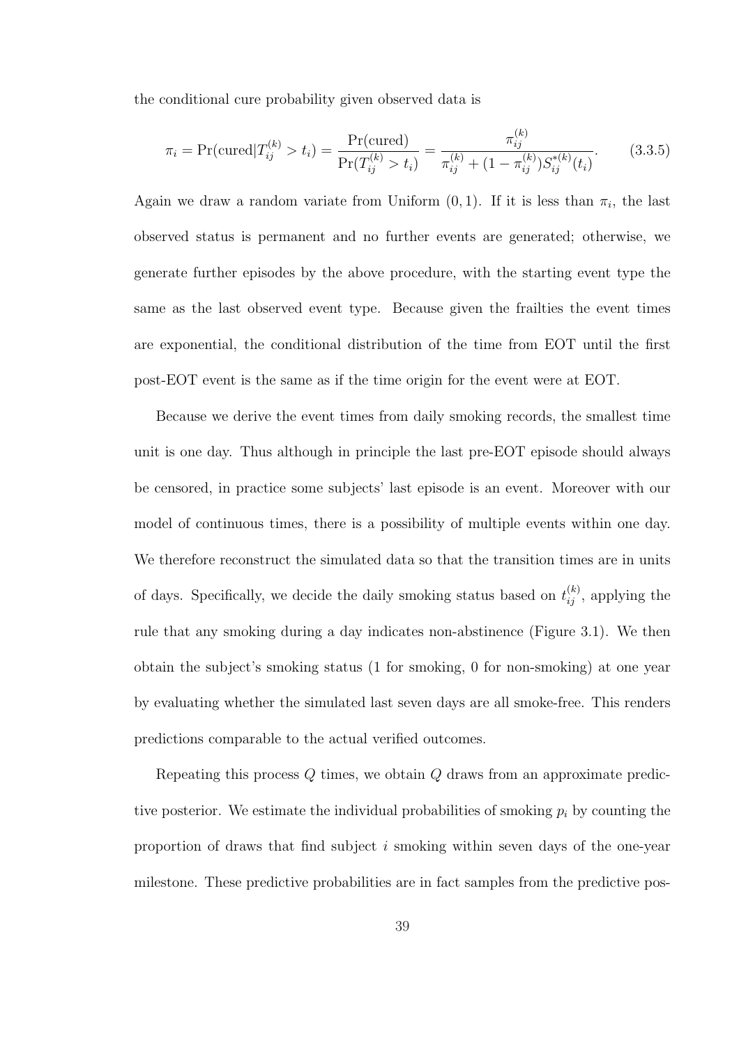the conditional cure probability given observed data is

$$\pi_i = \Pr(\text{cured}|T_{ij}^{(k)} > t_i) = \frac{\Pr(\text{cured})}{\Pr(T_{ij}^{(k)} > t_i)} = \frac{\pi_{ij}^{(k)}}{\pi_{ij}^{(k)} + (1 - \pi_{ij}^{(k)}) S_{ij}^{*(k)}(t_i)}. \tag{3.3.5}$$

Again we draw a random variate from Uniform $(0, 1)$. If it is less than $\pi_i$, the last observed status is permanent and no further events are generated; otherwise, we generate further episodes by the above procedure, with the starting event type the same as the last observed event type. Because given the frailties the event times are exponential, the conditional distribution of the time from EOT until the first post-EOT event is the same as if the time origin for the event were at EOT.

Because we derive the event times from daily smoking records, the smallest time unit is one day. Thus although in principle the last pre-EOT episode should always be censored, in practice some subjects' last episode is an event. Moreover with our model of continuous times, there is a possibility of multiple events within one day. We therefore reconstruct the simulated data so that the transition times are in units of days. Specifically, we decide the daily smoking status based on $t_{ij}^{(k)}$, applying the rule that any smoking during a day indicates non-abstinence (Figure 3.1). We then obtain the subject's smoking status (1 for smoking, 0 for non-smoking) at one year by evaluating whether the simulated last seven days are all smoke-free. This renders predictions comparable to the actual verified outcomes.

Repeating this process $Q$ times, we obtain $Q$ draws from an approximate predictive posterior. We estimate the individual probabilities of smoking $p_i$ by counting the proportion of draws that find subject $i$ smoking within seven days of the one-year milestone. These predictive probabilities are in fact samples from the predictive pos-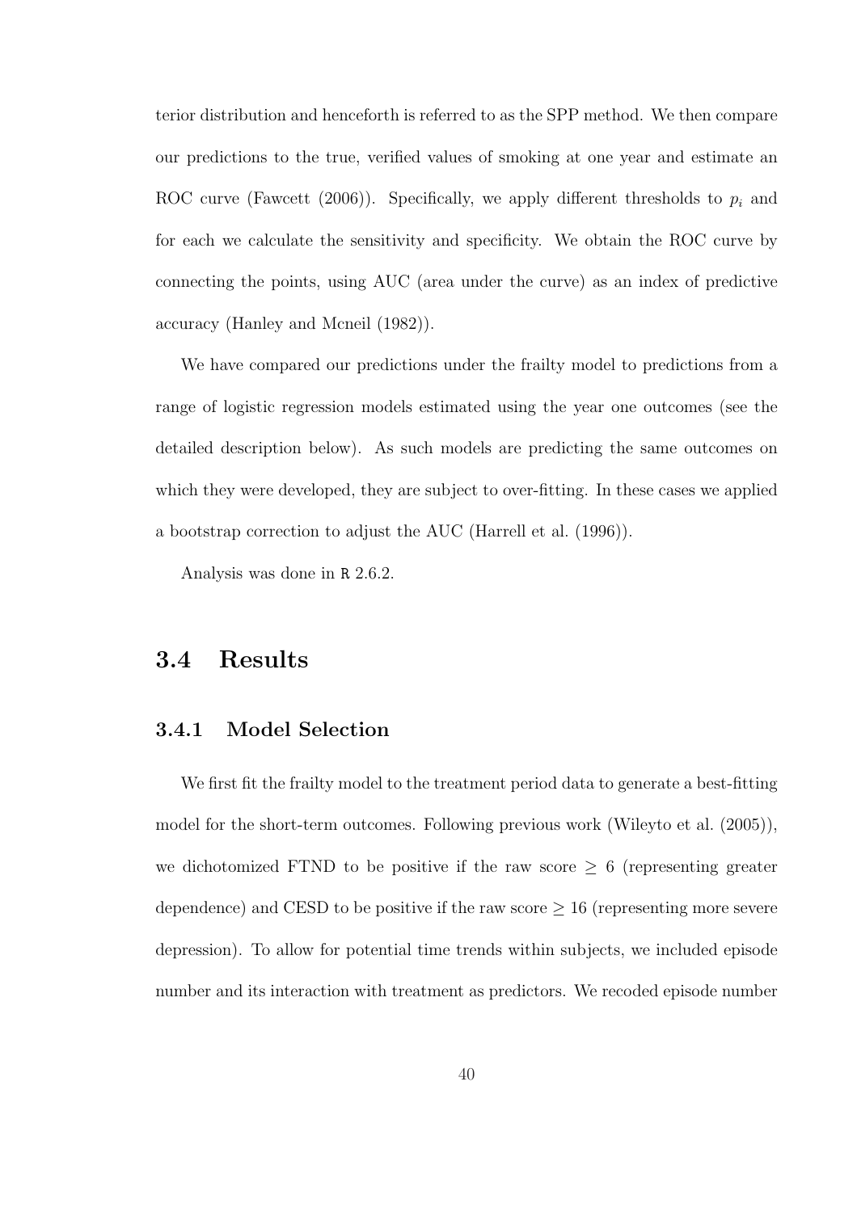terior distribution and henceforth is referred to as the SPP method. We then compare our predictions to the true, verified values of smoking at one year and estimate an ROC curve (Fawcett (2006)). Specifically, we apply different thresholds to $p_i$ and for each we calculate the sensitivity and specificity. We obtain the ROC curve by connecting the points, using AUC (area under the curve) as an index of predictive accuracy (Hanley and Mcneil (1982)).

We have compared our predictions under the frailty model to predictions from a range of logistic regression models estimated using the year one outcomes (see the detailed description below). As such models are predicting the same outcomes on which they were developed, they are subject to over-fitting. In these cases we applied a bootstrap correction to adjust the AUC (Harrell et al. (1996)).

Analysis was done in `R` 2.6.2.

## 3.4 Results

### 3.4.1 Model Selection

We first fit the frailty model to the treatment period data to generate a best-fitting model for the short-term outcomes. Following previous work (Wileyto et al. (2005)), we dichotomized FTND to be positive if the raw score $\geq 6$ (representing greater dependence) and CESD to be positive if the raw score $\geq 16$ (representing more severe depression). To allow for potential time trends within subjects, we included episode number and its interaction with treatment as predictors. We recoded episode number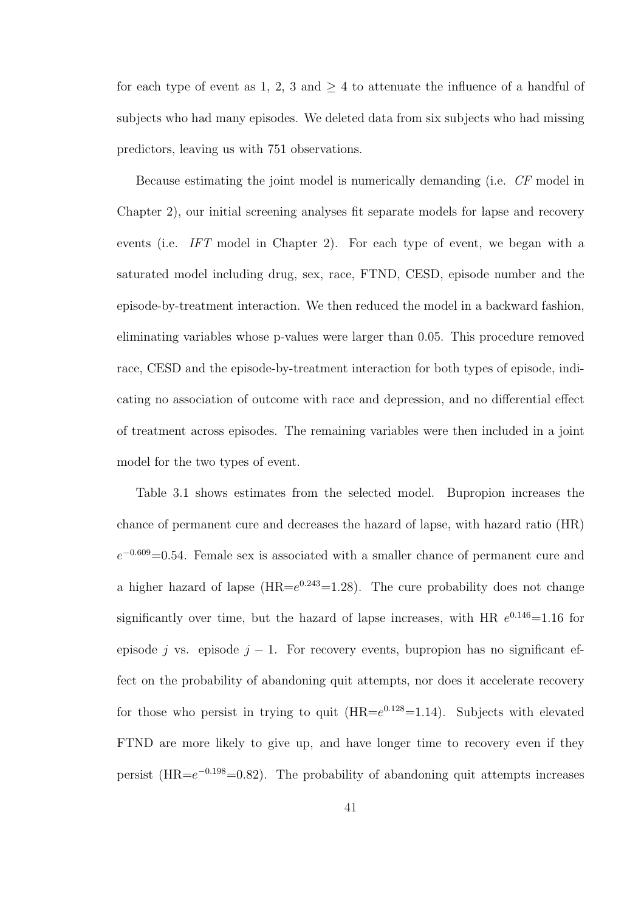for each type of event as 1, 2, 3 and $\geq 4$ to attenuate the influence of a handful of subjects who had many episodes. We deleted data from six subjects who had missing predictors, leaving us with 751 observations.

Because estimating the joint model is numerically demanding (i.e. *CF* model in Chapter 2), our initial screening analyses fit separate models for lapse and recovery events (i.e. *IFT* model in Chapter 2). For each type of event, we began with a saturated model including drug, sex, race, FTND, CESD, episode number and the episode-by-treatment interaction. We then reduced the model in a backward fashion, eliminating variables whose p-values were larger than 0.05. This procedure removed race, CESD and the episode-by-treatment interaction for both types of episode, indicating no association of outcome with race and depression, and no differential effect of treatment across episodes. The remaining variables were then included in a joint model for the two types of event.

Table 3.1 shows estimates from the selected model. Bupropion increases the chance of permanent cure and decreases the hazard of lapse, with hazard ratio (HR) $e^{-0.609}$=0.54. Female sex is associated with a smaller chance of permanent cure and a higher hazard of lapse (HR=$e^{0.243}$=1.28). The cure probability does not change significantly over time, but the hazard of lapse increases, with HR $e^{0.146}$=1.16 for episode $j$ vs. episode $j-1$. For recovery events, bupropion has no significant effect on the probability of abandoning quit attempts, nor does it accelerate recovery for those who persist in trying to quit (HR=$e^{0.128}$=1.14). Subjects with elevated FTND are more likely to give up, and have longer time to recovery even if they persist (HR=$e^{-0.198}$=0.82). The probability of abandoning quit attempts increases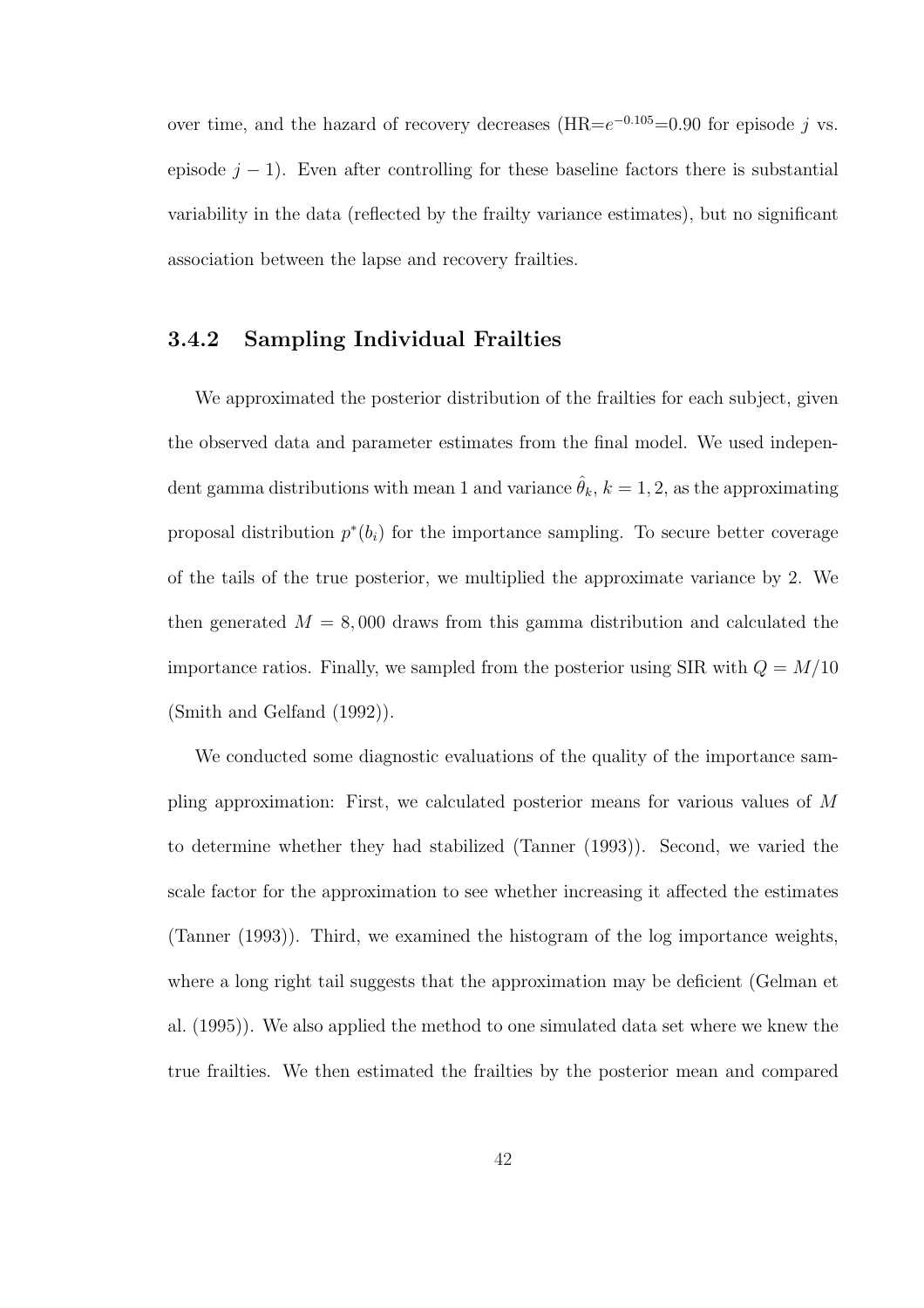over time, and the hazard of recovery decreases (HR=$e^{-0.105}$=0.90 for episode $j$ vs. episode $j-1$). Even after controlling for these baseline factors there is substantial variability in the data (reflected by the frailty variance estimates), but no significant association between the lapse and recovery frailties.

### 3.4.2 Sampling Individual Frailties

We approximated the posterior distribution of the frailties for each subject, given the observed data and parameter estimates from the final model. We used independent gamma distributions with mean 1 and variance $\hat{\theta}_k$, $k = 1, 2$, as the approximating proposal distribution $p^*(b_i)$ for the importance sampling. To secure better coverage of the tails of the true posterior, we multiplied the approximate variance by 2. We then generated $M = 8,000$ draws from this gamma distribution and calculated the importance ratios. Finally, we sampled from the posterior using SIR with $Q = M/10$ (Smith and Gelfand (1992)).

We conducted some diagnostic evaluations of the quality of the importance sampling approximation: First, we calculated posterior means for various values of $M$ to determine whether they had stabilized (Tanner (1993)). Second, we varied the scale factor for the approximation to see whether increasing it affected the estimates (Tanner (1993)). Third, we examined the histogram of the log importance weights, where a long right tail suggests that the approximation may be deficient (Gelman et al. (1995)). We also applied the method to one simulated data set where we knew the true frailties. We then estimated the frailties by the posterior mean and compared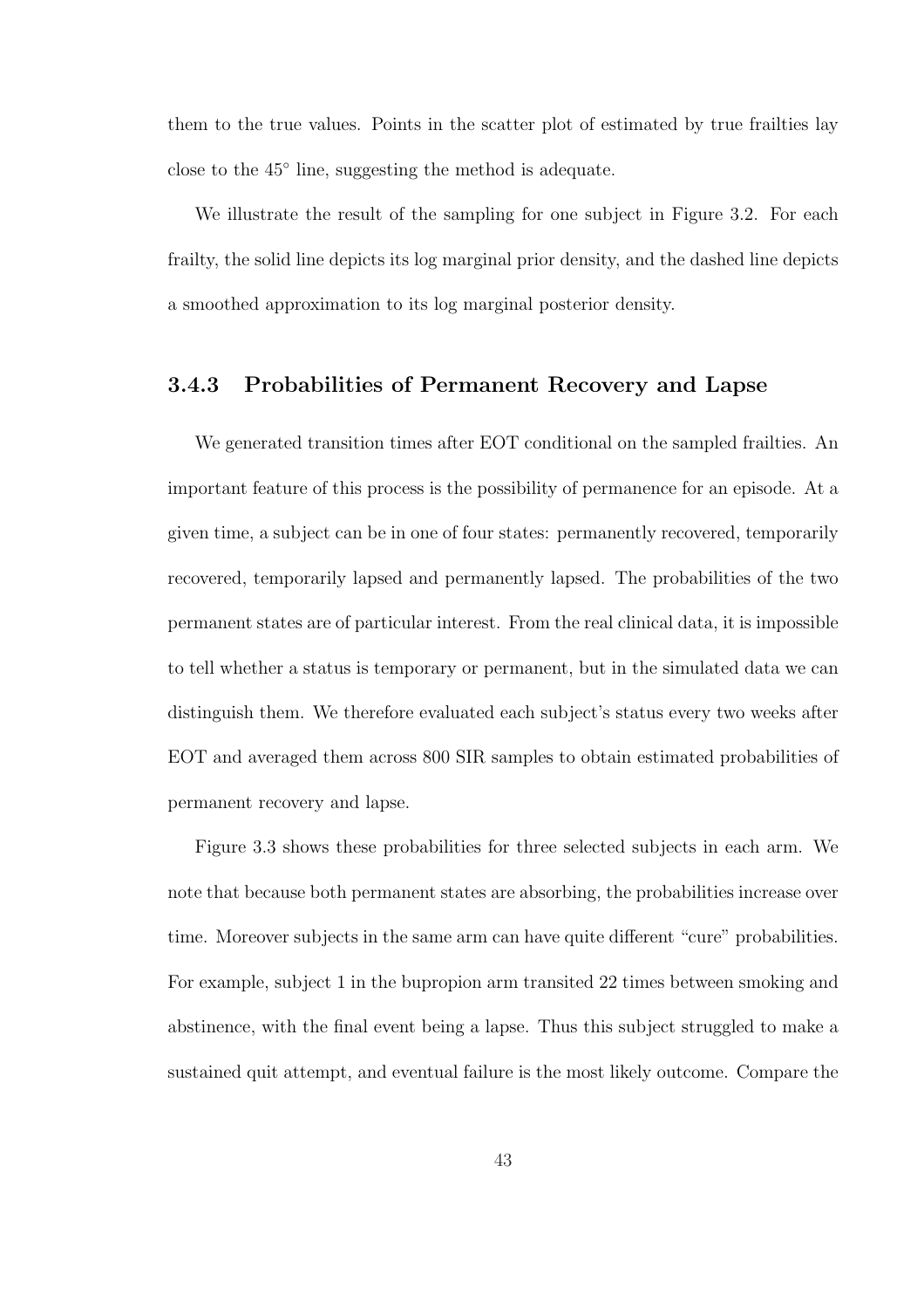them to the true values. Points in the scatter plot of estimated by true frailties lay close to the 45° line, suggesting the method is adequate.

We illustrate the result of the sampling for one subject in Figure 3.2. For each frailty, the solid line depicts its log marginal prior density, and the dashed line depicts a smoothed approximation to its log marginal posterior density.

### 3.4.3 Probabilities of Permanent Recovery and Lapse

We generated transition times after EOT conditional on the sampled frailties. An important feature of this process is the possibility of permanence for an episode. At a given time, a subject can be in one of four states: permanently recovered, temporarily recovered, temporarily lapsed and permanently lapsed. The probabilities of the two permanent states are of particular interest. From the real clinical data, it is impossible to tell whether a status is temporary or permanent, but in the simulated data we can distinguish them. We therefore evaluated each subject's status every two weeks after EOT and averaged them across 800 SIR samples to obtain estimated probabilities of permanent recovery and lapse.

Figure 3.3 shows these probabilities for three selected subjects in each arm. We note that because both permanent states are absorbing, the probabilities increase over time. Moreover subjects in the same arm can have quite different "cure" probabilities. For example, subject 1 in the bupropion arm transited 22 times between smoking and abstinence, with the final event being a lapse. Thus this subject struggled to make a sustained quit attempt, and eventual failure is the most likely outcome. Compare the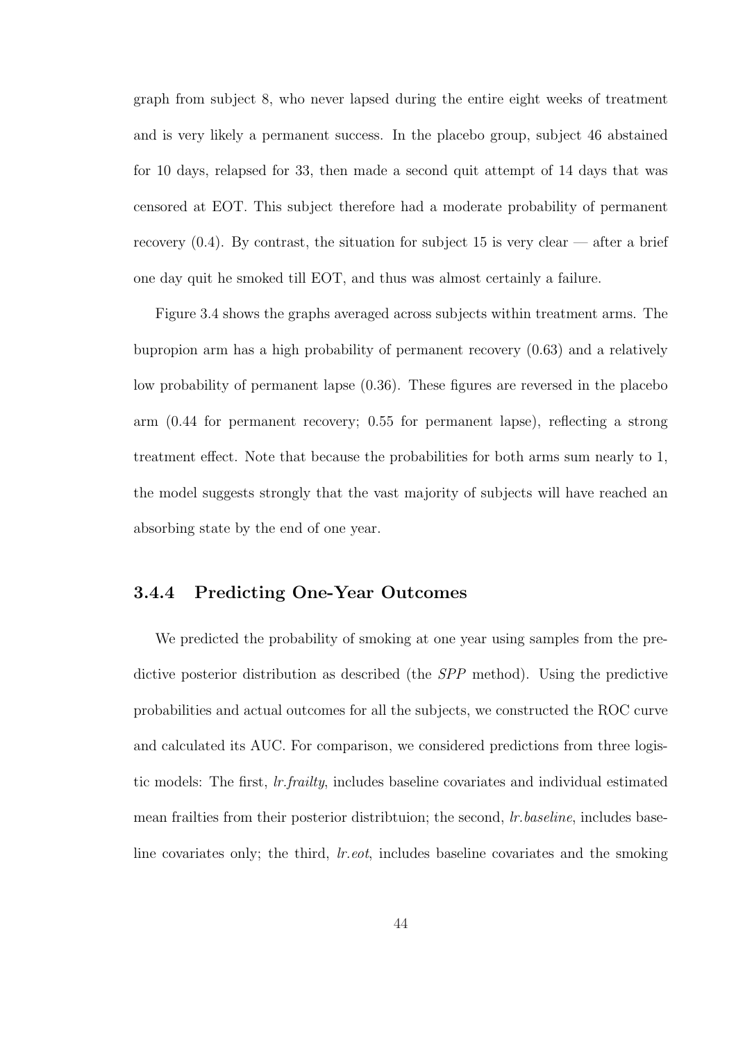graph from subject 8, who never lapsed during the entire eight weeks of treatment and is very likely a permanent success. In the placebo group, subject 46 abstained for 10 days, relapsed for 33, then made a second quit attempt of 14 days that was censored at EOT. This subject therefore had a moderate probability of permanent recovery (0.4). By contrast, the situation for subject 15 is very clear — after a brief one day quit he smoked till EOT, and thus was almost certainly a failure.

Figure 3.4 shows the graphs averaged across subjects within treatment arms. The bupropion arm has a high probability of permanent recovery (0.63) and a relatively low probability of permanent lapse (0.36). These figures are reversed in the placebo arm (0.44 for permanent recovery; 0.55 for permanent lapse), reflecting a strong treatment effect. Note that because the probabilities for both arms sum nearly to 1, the model suggests strongly that the vast majority of subjects will have reached an absorbing state by the end of one year.

### 3.4.4 Predicting One-Year Outcomes

We predicted the probability of smoking at one year using samples from the predictive posterior distribution as described (the *SPP* method). Using the predictive probabilities and actual outcomes for all the subjects, we constructed the ROC curve and calculated its AUC. For comparison, we considered predictions from three logistic models: The first, *lr.frailty*, includes baseline covariates and individual estimated mean frailties from their posterior distribtuion; the second, *lr.baseline*, includes baseline covariates only; the third, *lr.eot*, includes baseline covariates and the smoking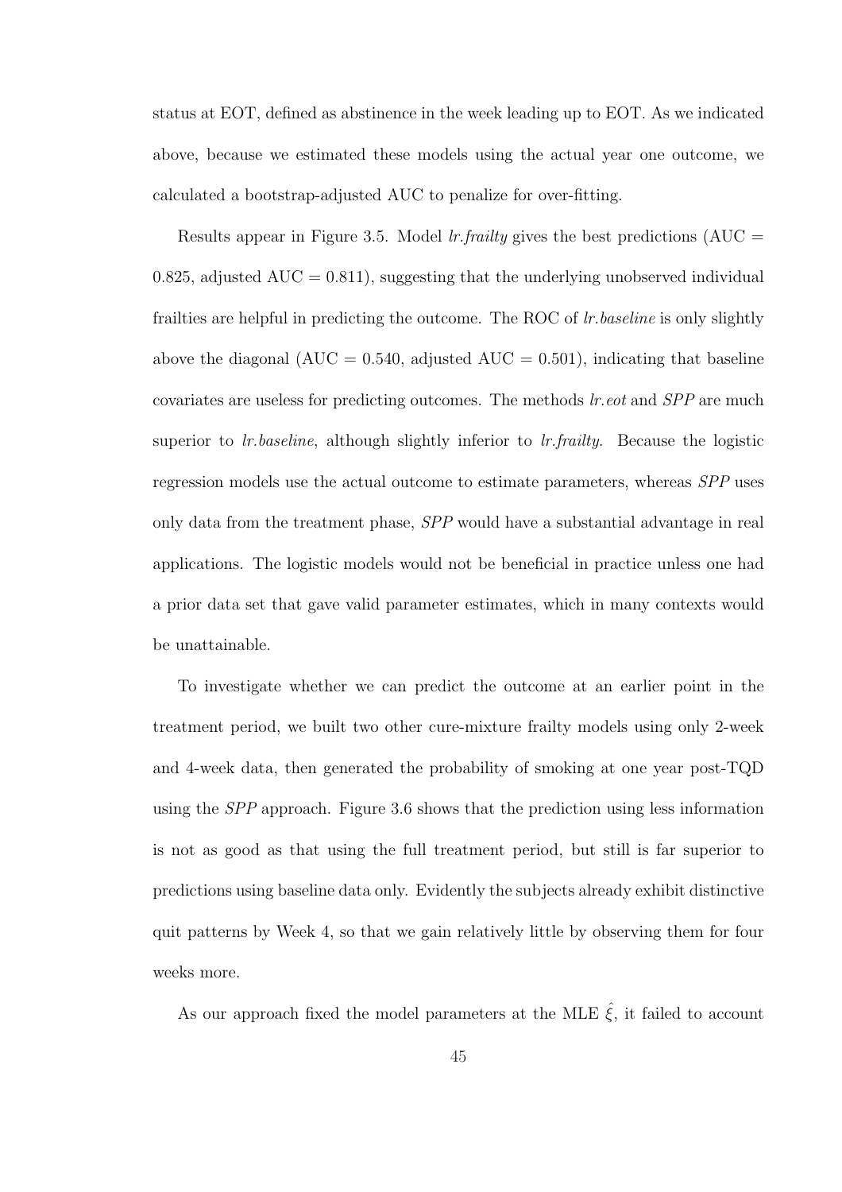status at EOT, defined as abstinence in the week leading up to EOT. As we indicated above, because we estimated these models using the actual year one outcome, we calculated a bootstrap-adjusted AUC to penalize for over-fitting.

Results appear in Figure 3.5. Model *lr.frailty* gives the best predictions (AUC = 0.825, adjusted AUC = 0.811), suggesting that the underlying unobserved individual frailties are helpful in predicting the outcome. The ROC of *lr.baseline* is only slightly above the diagonal (AUC = 0.540, adjusted AUC = 0.501), indicating that baseline covariates are useless for predicting outcomes. The methods *lr.eot* and *SPP* are much superior to *lr.baseline*, although slightly inferior to *lr.frailty*. Because the logistic regression models use the actual outcome to estimate parameters, whereas *SPP* uses only data from the treatment phase, *SPP* would have a substantial advantage in real applications. The logistic models would not be beneficial in practice unless one had a prior data set that gave valid parameter estimates, which in many contexts would be unattainable.

To investigate whether we can predict the outcome at an earlier point in the treatment period, we built two other cure-mixture frailty models using only 2-week and 4-week data, then generated the probability of smoking at one year post-TQD using the *SPP* approach. Figure 3.6 shows that the prediction using less information is not as good as that using the full treatment period, but still is far superior to predictions using baseline data only. Evidently the subjects already exhibit distinctive quit patterns by Week 4, so that we gain relatively little by observing them for four weeks more.

As our approach fixed the model parameters at the MLE $\hat{\xi}$, it failed to account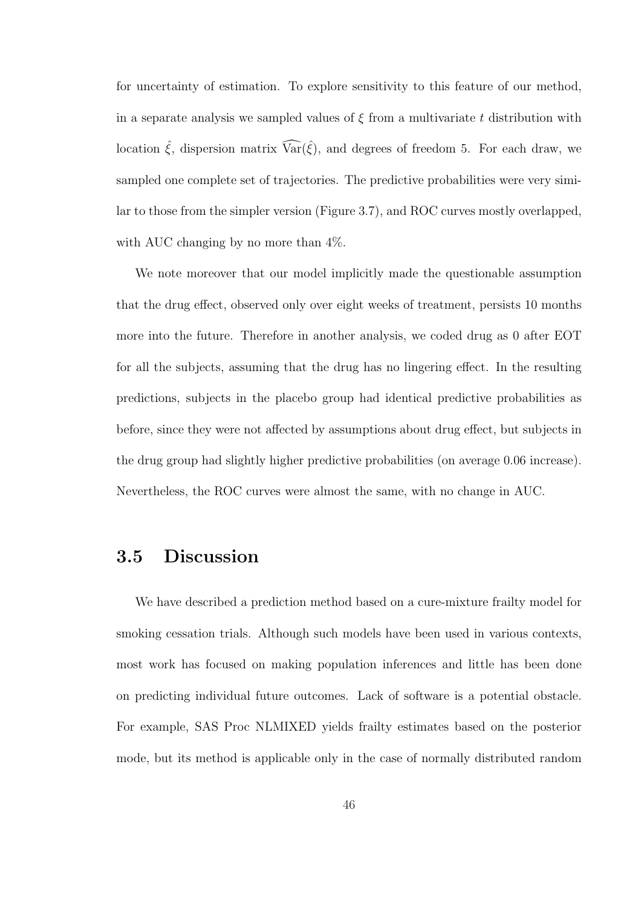for uncertainty of estimation. To explore sensitivity to this feature of our method, in a separate analysis we sampled values of $\xi$ from a multivariate $t$ distribution with location $\hat{\xi}$, dispersion matrix $\widehat{\text{Var}}(\hat{\xi})$, and degrees of freedom 5. For each draw, we sampled one complete set of trajectories. The predictive probabilities were very similar to those from the simpler version (Figure 3.7), and ROC curves mostly overlapped, with AUC changing by no more than 4%.

We note moreover that our model implicitly made the questionable assumption that the drug effect, observed only over eight weeks of treatment, persists 10 months more into the future. Therefore in another analysis, we coded drug as 0 after EOT for all the subjects, assuming that the drug has no lingering effect. In the resulting predictions, subjects in the placebo group had identical predictive probabilities as before, since they were not affected by assumptions about drug effect, but subjects in the drug group had slightly higher predictive probabilities (on average 0.06 increase). Nevertheless, the ROC curves were almost the same, with no change in AUC.

## 3.5 Discussion

We have described a prediction method based on a cure-mixture frailty model for smoking cessation trials. Although such models have been used in various contexts, most work has focused on making population inferences and little has been done on predicting individual future outcomes. Lack of software is a potential obstacle. For example, SAS Proc NLMIXED yields frailty estimates based on the posterior mode, but its method is applicable only in the case of normally distributed random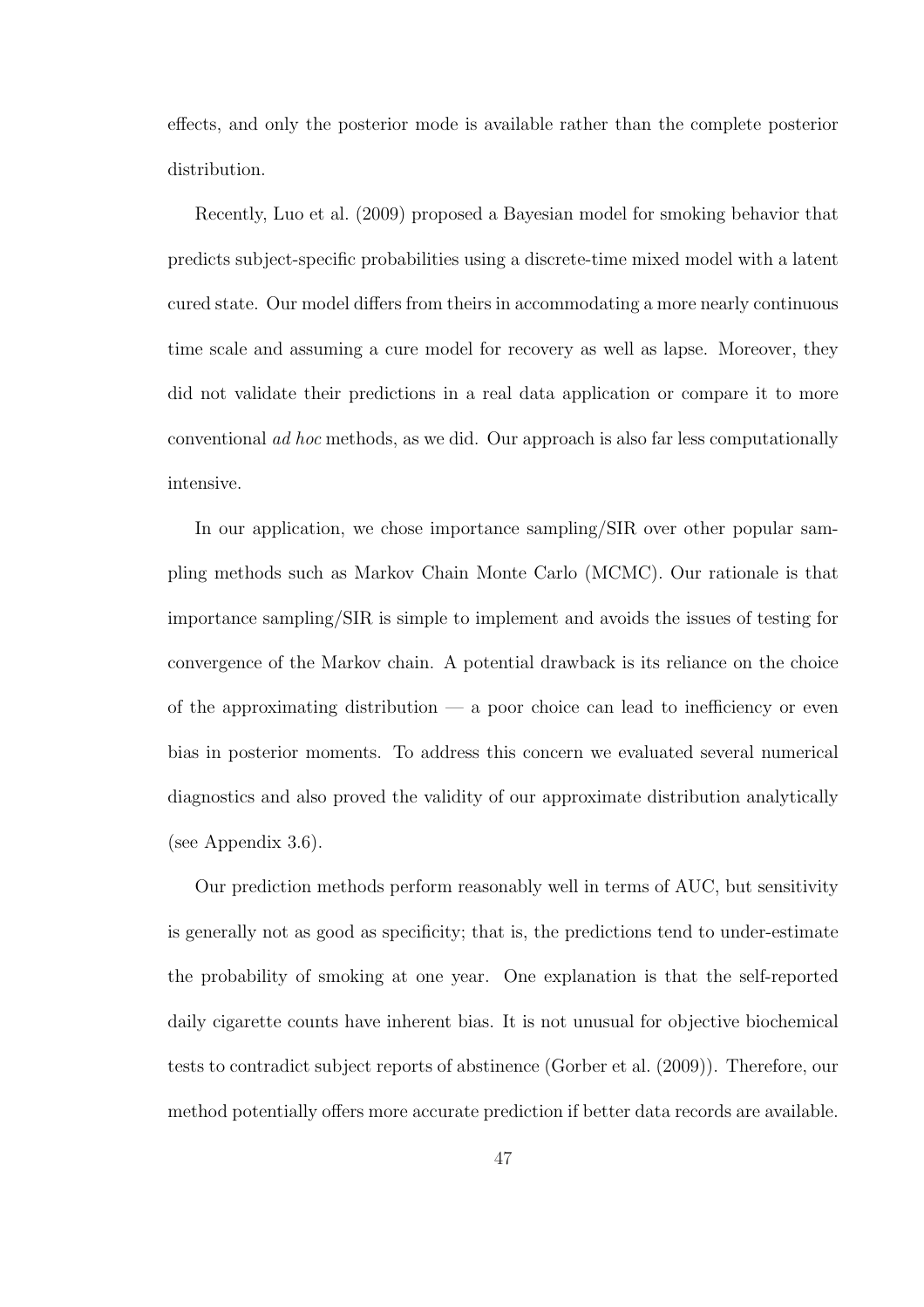effects, and only the posterior mode is available rather than the complete posterior distribution.

Recently, Luo et al. (2009) proposed a Bayesian model for smoking behavior that predicts subject-specific probabilities using a discrete-time mixed model with a latent cured state. Our model differs from theirs in accommodating a more nearly continuous time scale and assuming a cure model for recovery as well as lapse. Moreover, they did not validate their predictions in a real data application or compare it to more conventional *ad hoc* methods, as we did. Our approach is also far less computationally intensive.

In our application, we chose importance sampling/SIR over other popular sampling methods such as Markov Chain Monte Carlo (MCMC). Our rationale is that importance sampling/SIR is simple to implement and avoids the issues of testing for convergence of the Markov chain. A potential drawback is its reliance on the choice of the approximating distribution — a poor choice can lead to inefficiency or even bias in posterior moments. To address this concern we evaluated several numerical diagnostics and also proved the validity of our approximate distribution analytically (see Appendix 3.6).

Our prediction methods perform reasonably well in terms of AUC, but sensitivity is generally not as good as specificity; that is, the predictions tend to under-estimate the probability of smoking at one year. One explanation is that the self-reported daily cigarette counts have inherent bias. It is not unusual for objective biochemical tests to contradict subject reports of abstinence (Gorber et al. (2009)). Therefore, our method potentially offers more accurate prediction if better data records are available.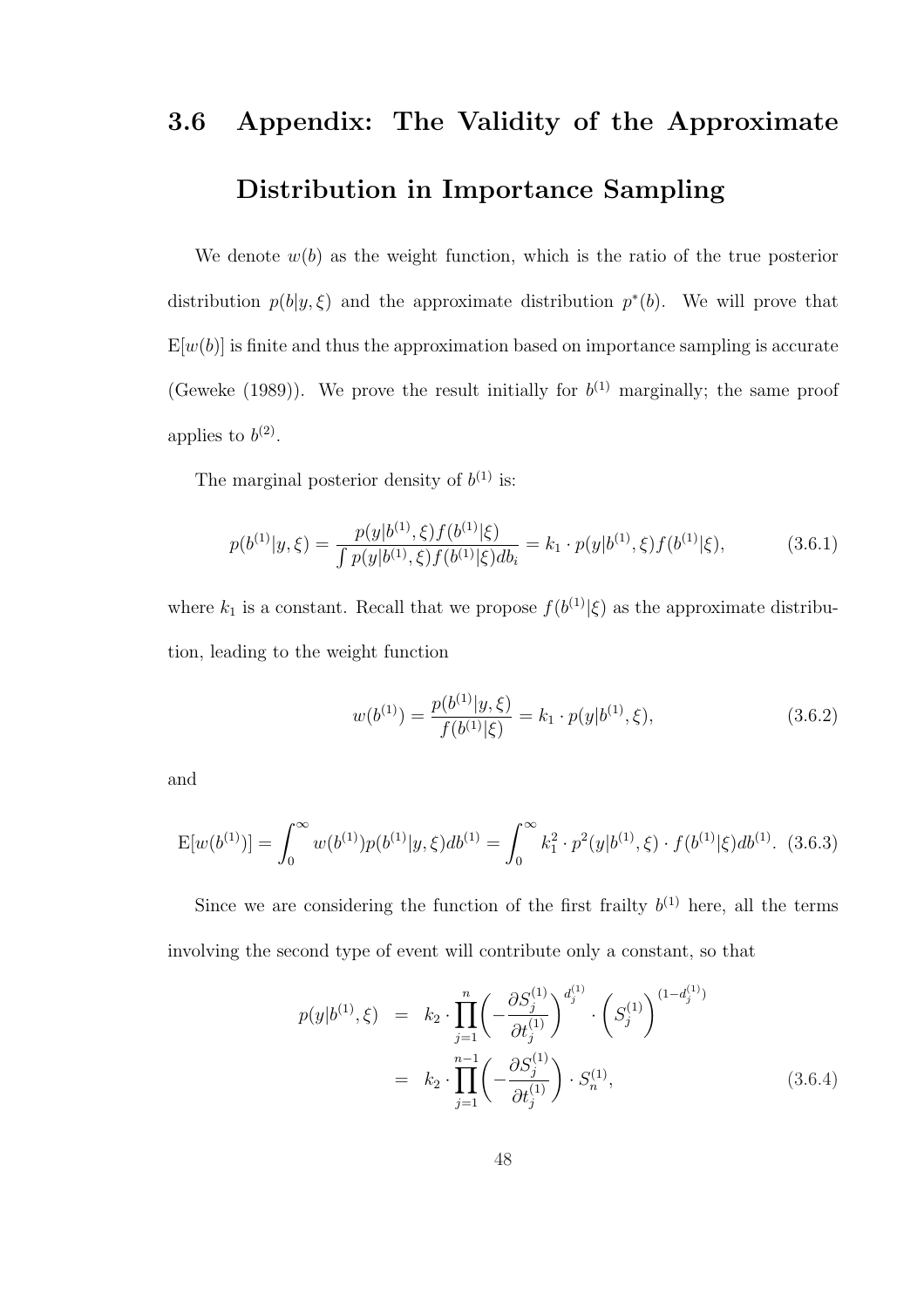## 3.6 Appendix: The Validity of the Approximate Distribution in Importance Sampling

We denote $w(b)$ as the weight function, which is the ratio of the true posterior distribution $p(b|y, \xi)$ and the approximate distribution $p^*(b)$. We will prove that $\mathrm{E}[w(b)]$ is finite and thus the approximation based on importance sampling is accurate (Geweke (1989)). We prove the result initially for $b^{(1)}$ marginally; the same proof applies to $b^{(2)}$.

The marginal posterior density of $b^{(1)}$ is:

$$p(b^{(1)}|y, \xi) = \frac{p(y|b^{(1)}, \xi) f(b^{(1)}|\xi)}{\int p(y|b^{(1)}, \xi) f(b^{(1)}|\xi) db_i} = k_1 \cdot p(y|b^{(1)}, \xi) f(b^{(1)}|\xi), \tag{3.6.1}$$

where $k_1$ is a constant. Recall that we propose $f(b^{(1)}|\xi)$ as the approximate distribution, leading to the weight function

$$w(b^{(1)}) = \frac{p(b^{(1)}|y, \xi)}{f(b^{(1)}|\xi)} = k_1 \cdot p(y|b^{(1)}, \xi), \tag{3.6.2}$$

and

$$\mathrm{E}[w(b^{(1)})] = \int_0^\infty w(b^{(1)}) p(b^{(1)}|y, \xi) db^{(1)} = \int_0^\infty k_1^2 \cdot p^2(y|b^{(1)}, \xi) \cdot f(b^{(1)}|\xi) db^{(1)}. \tag{3.6.3}$$

Since we are considering the function of the first frailty $b^{(1)}$ here, all the terms involving the second type of event will contribute only a constant, so that

$$\begin{aligned} p(y|b^{(1)}, \xi) &= k_2 \cdot \prod_{j=1}^{n} \left( -\frac{\partial S_j^{(1)}}{\partial t_j^{(1)}} \right)^{d_j^{(1)}} \cdot \left( S_j^{(1)} \right)^{(1-d_j^{(1)})} \\ &= k_2 \cdot \prod_{j=1}^{n-1} \left( -\frac{\partial S_j^{(1)}}{\partial t_j^{(1)}} \right) \cdot S_n^{(1)}, \end{aligned} \tag{3.6.4}$$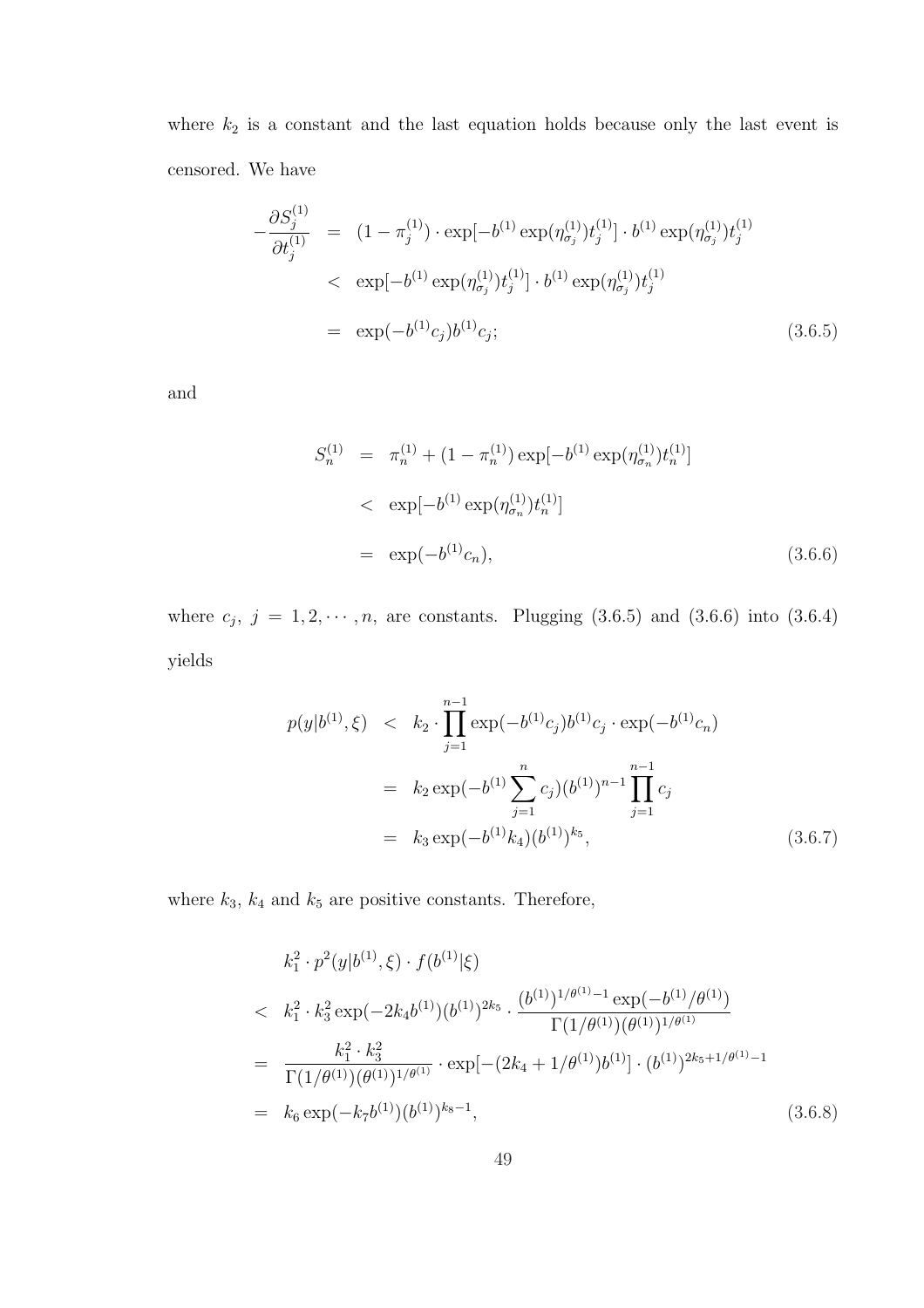where $k_2$ is a constant and the last equation holds because only the last event is censored. We have

$$
\begin{aligned}
-\frac{\partial S_j^{(1)}}{\partial t_j^{(1)}} &= (1-\pi_j^{(1)}) \cdot \exp[-b^{(1)} \exp(\eta_{\sigma_j}^{(1)}) t_j^{(1)}] \cdot b^{(1)} \exp(\eta_{\sigma_j}^{(1)}) t_j^{(1)} \\
&< \exp[-b^{(1)} \exp(\eta_{\sigma_j}^{(1)}) t_j^{(1)}] \cdot b^{(1)} \exp(\eta_{\sigma_j}^{(1)}) t_j^{(1)} \\
&= \exp(-b^{(1)} c_j) b^{(1)} c_j; \qquad (3.6.5)
\end{aligned}
$$

and

$$
\begin{aligned}
S_n^{(1)} &= \pi_n^{(1)} + (1-\pi_n^{(1)}) \exp[-b^{(1)} \exp(\eta_{\sigma_n}^{(1)}) t_n^{(1)}] \\
&< \exp[-b^{(1)} \exp(\eta_{\sigma_n}^{(1)}) t_n^{(1)}] \\
&= \exp(-b^{(1)} c_n), \qquad (3.6.6)
\end{aligned}
$$

where $c_j$, $j = 1, 2, \cdots, n$, are constants. Plugging (3.6.5) and (3.6.6) into (3.6.4) yields

$$
\begin{aligned}
p(y|b^{(1)}, \xi) &< k_2 \cdot \prod_{j=1}^{n-1} \exp(-b^{(1)} c_j) b^{(1)} c_j \cdot \exp(-b^{(1)} c_n) \\
&= k_2 \exp(-b^{(1)} \sum_{j=1}^{n} c_j)(b^{(1)})^{n-1} \prod_{j=1}^{n-1} c_j \\
&= k_3 \exp(-b^{(1)} k_4)(b^{(1)})^{k_5}, \qquad (3.6.7)
\end{aligned}
$$

where $k_3$, $k_4$ and $k_5$ are positive constants. Therefore,

$$
\begin{aligned}
& k_1^2 \cdot p^2(y|b^{(1)}, \xi) \cdot f(b^{(1)}|\xi) \\
<\ & k_1^2 \cdot k_3^2 \exp(-2k_4 b^{(1)})(b^{(1)})^{2k_5} \cdot \frac{(b^{(1)})^{1/\theta^{(1)}-1} \exp(-b^{(1)}/\theta^{(1)})}{\Gamma(1/\theta^{(1)})(\theta^{(1)})^{1/\theta^{(1)}}} \\
=\ & \frac{k_1^2 \cdot k_3^2}{\Gamma(1/\theta^{(1)})(\theta^{(1)})^{1/\theta^{(1)}}} \cdot \exp[-(2k_4 + 1/\theta^{(1)}) b^{(1)}] \cdot (b^{(1)})^{2k_5 + 1/\theta^{(1)} - 1} \\
=\ & k_6 \exp(-k_7 b^{(1)})(b^{(1)})^{k_8 - 1}, \qquad (3.6.8)
\end{aligned}
$$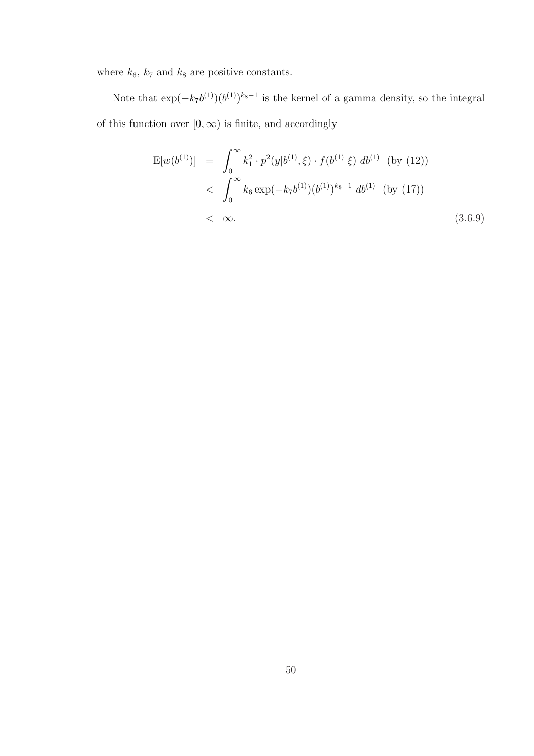where $k_6$, $k_7$ and $k_8$ are positive constants.

Note that $\exp(-k_7 b^{(1)})(b^{(1)})^{k_8-1}$ is the kernel of a gamma density, so the integral of this function over $[0, \infty)$ is finite, and accordingly

$$
\begin{aligned}
\mathrm{E}[w(b^{(1)})] &= \int_0^\infty k_1^2 \cdot p^2(y|b^{(1)}, \xi) \cdot f(b^{(1)}|\xi)\; db^{(1)} \quad \text{(by (12))} \\
&< \int_0^\infty k_6 \exp(-k_7 b^{(1)})(b^{(1)})^{k_8-1}\; db^{(1)} \quad \text{(by (17))} \\
&< \infty. \qquad\qquad (3.6.9)
\end{aligned}
$$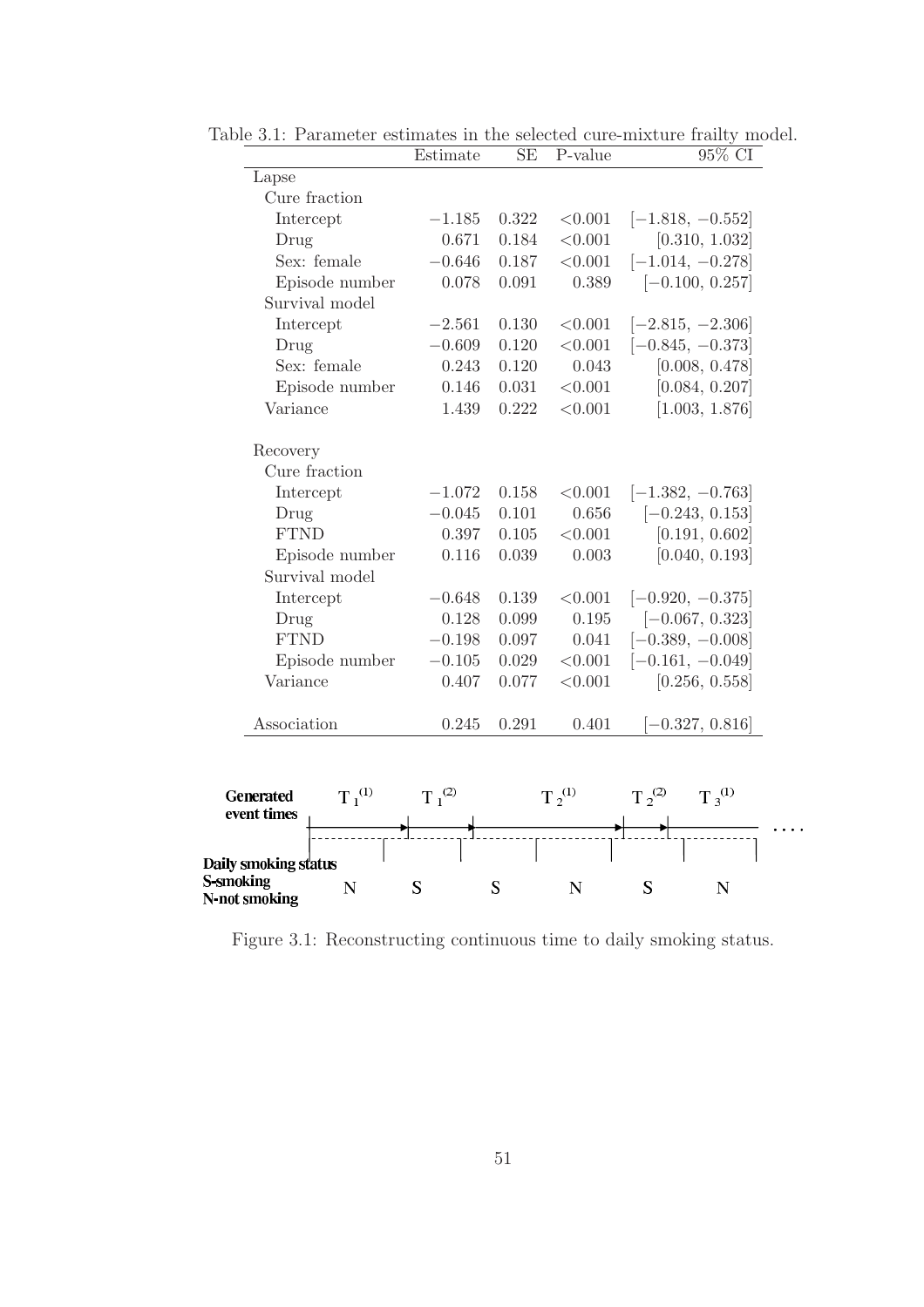Table 3.1: Parameter estimates in the selected cure-mixture frailty model.

| | Estimate | SE | P-value | 95% CI |
|---|---|---|---|---|
| Lapse | | | | |
| Cure fraction | | | | |
| Intercept | $-1.185$ | 0.322 | $<0.001$ | $[-1.818, -0.552]$ |
| Drug | 0.671 | 0.184 | $<0.001$ | $[0.310, 1.032]$ |
| Sex: female | $-0.646$ | 0.187 | $<0.001$ | $[-1.014, -0.278]$ |
| Episode number | 0.078 | 0.091 | 0.389 | $[-0.100, 0.257]$ |
| Survival model | | | | |
| Intercept | $-2.561$ | 0.130 | $<0.001$ | $[-2.815, -2.306]$ |
| Drug | $-0.609$ | 0.120 | $<0.001$ | $[-0.845, -0.373]$ |
| Sex: female | 0.243 | 0.120 | 0.043 | $[0.008, 0.478]$ |
| Episode number | 0.146 | 0.031 | $<0.001$ | $[0.084, 0.207]$ |
| Variance | 1.439 | 0.222 | $<0.001$ | $[1.003, 1.876]$ |
| Recovery | | | | |
| Cure fraction | | | | |
| Intercept | $-1.072$ | 0.158 | $<0.001$ | $[-1.382, -0.763]$ |
| Drug | $-0.045$ | 0.101 | 0.656 | $[-0.243, 0.153]$ |
| FTND | 0.397 | 0.105 | $<0.001$ | $[0.191, 0.602]$ |
| Episode number | 0.116 | 0.039 | 0.003 | $[0.040, 0.193]$ |
| Survival model | | | | |
| Intercept | $-0.648$ | 0.139 | $<0.001$ | $[-0.920, -0.375]$ |
| Drug | 0.128 | 0.099 | 0.195 | $[-0.067, 0.323]$ |
| FTND | $-0.198$ | 0.097 | 0.041 | $[-0.389, -0.008]$ |
| Episode number | $-0.105$ | 0.029 | $<0.001$ | $[-0.161, -0.049]$ |
| Variance | 0.407 | 0.077 | $<0.001$ | $[0.256, 0.558]$ |
| Association | 0.245 | 0.291 | 0.401 | $[-0.327, 0.816]$ |

Figure 3.1: Reconstructing continuous time to daily smoking status.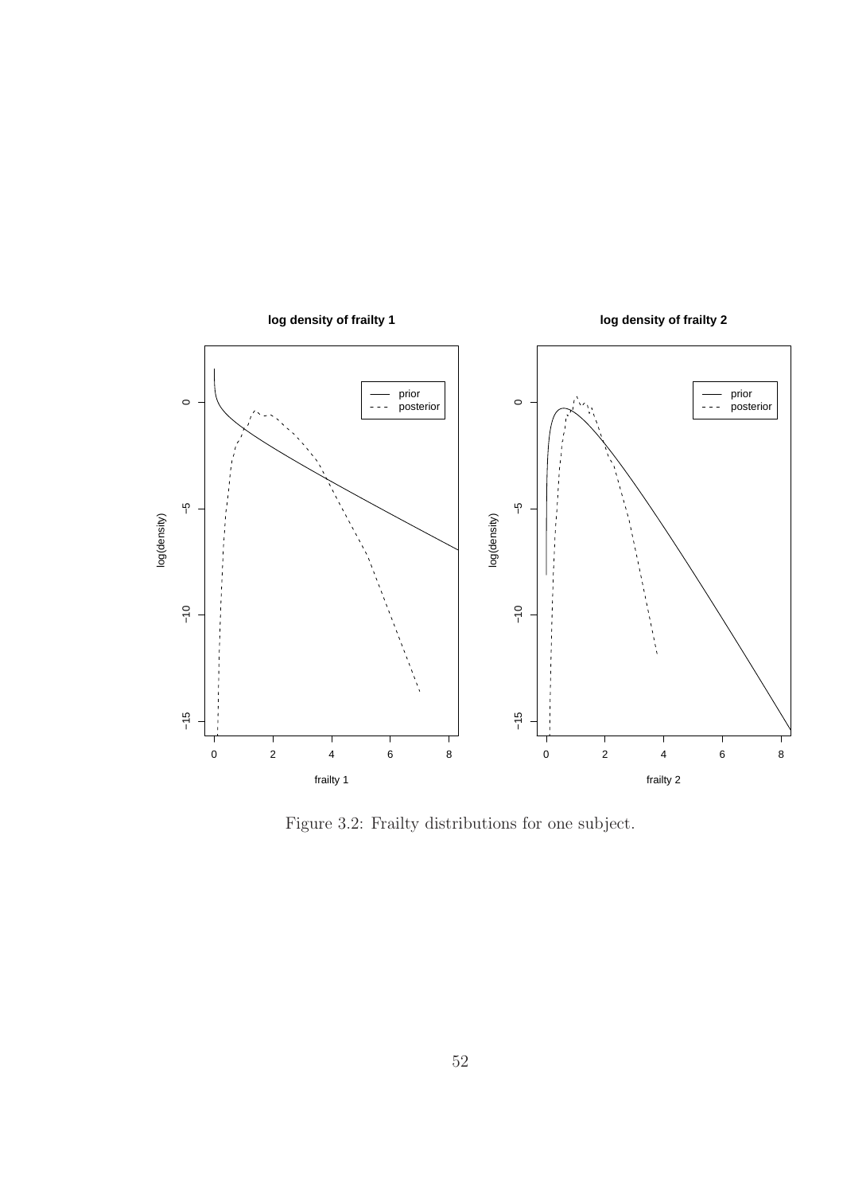Figure 3.2: Frailty distributions for one subject.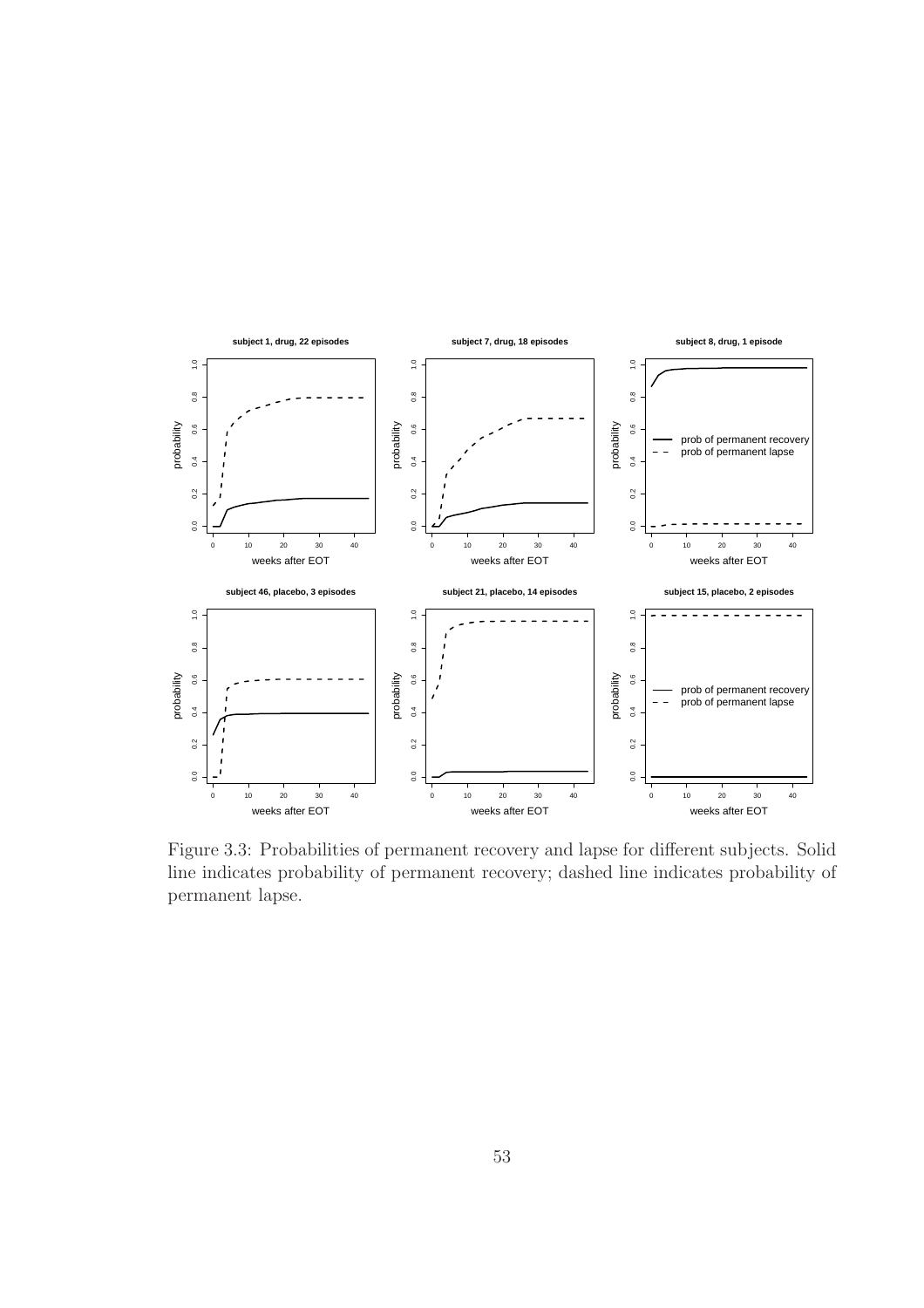Figure 3.3: Probabilities of permanent recovery and lapse for different subjects. Solid line indicates probability of permanent recovery; dashed line indicates probability of permanent lapse.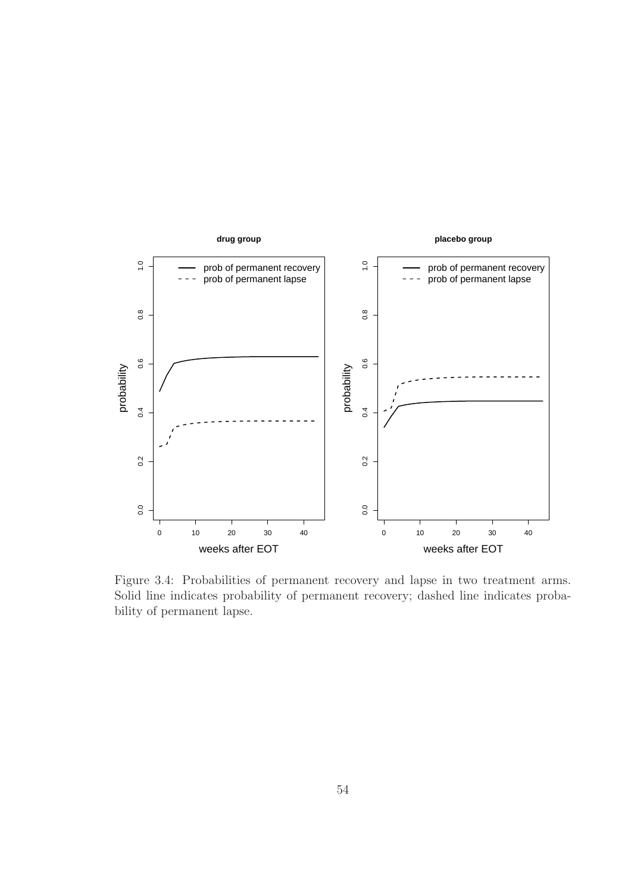Figure 3.4: Probabilities of permanent recovery and lapse in two treatment arms. Solid line indicates probability of permanent recovery; dashed line indicates probability of permanent lapse.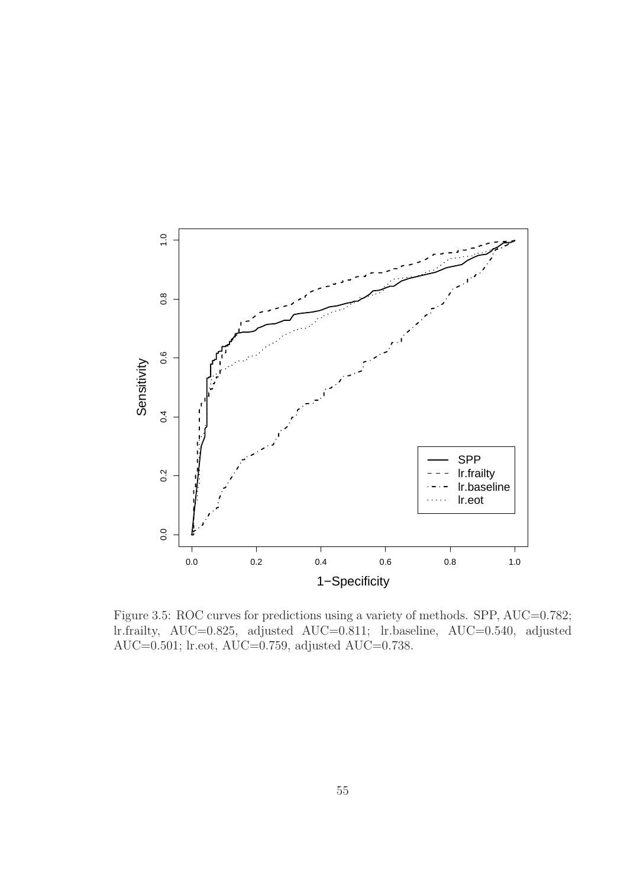Figure 3.5: ROC curves for predictions using a variety of methods. SPP, AUC=0.782; lr.frailty, AUC=0.825, adjusted AUC=0.811; lr.baseline, AUC=0.540, adjusted AUC=0.501; lr.eot, AUC=0.759, adjusted AUC=0.738.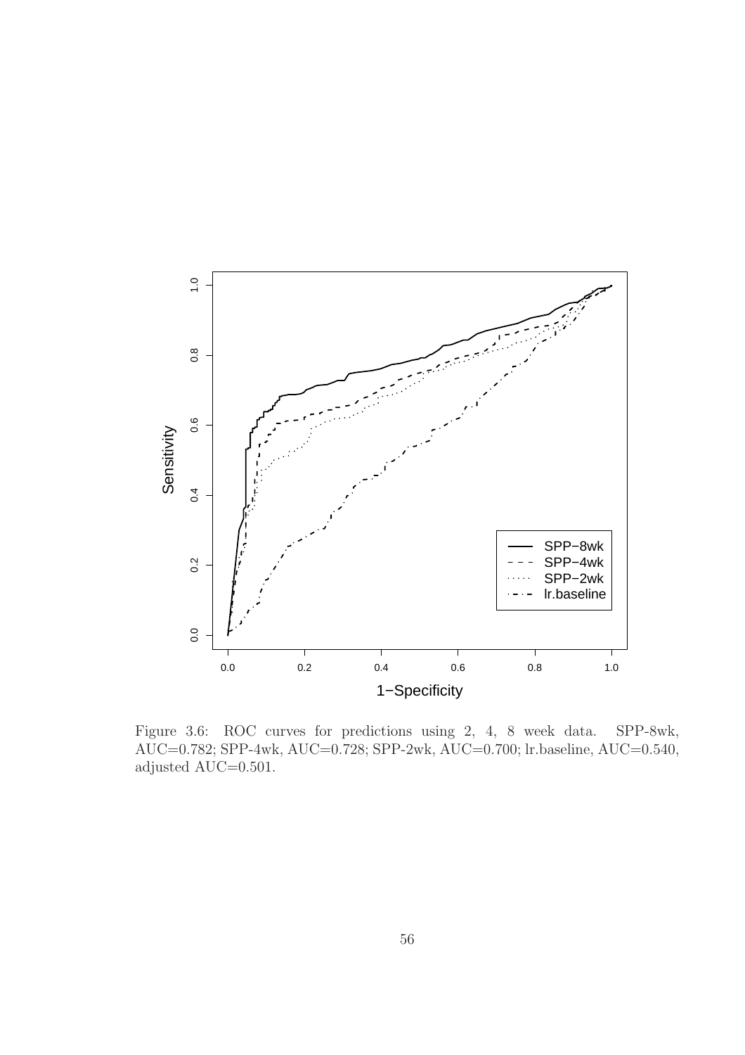Figure 3.6: ROC curves for predictions using 2, 4, 8 week data. SPP-8wk, AUC=0.782; SPP-4wk, AUC=0.728; SPP-2wk, AUC=0.700; lr.baseline, AUC=0.540, adjusted AUC=0.501.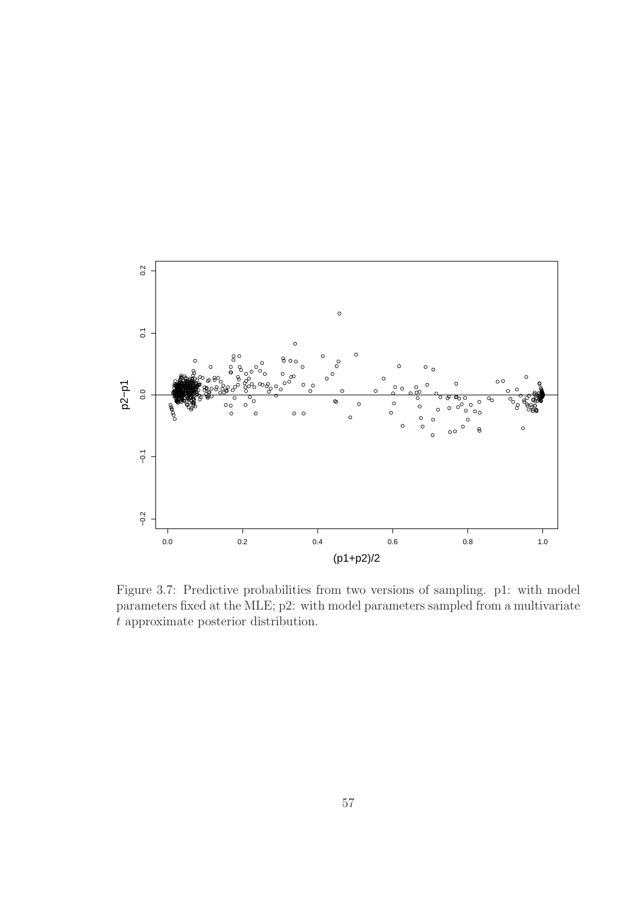Figure 3.7: Predictive probabilities from two versions of sampling. p1: with model parameters fixed at the MLE; p2: with model parameters sampled from a multivariate $t$ approximate posterior distribution.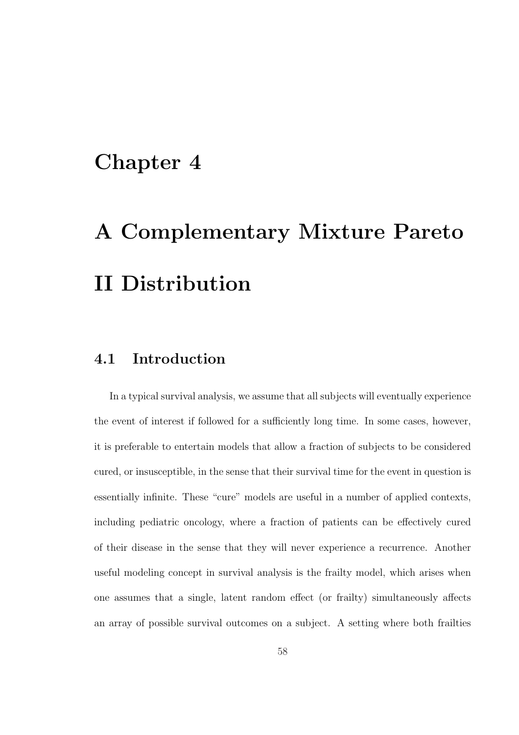# Chapter 4

# A Complementary Mixture Pareto II Distribution

## 4.1 Introduction

In a typical survival analysis, we assume that all subjects will eventually experience the event of interest if followed for a sufficiently long time. In some cases, however, it is preferable to entertain models that allow a fraction of subjects to be considered cured, or insusceptible, in the sense that their survival time for the event in question is essentially infinite. These "cure" models are useful in a number of applied contexts, including pediatric oncology, where a fraction of patients can be effectively cured of their disease in the sense that they will never experience a recurrence. Another useful modeling concept in survival analysis is the frailty model, which arises when one assumes that a single, latent random effect (or frailty) simultaneously affects an array of possible survival outcomes on a subject. A setting where both frailties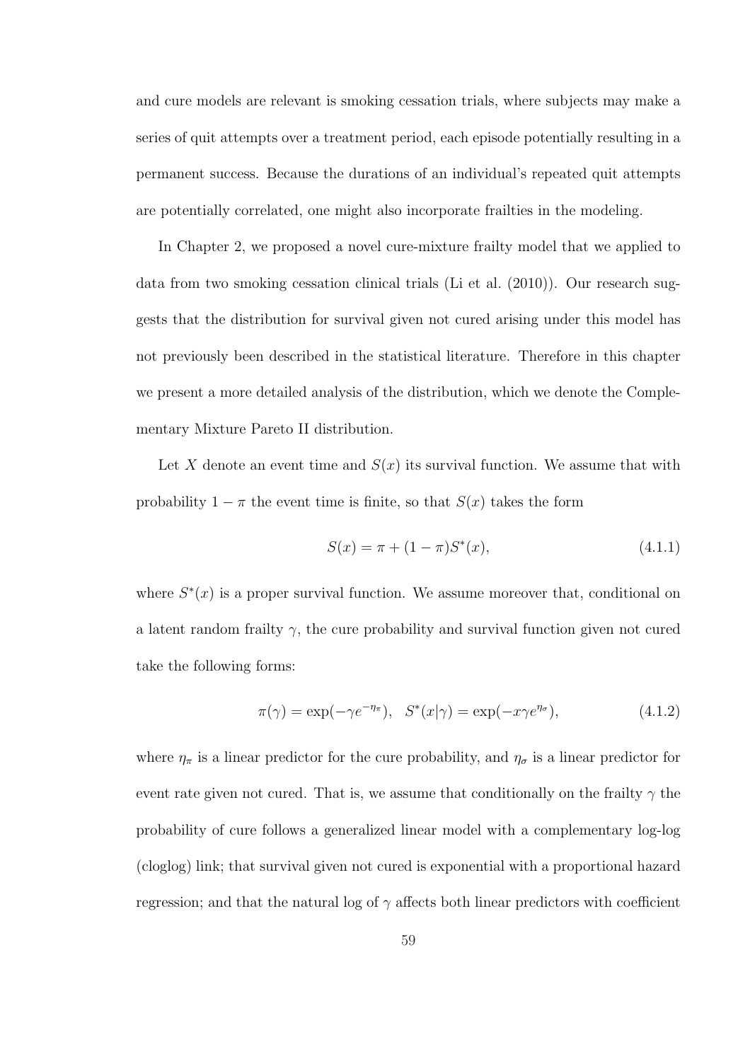and cure models are relevant is smoking cessation trials, where subjects may make a series of quit attempts over a treatment period, each episode potentially resulting in a permanent success. Because the durations of an individual's repeated quit attempts are potentially correlated, one might also incorporate frailties in the modeling.

In Chapter 2, we proposed a novel cure-mixture frailty model that we applied to data from two smoking cessation clinical trials (Li et al. (2010)). Our research suggests that the distribution for survival given not cured arising under this model has not previously been described in the statistical literature. Therefore in this chapter we present a more detailed analysis of the distribution, which we denote the Complementary Mixture Pareto II distribution.

Let $X$ denote an event time and $S(x)$ its survival function. We assume that with probability $1 - \pi$ the event time is finite, so that $S(x)$ takes the form

$$S(x) = \pi + (1 - \pi)S^*(x), \tag{4.1.1}$$

where $S^*(x)$ is a proper survival function. We assume moreover that, conditional on a latent random frailty $\gamma$, the cure probability and survival function given not cured take the following forms:

$$\pi(\gamma) = \exp(-\gamma e^{-\eta_\pi}), \quad S^*(x|\gamma) = \exp(-x\gamma e^{\eta_\sigma}), \tag{4.1.2}$$

where $\eta_\pi$ is a linear predictor for the cure probability, and $\eta_\sigma$ is a linear predictor for event rate given not cured. That is, we assume that conditionally on the frailty $\gamma$ the probability of cure follows a generalized linear model with a complementary log-log (cloglog) link; that survival given not cured is exponential with a proportional hazard regression; and that the natural log of $\gamma$ affects both linear predictors with coefficient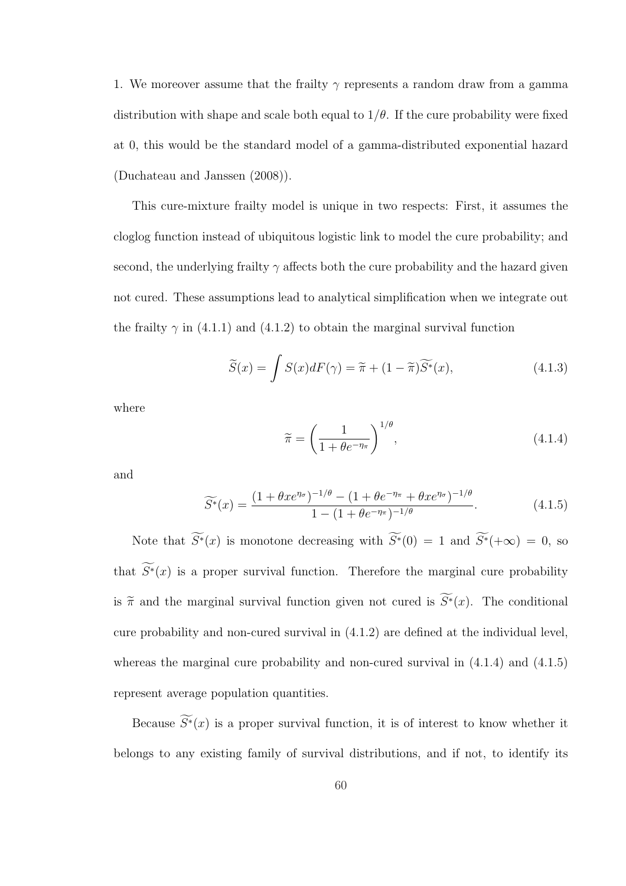1. We moreover assume that the frailty $\gamma$ represents a random draw from a gamma distribution with shape and scale both equal to $1/\theta$. If the cure probability were fixed at 0, this would be the standard model of a gamma-distributed exponential hazard (Duchateau and Janssen (2008)).

This cure-mixture frailty model is unique in two respects: First, it assumes the cloglog function instead of ubiquitous logistic link to model the cure probability; and second, the underlying frailty $\gamma$ affects both the cure probability and the hazard given not cured. These assumptions lead to analytical simplification when we integrate out the frailty $\gamma$ in (4.1.1) and (4.1.2) to obtain the marginal survival function

$$\widetilde{S}(x) = \int S(x)dF(\gamma) = \widetilde{\pi} + (1-\widetilde{\pi})\widetilde{S^*}(x), \tag{4.1.3}$$

where

$$\widetilde{\pi} = \left(\frac{1}{1+\theta e^{-\eta_\pi}}\right)^{1/\theta}, \tag{4.1.4}$$

and

$$\widetilde{S^*}(x) = \frac{(1+\theta x e^{\eta_\sigma})^{-1/\theta} - (1+\theta e^{-\eta_\pi} + \theta x e^{\eta_\sigma})^{-1/\theta}}{1-(1+\theta e^{-\eta_\pi})^{-1/\theta}}. \tag{4.1.5}$$

Note that $\widetilde{S^*}(x)$ is monotone decreasing with $\widetilde{S^*}(0) = 1$ and $\widetilde{S^*}(+\infty) = 0$, so that $\widetilde{S^*}(x)$ is a proper survival function. Therefore the marginal cure probability is $\widetilde{\pi}$ and the marginal survival function given not cured is $\widetilde{S^*}(x)$. The conditional cure probability and non-cured survival in (4.1.2) are defined at the individual level, whereas the marginal cure probability and non-cured survival in (4.1.4) and (4.1.5) represent average population quantities.

Because $\widetilde{S^*}(x)$ is a proper survival function, it is of interest to know whether it belongs to any existing family of survival distributions, and if not, to identify its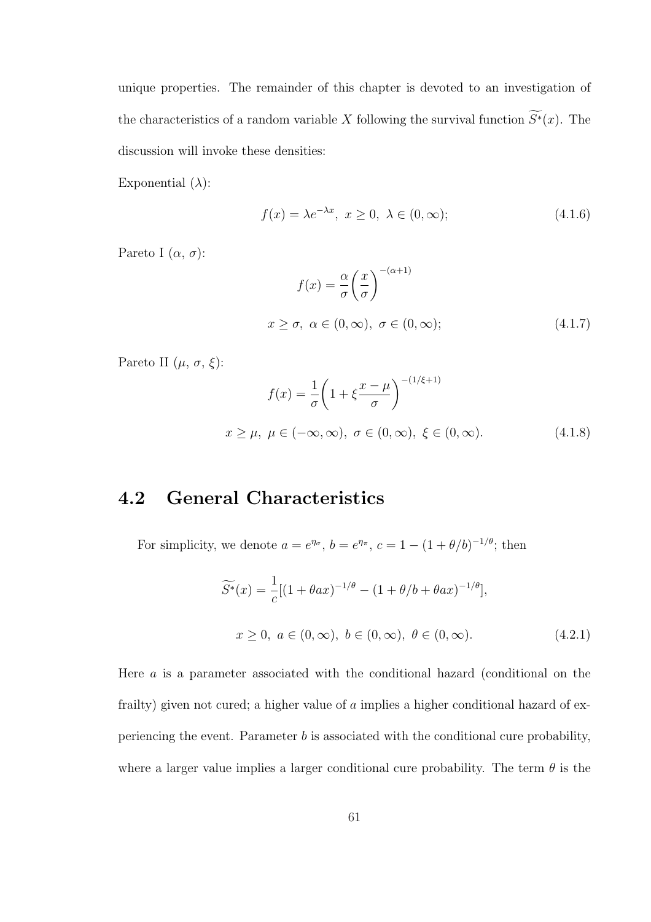unique properties. The remainder of this chapter is devoted to an investigation of the characteristics of a random variable $X$ following the survival function $\widetilde{S^*}(x)$. The discussion will invoke these densities:

Exponential ($\lambda$):

$$f(x) = \lambda e^{-\lambda x},\ x \geq 0,\ \lambda \in (0, \infty); \tag{4.1.6}$$

Pareto I ($\alpha$, $\sigma$):

$$f(x) = \frac{\alpha}{\sigma}\left(\frac{x}{\sigma}\right)^{-(\alpha+1)}$$

$$x \geq \sigma,\ \alpha \in (0, \infty),\ \sigma \in (0, \infty); \tag{4.1.7}$$

Pareto II ($\mu$, $\sigma$, $\xi$):

$$f(x) = \frac{1}{\sigma}\left(1 + \xi\frac{x-\mu}{\sigma}\right)^{-(1/\xi+1)}$$

$$x \geq \mu,\ \mu \in (-\infty, \infty),\ \sigma \in (0, \infty),\ \xi \in (0, \infty). \tag{4.1.8}$$

## 4.2 General Characteristics

For simplicity, we denote $a = e^{\eta_\sigma}$, $b = e^{\eta_\pi}$, $c = 1 - (1 + \theta/b)^{-1/\theta}$; then

$$\widetilde{S^*}(x) = \frac{1}{c}[(1 + \theta a x)^{-1/\theta} - (1 + \theta/b + \theta a x)^{-1/\theta}],$$

$$x \geq 0,\ a \in (0, \infty),\ b \in (0, \infty),\ \theta \in (0, \infty). \tag{4.2.1}$$

Here $a$ is a parameter associated with the conditional hazard (conditional on the frailty) given not cured; a higher value of $a$ implies a higher conditional hazard of experiencing the event. Parameter $b$ is associated with the conditional cure probability, where a larger value implies a larger conditional cure probability. The term $\theta$ is the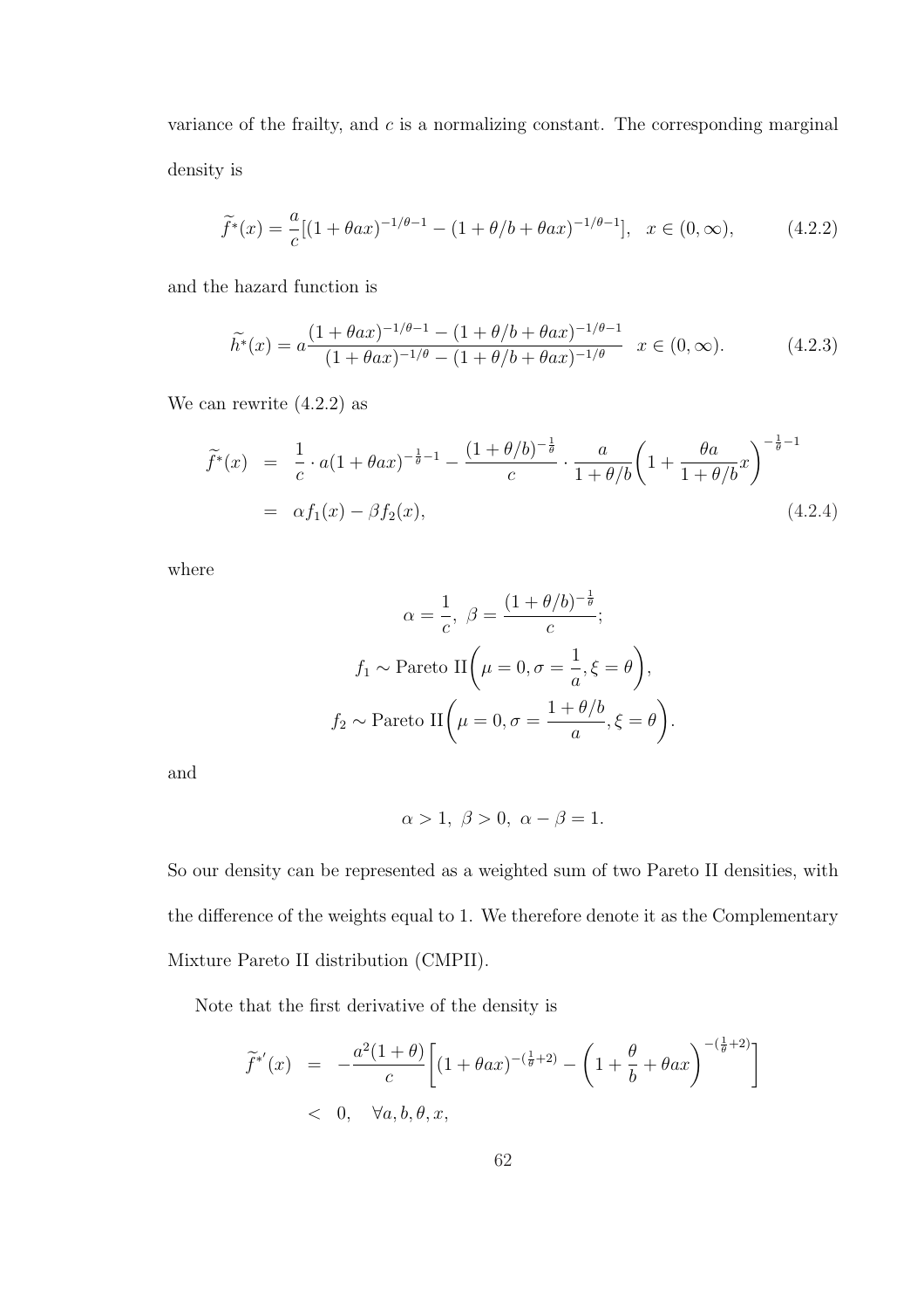variance of the frailty, and $c$ is a normalizing constant. The corresponding marginal density is

$$\widetilde{f}^{*}(x) = \frac{a}{c}[(1+\theta a x)^{-1/\theta-1} - (1+\theta/b+\theta a x)^{-1/\theta-1}], \quad x \in (0,\infty), \tag{4.2.2}$$

and the hazard function is

$$\widetilde{h}^{*}(x) = a\frac{(1+\theta a x)^{-1/\theta-1} - (1+\theta/b+\theta a x)^{-1/\theta-1}}{(1+\theta a x)^{-1/\theta} - (1+\theta/b+\theta a x)^{-1/\theta}} \quad x \in (0,\infty). \tag{4.2.3}$$

We can rewrite (4.2.2) as

$$\begin{aligned}
\widetilde{f}^{*}(x) &= \frac{1}{c}\cdot a(1+\theta a x)^{-\frac{1}{\theta}-1} - \frac{(1+\theta/b)^{-\frac{1}{\theta}}}{c}\cdot\frac{a}{1+\theta/b}\left(1+\frac{\theta a}{1+\theta/b}x\right)^{-\frac{1}{\theta}-1} \\
&= \alpha f_1(x) - \beta f_2(x), \qquad (4.2.4)
\end{aligned}$$

where

$$\alpha = \frac{1}{c},\ \beta = \frac{(1+\theta/b)^{-\frac{1}{\theta}}}{c};$$

$$f_1 \sim \text{Pareto II}\left(\mu = 0, \sigma = \frac{1}{a}, \xi = \theta\right),$$

$$f_2 \sim \text{Pareto II}\left(\mu = 0, \sigma = \frac{1+\theta/b}{a}, \xi = \theta\right).$$

and

$$\alpha > 1,\ \beta > 0,\ \alpha - \beta = 1.$$

So our density can be represented as a weighted sum of two Pareto II densities, with the difference of the weights equal to 1. We therefore denote it as the Complementary Mixture Pareto II distribution (CMPII).

Note that the first derivative of the density is

$$\begin{aligned}
\widetilde{f}^{*\prime}(x) &= -\frac{a^2(1+\theta)}{c}\left[(1+\theta a x)^{-(\frac{1}{\theta}+2)} - \left(1+\frac{\theta}{b}+\theta a x\right)^{-(\frac{1}{\theta}+2)}\right] \\
&< 0, \quad \forall a, b, \theta, x,
\end{aligned}$$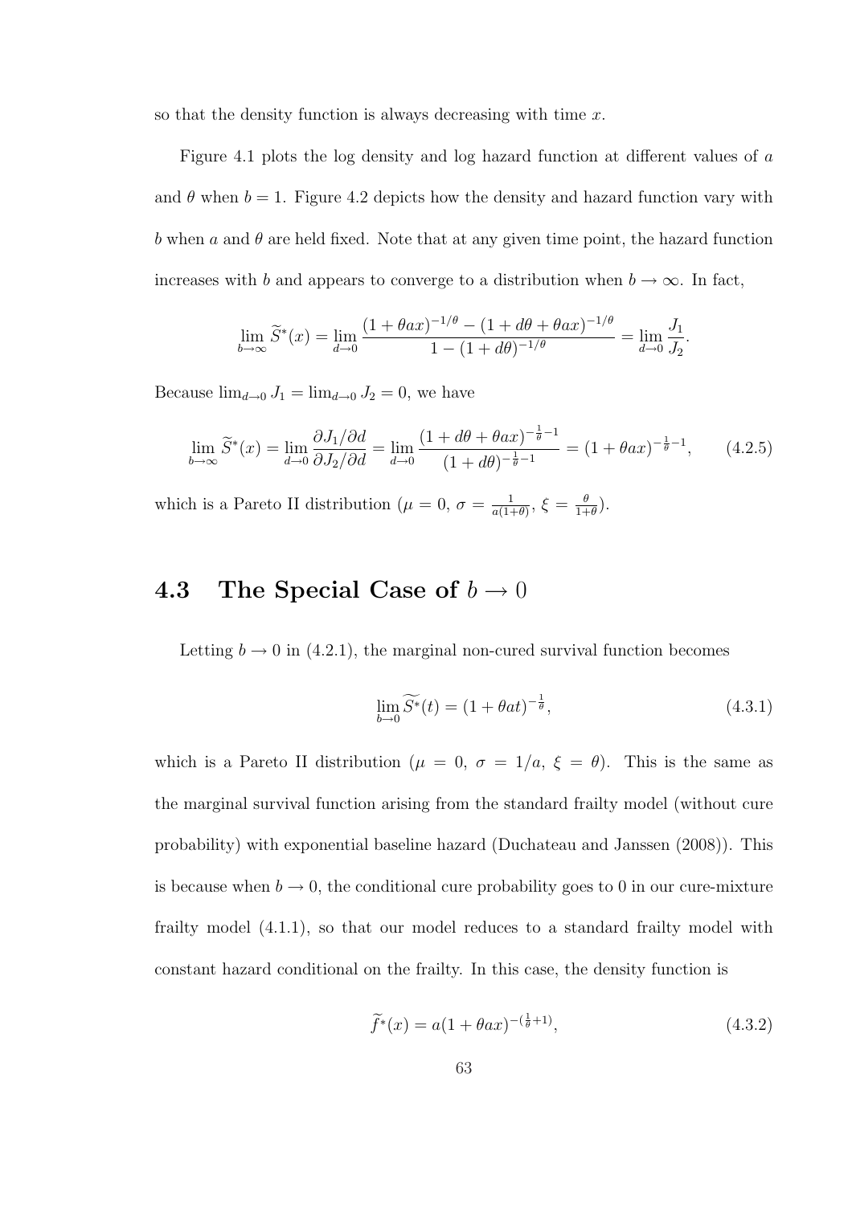so that the density function is always decreasing with time $x$.

Figure 4.1 plots the log density and log hazard function at different values of $a$ and $\theta$ when $b = 1$. Figure 4.2 depicts how the density and hazard function vary with $b$ when $a$ and $\theta$ are held fixed. Note that at any given time point, the hazard function increases with $b$ and appears to converge to a distribution when $b \to \infty$. In fact,

$$\lim_{b\to\infty} \widetilde{S}^*(x) = \lim_{d\to 0} \frac{(1+\theta a x)^{-1/\theta} - (1 + d\theta + \theta a x)^{-1/\theta}}{1 - (1+d\theta)^{-1/\theta}} = \lim_{d\to 0} \frac{J_1}{J_2}.$$

Because $\lim_{d\to 0} J_1 = \lim_{d\to 0} J_2 = 0$, we have

$$\lim_{b\to\infty} \widetilde{S}^*(x) = \lim_{d\to 0} \frac{\partial J_1/\partial d}{\partial J_2/\partial d} = \lim_{d\to 0} \frac{(1+d\theta+\theta a x)^{-\frac{1}{\theta}-1}}{(1+d\theta)^{-\frac{1}{\theta}-1}} = (1+\theta a x)^{-\frac{1}{\theta}-1}, \qquad (4.2.5)$$

which is a Pareto II distribution ($\mu = 0$, $\sigma = \frac{1}{a(1+\theta)}$, $\xi = \frac{\theta}{1+\theta}$).

## 4.3 The Special Case of $b \to 0$

Letting $b \to 0$ in (4.2.1), the marginal non-cured survival function becomes

$$\lim_{b\to 0} \widetilde{S^*}(t) = (1+\theta a t)^{-\frac{1}{\theta}}, \qquad (4.3.1)$$

which is a Pareto II distribution ($\mu = 0$, $\sigma = 1/a$, $\xi = \theta$). This is the same as the marginal survival function arising from the standard frailty model (without cure probability) with exponential baseline hazard (Duchateau and Janssen (2008)). This is because when $b \to 0$, the conditional cure probability goes to 0 in our cure-mixture frailty model (4.1.1), so that our model reduces to a standard frailty model with constant hazard conditional on the frailty. In this case, the density function is

$$\widetilde{f}^*(x) = a(1+\theta a x)^{-(\frac{1}{\theta}+1)}, \qquad (4.3.2)$$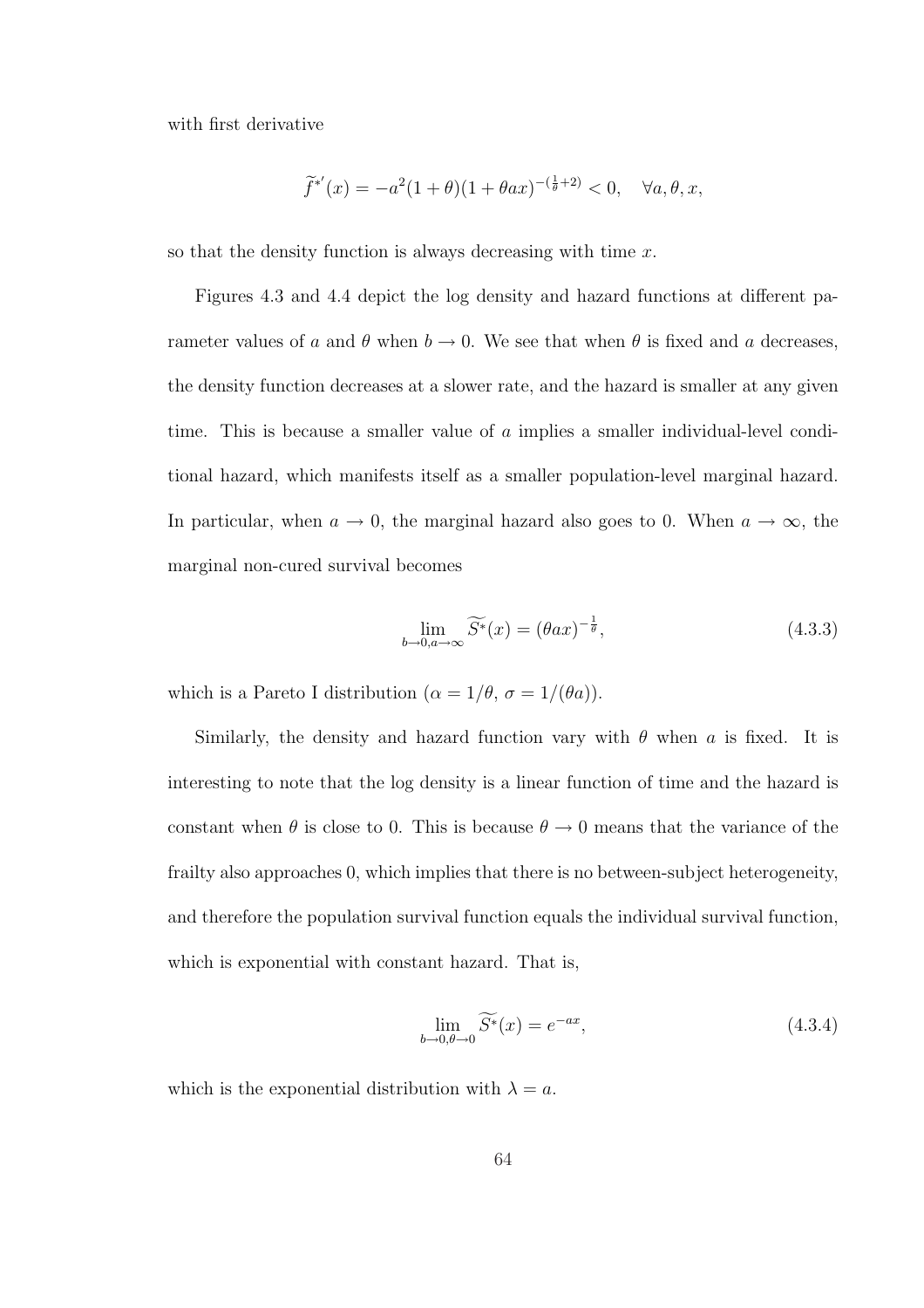with first derivative

$$\widetilde{f}^{*'}(x) = -a^2(1+\theta)(1+\theta a x)^{-(\frac{1}{\theta}+2)} < 0, \quad \forall a, \theta, x,$$

so that the density function is always decreasing with time $x$.

Figures 4.3 and 4.4 depict the log density and hazard functions at different parameter values of $a$ and $\theta$ when $b \to 0$. We see that when $\theta$ is fixed and $a$ decreases, the density function decreases at a slower rate, and the hazard is smaller at any given time. This is because a smaller value of $a$ implies a smaller individual-level conditional hazard, which manifests itself as a smaller population-level marginal hazard. In particular, when $a \to 0$, the marginal hazard also goes to 0. When $a \to \infty$, the marginal non-cured survival becomes

$$\lim_{b \to 0, a \to \infty} \widetilde{S^*}(x) = (\theta a x)^{-\frac{1}{\theta}}, \tag{4.3.3}$$

which is a Pareto I distribution ($\alpha = 1/\theta$, $\sigma = 1/(\theta a)$).

Similarly, the density and hazard function vary with $\theta$ when $a$ is fixed. It is interesting to note that the log density is a linear function of time and the hazard is constant when $\theta$ is close to 0. This is because $\theta \to 0$ means that the variance of the frailty also approaches 0, which implies that there is no between-subject heterogeneity, and therefore the population survival function equals the individual survival function, which is exponential with constant hazard. That is,

$$\lim_{b \to 0, \theta \to 0} \widetilde{S^*}(x) = e^{-ax}, \tag{4.3.4}$$

which is the exponential distribution with $\lambda = a$.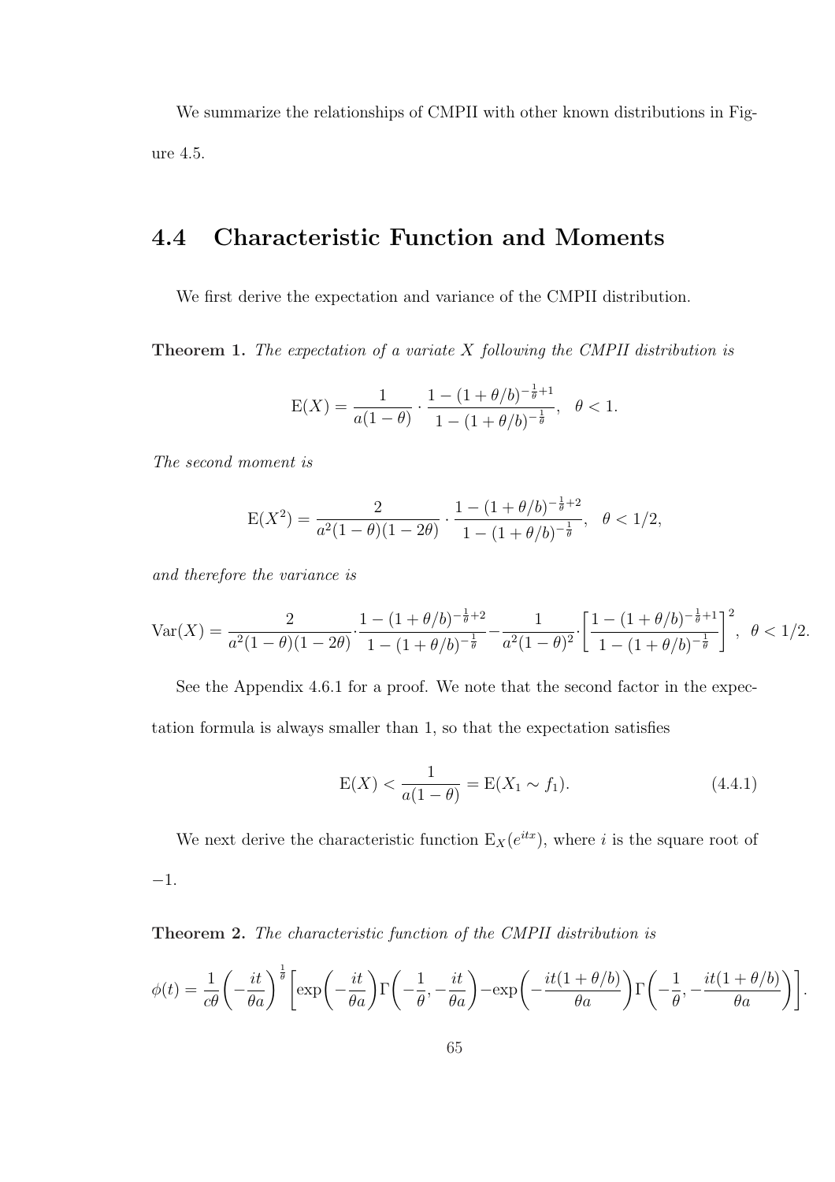We summarize the relationships of CMPII with other known distributions in Figure 4.5.

## 4.4 Characteristic Function and Moments

We first derive the expectation and variance of the CMPII distribution.

**Theorem 1.** *The expectation of a variate $X$ following the CMPII distribution is*

$$\mathrm{E}(X) = \frac{1}{a(1-\theta)} \cdot \frac{1-(1+\theta/b)^{-\frac{1}{\theta}+1}}{1-(1+\theta/b)^{-\frac{1}{\theta}}}, \quad \theta < 1.$$

*The second moment is*

$$\mathrm{E}(X^2) = \frac{2}{a^2(1-\theta)(1-2\theta)} \cdot \frac{1-(1+\theta/b)^{-\frac{1}{\theta}+2}}{1-(1+\theta/b)^{-\frac{1}{\theta}}}, \quad \theta < 1/2,$$

*and therefore the variance is*

$$\mathrm{Var}(X) = \frac{2}{a^2(1-\theta)(1-2\theta)} \cdot \frac{1-(1+\theta/b)^{-\frac{1}{\theta}+2}}{1-(1+\theta/b)^{-\frac{1}{\theta}}} - \frac{1}{a^2(1-\theta)^2} \cdot \left[\frac{1-(1+\theta/b)^{-\frac{1}{\theta}+1}}{1-(1+\theta/b)^{-\frac{1}{\theta}}}\right]^2, \quad \theta < 1/2.$$

See the Appendix 4.6.1 for a proof. We note that the second factor in the expectation formula is always smaller than 1, so that the expectation satisfies

$$\mathrm{E}(X) < \frac{1}{a(1-\theta)} = \mathrm{E}(X_1 \sim f_1). \tag{4.4.1}$$

We next derive the characteristic function $\mathrm{E}_X(e^{itx})$, where $i$ is the square root of $-1$.

**Theorem 2.** *The characteristic function of the CMPII distribution is*

$$\phi(t) = \frac{1}{c\theta}\left(-\frac{it}{\theta a}\right)^{\frac{1}{\theta}}\left[\exp\left(-\frac{it}{\theta a}\right)\Gamma\left(-\frac{1}{\theta}, -\frac{it}{\theta a}\right) - \exp\left(-\frac{it(1+\theta/b)}{\theta a}\right)\Gamma\left(-\frac{1}{\theta}, -\frac{it(1+\theta/b)}{\theta a}\right)\right].$$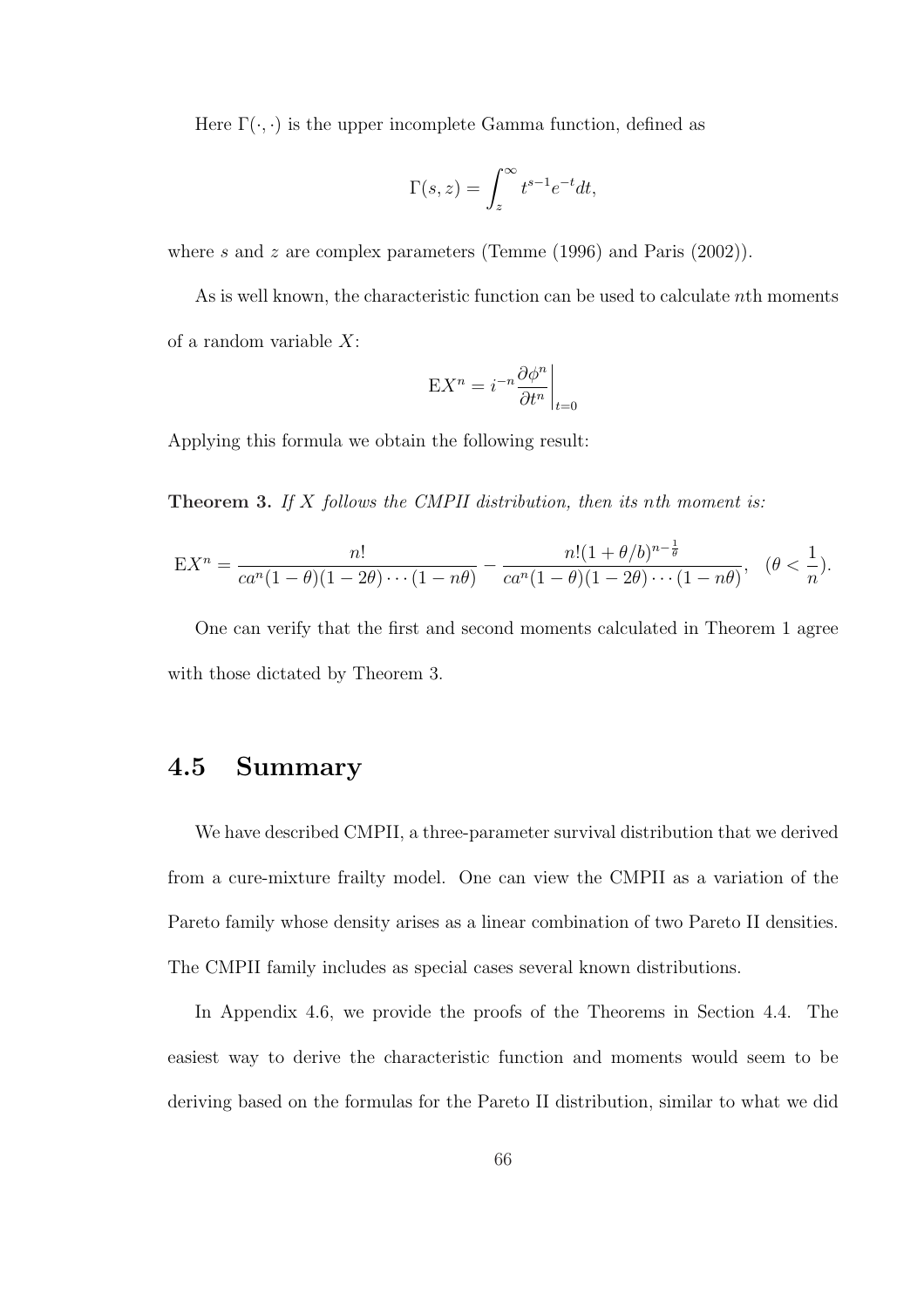Here $\Gamma(\cdot, \cdot)$ is the upper incomplete Gamma function, defined as

$$\Gamma(s, z) = \int_z^\infty t^{s-1} e^{-t} dt,$$

where $s$ and $z$ are complex parameters (Temme (1996) and Paris (2002)).

As is well known, the characteristic function can be used to calculate $n$th moments of a random variable $X$:

$$\mathrm{E}X^n = i^{-n} \frac{\partial \phi^n}{\partial t^n}\bigg|_{t=0}$$

Applying this formula we obtain the following result:

**Theorem 3.** *If $X$ follows the CMPII distribution, then its $n$th moment is:*

$$\mathrm{E}X^n = \frac{n!}{ca^n(1-\theta)(1-2\theta)\cdots(1-n\theta)} - \frac{n!(1+\theta/b)^{n-\frac{1}{\theta}}}{ca^n(1-\theta)(1-2\theta)\cdots(1-n\theta)}, \quad (\theta < \frac{1}{n}).$$

One can verify that the first and second moments calculated in Theorem 1 agree with those dictated by Theorem 3.

## 4.5 Summary

We have described CMPII, a three-parameter survival distribution that we derived from a cure-mixture frailty model. One can view the CMPII as a variation of the Pareto family whose density arises as a linear combination of two Pareto II densities. The CMPII family includes as special cases several known distributions.

In Appendix 4.6, we provide the proofs of the Theorems in Section 4.4. The easiest way to derive the characteristic function and moments would seem to be deriving based on the formulas for the Pareto II distribution, similar to what we did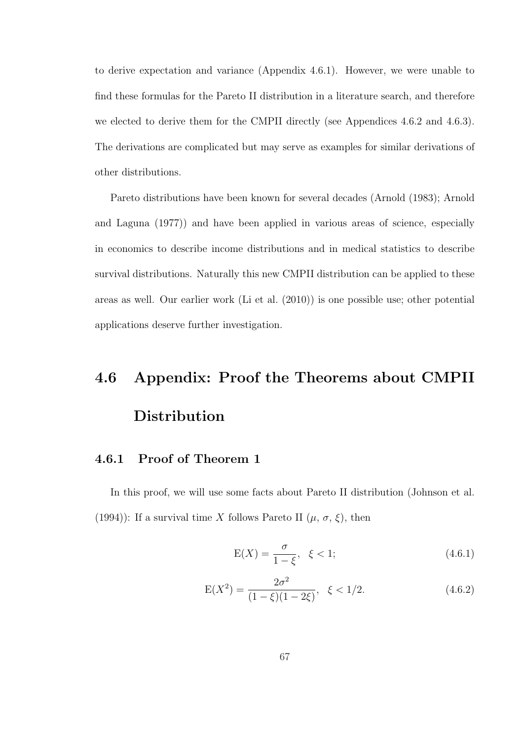to derive expectation and variance (Appendix 4.6.1). However, we were unable to find these formulas for the Pareto II distribution in a literature search, and therefore we elected to derive them for the CMPII directly (see Appendices 4.6.2 and 4.6.3). The derivations are complicated but may serve as examples for similar derivations of other distributions.

Pareto distributions have been known for several decades (Arnold (1983); Arnold and Laguna (1977)) and have been applied in various areas of science, especially in economics to describe income distributions and in medical statistics to describe survival distributions. Naturally this new CMPII distribution can be applied to these areas as well. Our earlier work (Li et al. (2010)) is one possible use; other potential applications deserve further investigation.

## 4.6 Appendix: Proof the Theorems about CMPII Distribution

### 4.6.1 Proof of Theorem 1

In this proof, we will use some facts about Pareto II distribution (Johnson et al. (1994)): If a survival time $X$ follows Pareto II ($\mu$, $\sigma$, $\xi$), then

$$\mathrm{E}(X) = \frac{\sigma}{1-\xi}, \quad \xi < 1; \tag{4.6.1}$$

$$\mathrm{E}(X^2) = \frac{2\sigma^2}{(1-\xi)(1-2\xi)}, \quad \xi < 1/2. \tag{4.6.2}$$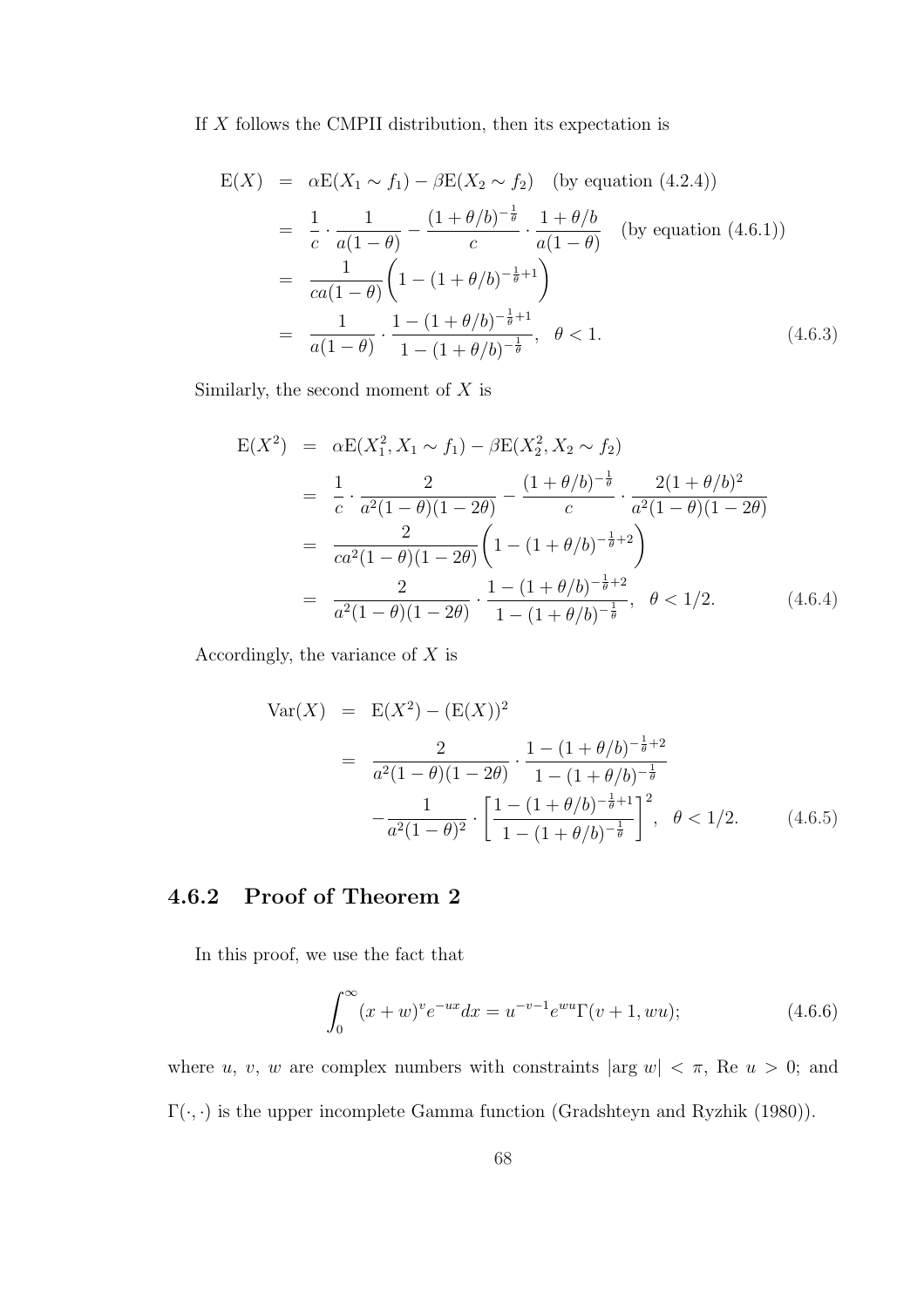If $X$ follows the CMPII distribution, then its expectation is

$$
\begin{aligned}
\mathrm{E}(X) &= \alpha \mathrm{E}(X_1 \sim f_1) - \beta \mathrm{E}(X_2 \sim f_2) \quad \text{(by equation (4.2.4))} \\
&= \frac{1}{c} \cdot \frac{1}{a(1-\theta)} - \frac{(1+\theta/b)^{-\frac{1}{\theta}}}{c} \cdot \frac{1+\theta/b}{a(1-\theta)} \quad \text{(by equation (4.6.1))} \\
&= \frac{1}{ca(1-\theta)} \left( 1 - (1+\theta/b)^{-\frac{1}{\theta}+1} \right) \\
&= \frac{1}{a(1-\theta)} \cdot \frac{1 - (1+\theta/b)^{-\frac{1}{\theta}+1}}{1 - (1+\theta/b)^{-\frac{1}{\theta}}}, \quad \theta < 1.
\end{aligned} \tag{4.6.3}
$$

Similarly, the second moment of $X$ is

$$
\begin{aligned}
\mathrm{E}(X^2) &= \alpha \mathrm{E}(X_1^2, X_1 \sim f_1) - \beta \mathrm{E}(X_2^2, X_2 \sim f_2) \\
&= \frac{1}{c} \cdot \frac{2}{a^2(1-\theta)(1-2\theta)} - \frac{(1+\theta/b)^{-\frac{1}{\theta}}}{c} \cdot \frac{2(1+\theta/b)^2}{a^2(1-\theta)(1-2\theta)} \\
&= \frac{2}{ca^2(1-\theta)(1-2\theta)} \left( 1 - (1+\theta/b)^{-\frac{1}{\theta}+2} \right) \\
&= \frac{2}{a^2(1-\theta)(1-2\theta)} \cdot \frac{1 - (1+\theta/b)^{-\frac{1}{\theta}+2}}{1 - (1+\theta/b)^{-\frac{1}{\theta}}}, \quad \theta < 1/2.
\end{aligned} \tag{4.6.4}
$$

Accordingly, the variance of $X$ is

$$
\begin{aligned}
\mathrm{Var}(X) &= \mathrm{E}(X^2) - (\mathrm{E}(X))^2 \\
&= \frac{2}{a^2(1-\theta)(1-2\theta)} \cdot \frac{1 - (1+\theta/b)^{-\frac{1}{\theta}+2}}{1 - (1+\theta/b)^{-\frac{1}{\theta}}} \\
&\quad - \frac{1}{a^2(1-\theta)^2} \cdot \left[ \frac{1 - (1+\theta/b)^{-\frac{1}{\theta}+1}}{1 - (1+\theta/b)^{-\frac{1}{\theta}}} \right]^2, \quad \theta < 1/2.
\end{aligned} \tag{4.6.5}
$$

### 4.6.2 Proof of Theorem 2

In this proof, we use the fact that

$$
\int_0^\infty (x+w)^v e^{-ux} dx = u^{-v-1} e^{wu} \Gamma(v+1, wu); \tag{4.6.6}
$$

where $u$, $v$, $w$ are complex numbers with constraints $|\arg w| < \pi$, Re $u > 0$; and $\Gamma(\cdot, \cdot)$ is the upper incomplete Gamma function (Gradshteyn and Ryzhik (1980)).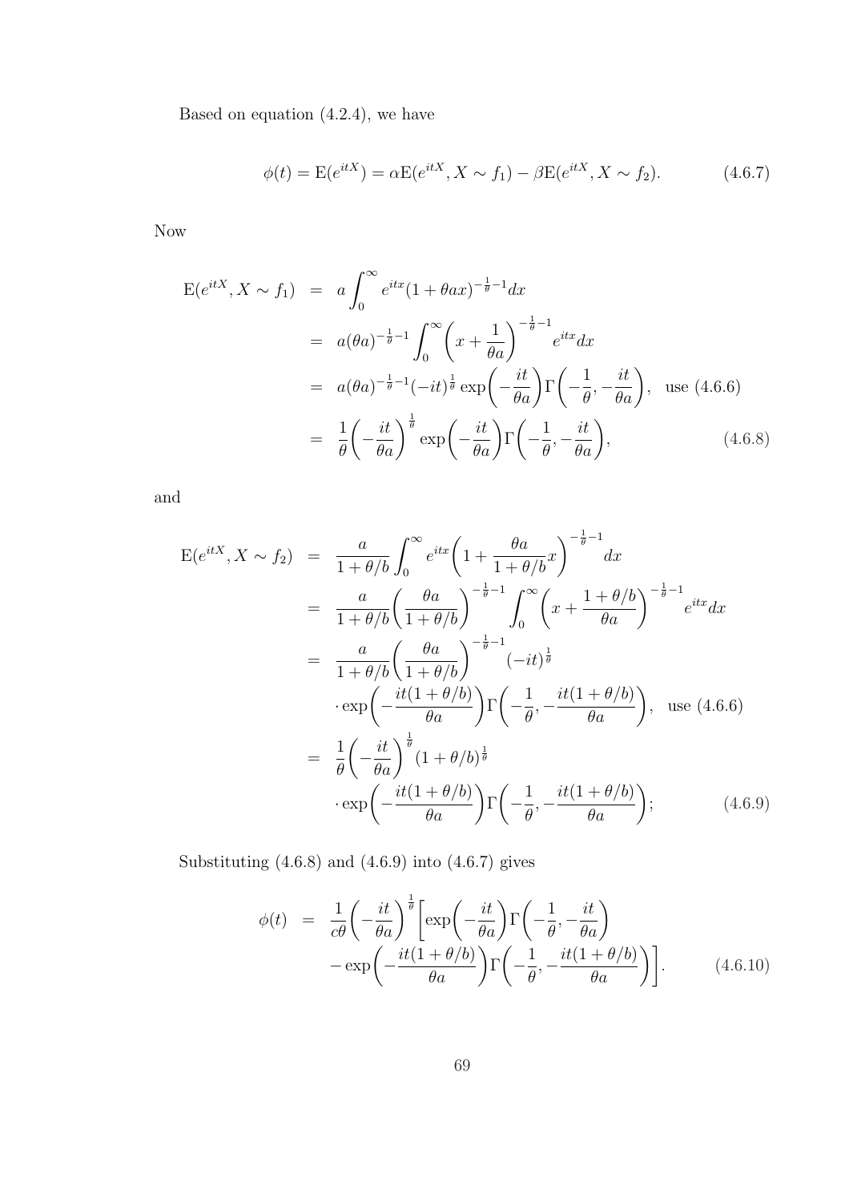Based on equation (4.2.4), we have

$$\phi(t) = \mathrm{E}(e^{itX}) = \alpha \mathrm{E}(e^{itX}, X \sim f_1) - \beta \mathrm{E}(e^{itX}, X \sim f_2). \tag{4.6.7}$$

Now

$$\begin{aligned}
\mathrm{E}(e^{itX}, X \sim f_1) &= a \int_0^\infty e^{itx}(1+\theta a x)^{-\frac{1}{\theta}-1} dx \\
&= a(\theta a)^{-\frac{1}{\theta}-1} \int_0^\infty \left(x + \frac{1}{\theta a}\right)^{-\frac{1}{\theta}-1} e^{itx} dx \\
&= a(\theta a)^{-\frac{1}{\theta}-1} (-it)^{\frac{1}{\theta}} \exp\left(-\frac{it}{\theta a}\right) \Gamma\left(-\frac{1}{\theta}, -\frac{it}{\theta a}\right), \quad \text{use (4.6.6)} \\
&= \frac{1}{\theta}\left(-\frac{it}{\theta a}\right)^{\frac{1}{\theta}} \exp\left(-\frac{it}{\theta a}\right) \Gamma\left(-\frac{1}{\theta}, -\frac{it}{\theta a}\right),
\end{aligned} \tag{4.6.8}$$

and

$$\begin{aligned}
\mathrm{E}(e^{itX}, X \sim f_2) &= \frac{a}{1+\theta/b} \int_0^\infty e^{itx}\left(1 + \frac{\theta a}{1+\theta/b}x\right)^{-\frac{1}{\theta}-1} dx \\
&= \frac{a}{1+\theta/b}\left(\frac{\theta a}{1+\theta/b}\right)^{-\frac{1}{\theta}-1} \int_0^\infty \left(x + \frac{1+\theta/b}{\theta a}\right)^{-\frac{1}{\theta}-1} e^{itx} dx \\
&= \frac{a}{1+\theta/b}\left(\frac{\theta a}{1+\theta/b}\right)^{-\frac{1}{\theta}-1} (-it)^{\frac{1}{\theta}} \\
&\quad \cdot \exp\left(-\frac{it(1+\theta/b)}{\theta a}\right) \Gamma\left(-\frac{1}{\theta}, -\frac{it(1+\theta/b)}{\theta a}\right), \quad \text{use (4.6.6)} \\
&= \frac{1}{\theta}\left(-\frac{it}{\theta a}\right)^{\frac{1}{\theta}} (1+\theta/b)^{\frac{1}{\theta}} \\
&\quad \cdot \exp\left(-\frac{it(1+\theta/b)}{\theta a}\right) \Gamma\left(-\frac{1}{\theta}, -\frac{it(1+\theta/b)}{\theta a}\right);
\end{aligned} \tag{4.6.9}$$

Substituting (4.6.8) and (4.6.9) into (4.6.7) gives

$$\begin{aligned}
\phi(t) &= \frac{1}{c\theta}\left(-\frac{it}{\theta a}\right)^{\frac{1}{\theta}} \left[\exp\left(-\frac{it}{\theta a}\right) \Gamma\left(-\frac{1}{\theta}, -\frac{it}{\theta a}\right) \right. \\
&\quad \left. - \exp\left(-\frac{it(1+\theta/b)}{\theta a}\right) \Gamma\left(-\frac{1}{\theta}, -\frac{it(1+\theta/b)}{\theta a}\right)\right].
\end{aligned} \tag{4.6.10}$$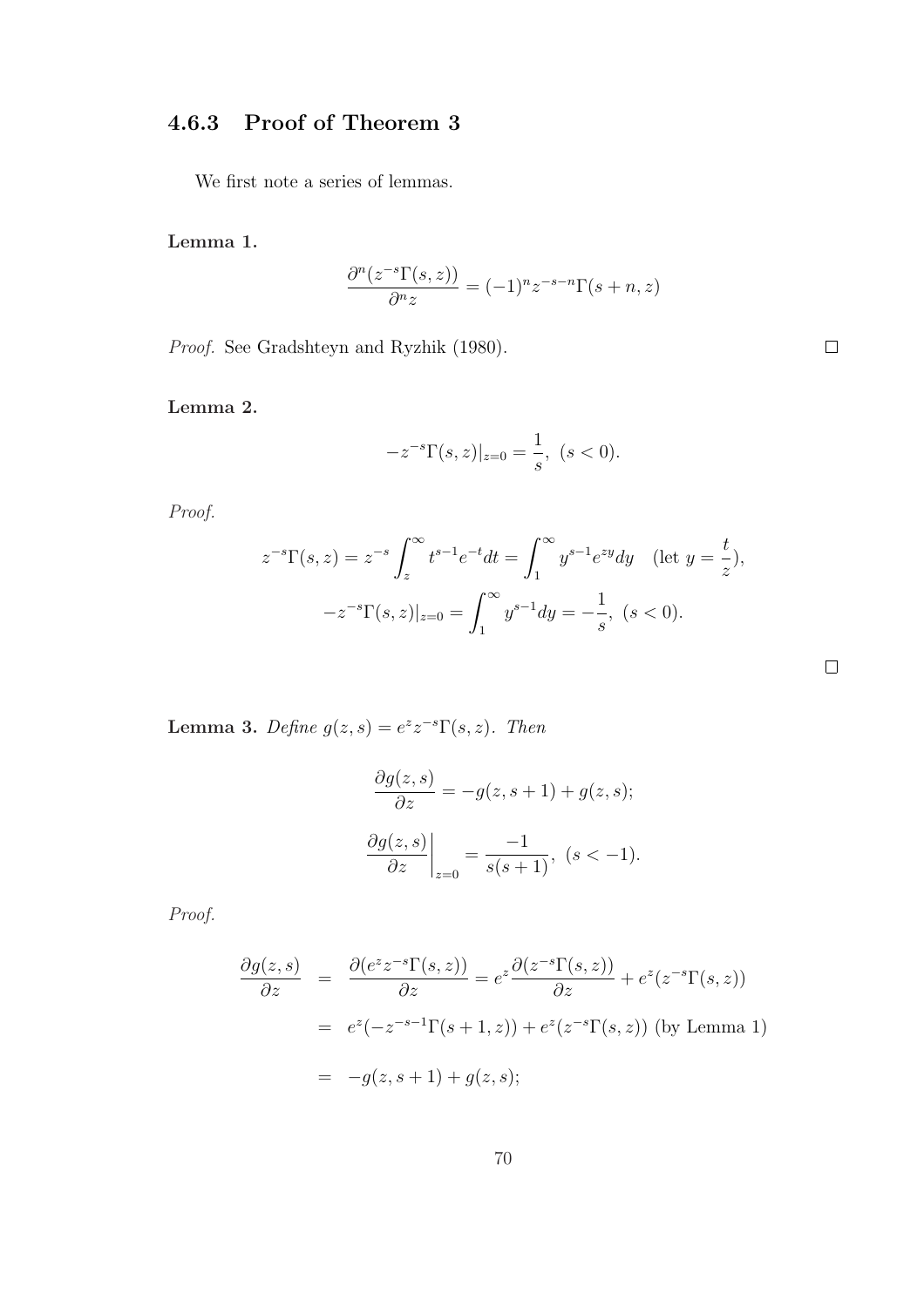### 4.6.3 Proof of Theorem 3

We first note a series of lemmas.

**Lemma 1.**

$$\frac{\partial^n (z^{-s}\Gamma(s,z))}{\partial^n z} = (-1)^n z^{-s-n}\Gamma(s+n,z)$$

*Proof.* See Gradshteyn and Ryzhik (1980). □

**Lemma 2.**

$$-z^{-s}\Gamma(s,z)|_{z=0} = \frac{1}{s},\ (s<0).$$

*Proof.*

$$z^{-s}\Gamma(s,z) = z^{-s}\int_z^\infty t^{s-1}e^{-t}dt = \int_1^\infty y^{s-1}e^{zy}dy \quad (\text{let } y = \frac{t}{z}),$$

$$-z^{-s}\Gamma(s,z)|_{z=0} = \int_1^\infty y^{s-1}dy = -\frac{1}{s},\ (s<0).$$

□

**Lemma 3.** *Define $g(z,s) = e^z z^{-s}\Gamma(s,z)$. Then*

$$\frac{\partial g(z,s)}{\partial z} = -g(z,s+1) + g(z,s);$$

$$\left.\frac{\partial g(z,s)}{\partial z}\right|_{z=0} = \frac{-1}{s(s+1)},\ (s<-1).$$

*Proof.*

$$\begin{aligned}
\frac{\partial g(z,s)}{\partial z} &= \frac{\partial (e^z z^{-s}\Gamma(s,z))}{\partial z} = e^z \frac{\partial (z^{-s}\Gamma(s,z))}{\partial z} + e^z (z^{-s}\Gamma(s,z)) \\
&= e^z(-z^{-s-1}\Gamma(s+1,z)) + e^z(z^{-s}\Gamma(s,z)) \text{ (by Lemma 1)} \\
&= -g(z,s+1) + g(z,s);
\end{aligned}$$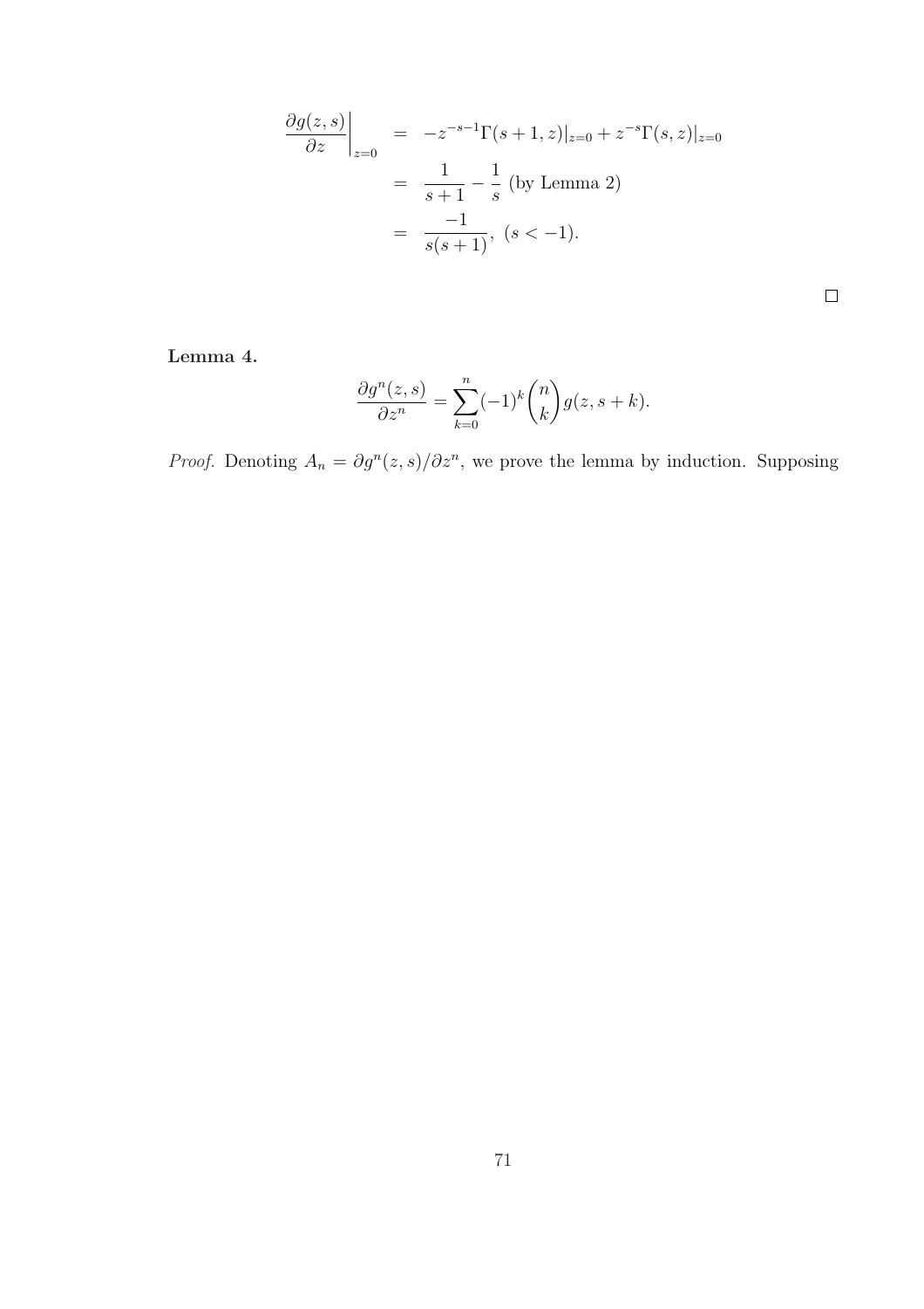$$
\begin{aligned}
\left.\frac{\partial g(z,s)}{\partial z}\right|_{z=0} &= -z^{-s-1}\Gamma(s+1,z)|_{z=0} + z^{-s}\Gamma(s,z)|_{z=0} \\
&= \frac{1}{s+1} - \frac{1}{s} \text{ (by Lemma 2)} \\
&= \frac{-1}{s(s+1)}, \ (s < -1).
\end{aligned}
$$

$\square$

**Lemma 4.**

$$
\frac{\partial g^n(z,s)}{\partial z^n} = \sum_{k=0}^{n} (-1)^k \binom{n}{k} g(z, s+k).
$$

*Proof.* Denoting $A_n = \partial g^n(z,s)/\partial z^n$, we prove the lemma by induction. Supposing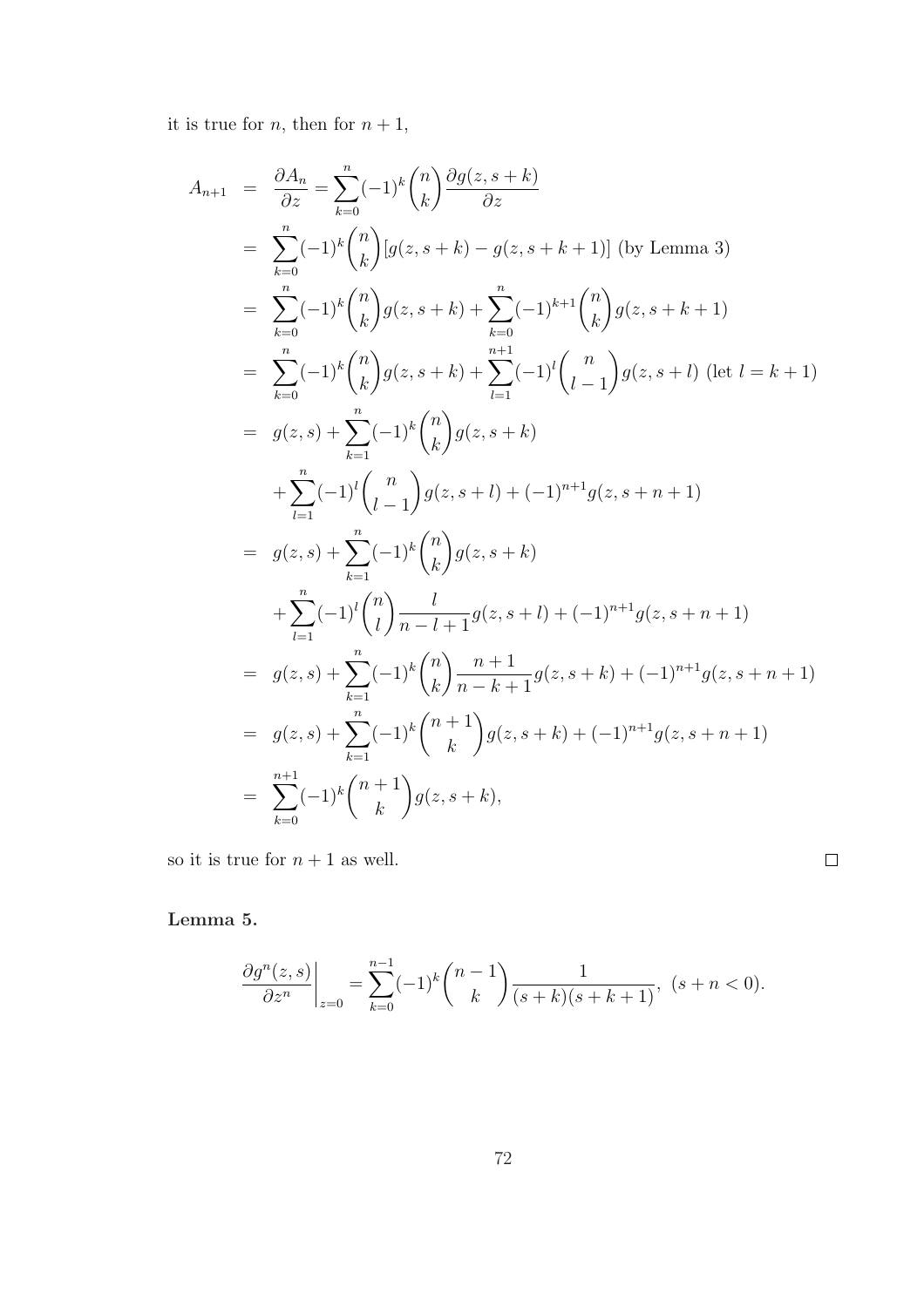it is true for $n$, then for $n+1$,

$$
\begin{aligned}
A_{n+1} &= \frac{\partial A_n}{\partial z} = \sum_{k=0}^{n}(-1)^k\binom{n}{k}\frac{\partial g(z,s+k)}{\partial z} \\
&= \sum_{k=0}^{n}(-1)^k\binom{n}{k}[g(z,s+k)-g(z,s+k+1)] \text{ (by Lemma 3)} \\
&= \sum_{k=0}^{n}(-1)^k\binom{n}{k}g(z,s+k)+\sum_{k=0}^{n}(-1)^{k+1}\binom{n}{k}g(z,s+k+1) \\
&= \sum_{k=0}^{n}(-1)^k\binom{n}{k}g(z,s+k)+\sum_{l=1}^{n+1}(-1)^{l}\binom{n}{l-1}g(z,s+l) \text{ (let } l=k+1) \\
&= g(z,s)+\sum_{k=1}^{n}(-1)^k\binom{n}{k}g(z,s+k) \\
&\quad +\sum_{l=1}^{n}(-1)^{l}\binom{n}{l-1}g(z,s+l)+(-1)^{n+1}g(z,s+n+1) \\
&= g(z,s)+\sum_{k=1}^{n}(-1)^k\binom{n}{k}g(z,s+k) \\
&\quad +\sum_{l=1}^{n}(-1)^{l}\binom{n}{l}\frac{l}{n-l+1}g(z,s+l)+(-1)^{n+1}g(z,s+n+1) \\
&= g(z,s)+\sum_{k=1}^{n}(-1)^k\binom{n}{k}\frac{n+1}{n-k+1}g(z,s+k)+(-1)^{n+1}g(z,s+n+1) \\
&= g(z,s)+\sum_{k=1}^{n}(-1)^k\binom{n+1}{k}g(z,s+k)+(-1)^{n+1}g(z,s+n+1) \\
&= \sum_{k=0}^{n+1}(-1)^k\binom{n+1}{k}g(z,s+k),
\end{aligned}
$$

so it is true for $n+1$ as well. □

**Lemma 5.**

$$
\left.\frac{\partial g^n(z,s)}{\partial z^n}\right|_{z=0} = \sum_{k=0}^{n-1}(-1)^k\binom{n-1}{k}\frac{1}{(s+k)(s+k+1)},\ (s+n<0).
$$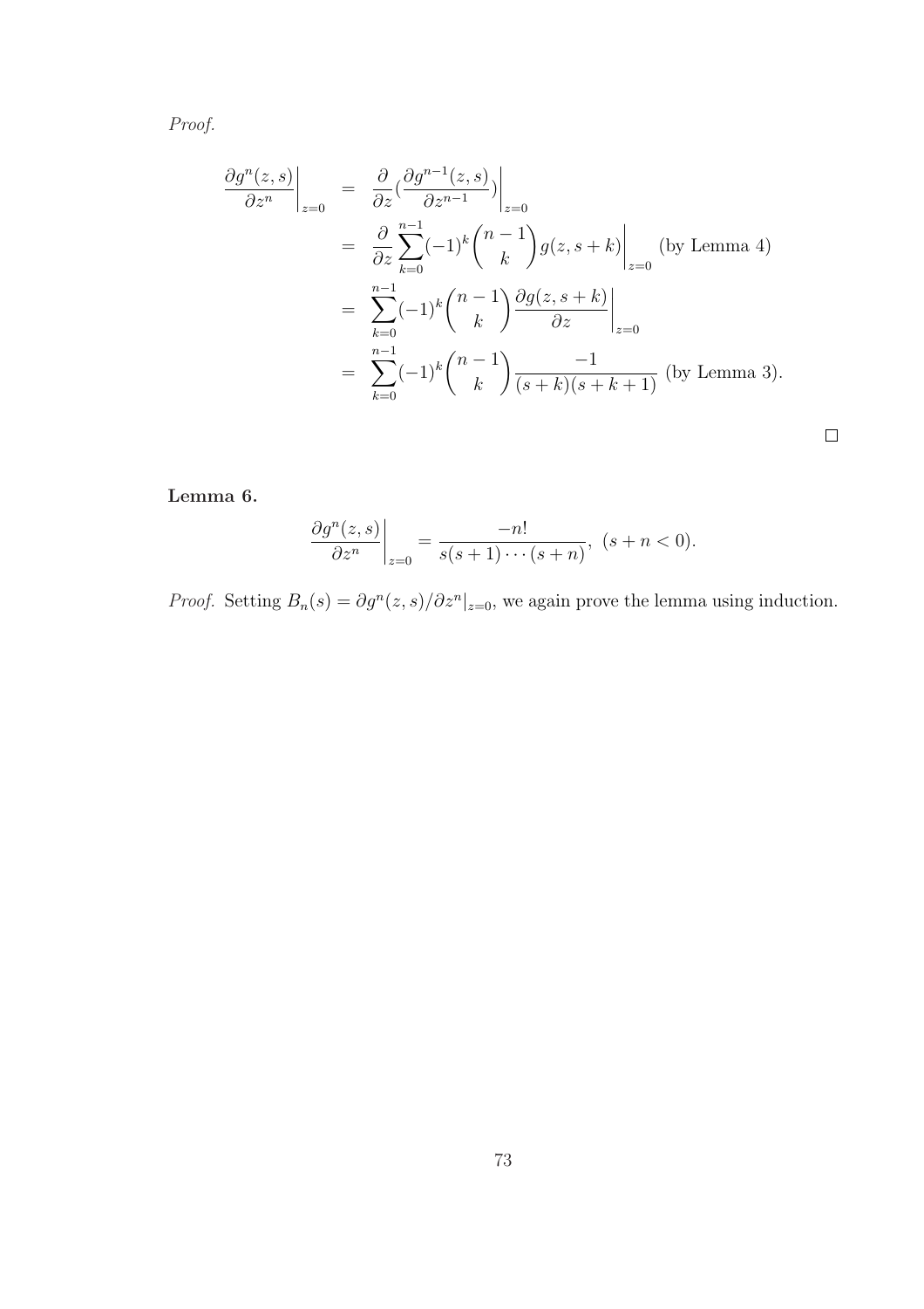*Proof.*

$$
\begin{aligned}
\left.\frac{\partial g^n(z,s)}{\partial z^n}\right|_{z=0} &= \left.\frac{\partial}{\partial z}\left(\frac{\partial g^{n-1}(z,s)}{\partial z^{n-1}}\right)\right|_{z=0} \\
&= \left.\frac{\partial}{\partial z}\sum_{k=0}^{n-1}(-1)^k\binom{n-1}{k}g(z,s+k)\right|_{z=0} \text{ (by Lemma 4)} \\
&= \left.\sum_{k=0}^{n-1}(-1)^k\binom{n-1}{k}\frac{\partial g(z,s+k)}{\partial z}\right|_{z=0} \\
&= \sum_{k=0}^{n-1}(-1)^k\binom{n-1}{k}\frac{-1}{(s+k)(s+k+1)} \text{ (by Lemma 3).}
\end{aligned}
$$

□

**Lemma 6.**

$$
\left.\frac{\partial g^n(z,s)}{\partial z^n}\right|_{z=0} = \frac{-n!}{s(s+1)\cdots(s+n)},\ (s+n<0).
$$

*Proof.* Setting $B_n(s) = \partial g^n(z,s)/\partial z^n|_{z=0}$, we again prove the lemma using induction.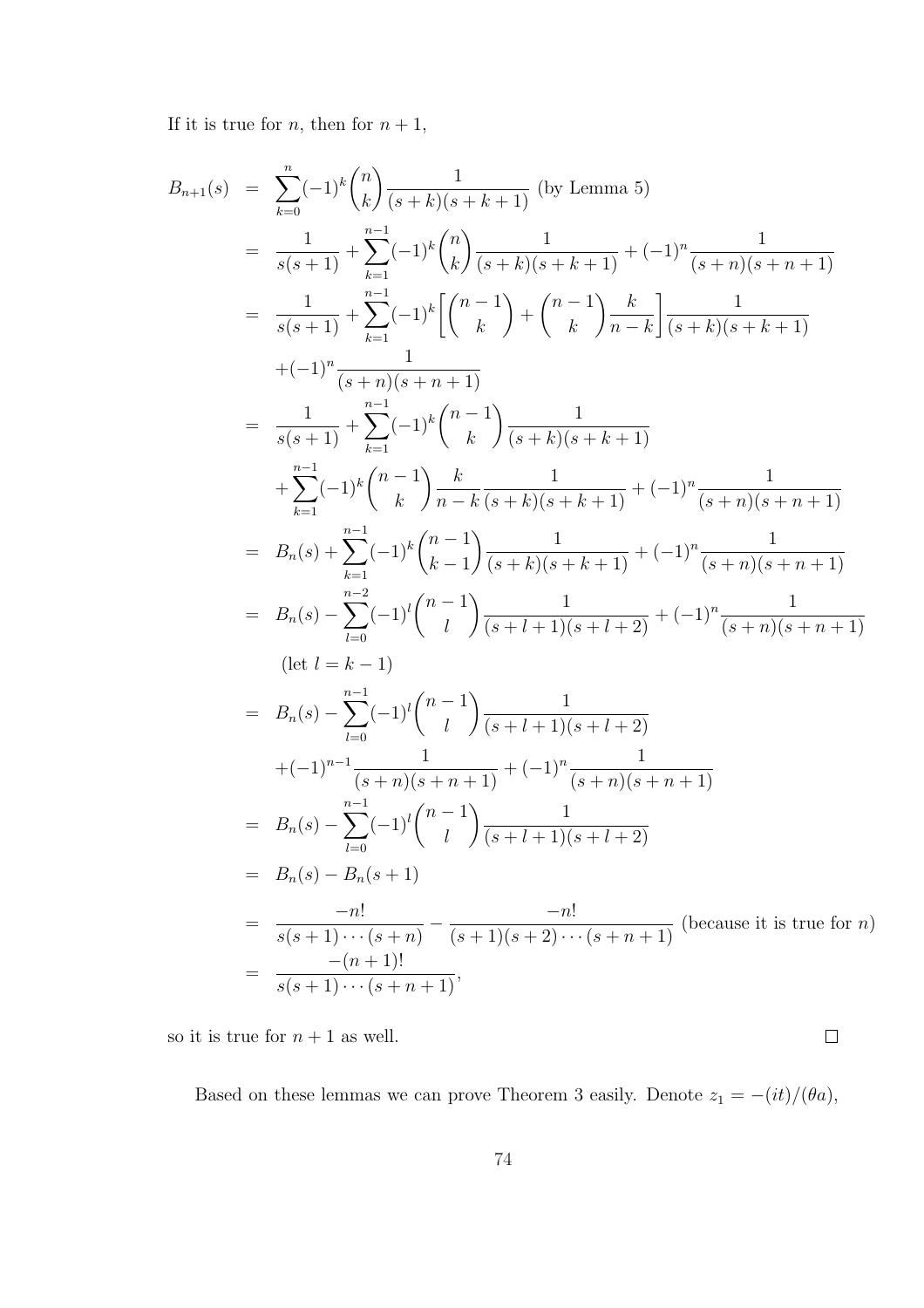If it is true for $n$, then for $n+1$,

$$
\begin{aligned}
B_{n+1}(s) &= \sum_{k=0}^{n}(-1)^k\binom{n}{k}\frac{1}{(s+k)(s+k+1)} \text{ (by Lemma 5)} \\
&= \frac{1}{s(s+1)}+\sum_{k=1}^{n-1}(-1)^k\binom{n}{k}\frac{1}{(s+k)(s+k+1)}+(-1)^n\frac{1}{(s+n)(s+n+1)} \\
&= \frac{1}{s(s+1)}+\sum_{k=1}^{n-1}(-1)^k\left[\binom{n-1}{k}+\binom{n-1}{k}\frac{k}{n-k}\right]\frac{1}{(s+k)(s+k+1)} \\
&\quad +(-1)^n\frac{1}{(s+n)(s+n+1)} \\
&= \frac{1}{s(s+1)}+\sum_{k=1}^{n-1}(-1)^k\binom{n-1}{k}\frac{1}{(s+k)(s+k+1)} \\
&\quad +\sum_{k=1}^{n-1}(-1)^k\binom{n-1}{k}\frac{k}{n-k}\frac{1}{(s+k)(s+k+1)}+(-1)^n\frac{1}{(s+n)(s+n+1)} \\
&= B_n(s)+\sum_{k=1}^{n-1}(-1)^k\binom{n-1}{k-1}\frac{1}{(s+k)(s+k+1)}+(-1)^n\frac{1}{(s+n)(s+n+1)} \\
&= B_n(s)-\sum_{l=0}^{n-2}(-1)^l\binom{n-1}{l}\frac{1}{(s+l+1)(s+l+2)}+(-1)^n\frac{1}{(s+n)(s+n+1)} \\
&\qquad \text{(let } l=k-1\text{)} \\
&= B_n(s)-\sum_{l=0}^{n-1}(-1)^l\binom{n-1}{l}\frac{1}{(s+l+1)(s+l+2)} \\
&\quad +(-1)^{n-1}\frac{1}{(s+n)(s+n+1)}+(-1)^n\frac{1}{(s+n)(s+n+1)} \\
&= B_n(s)-\sum_{l=0}^{n-1}(-1)^l\binom{n-1}{l}\frac{1}{(s+l+1)(s+l+2)} \\
&= B_n(s)-B_n(s+1) \\
&= \frac{-n!}{s(s+1)\cdots(s+n)}-\frac{-n!}{(s+1)(s+2)\cdots(s+n+1)} \text{ (because it is true for } n\text{)} \\
&= \frac{-(n+1)!}{s(s+1)\cdots(s+n+1)},
\end{aligned}
$$

so it is true for $n+1$ as well. $\square$

Based on these lemmas we can prove Theorem 3 easily. Denote $z_1 = -(it)/(\theta a)$,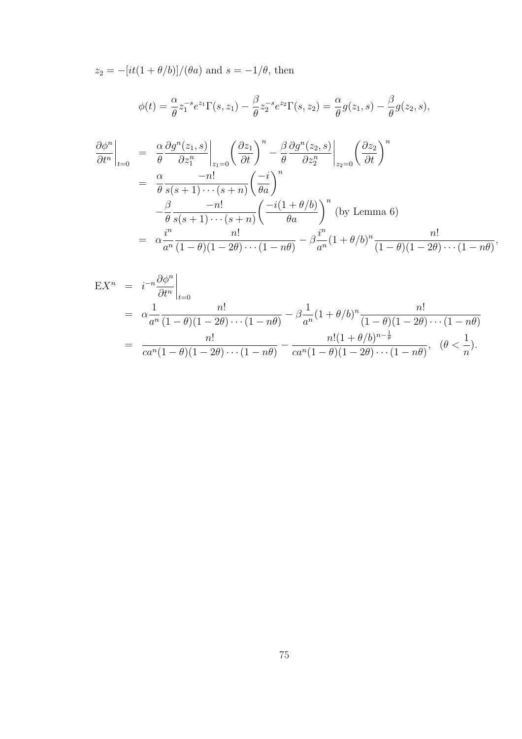$z_2 = -[it(1+\theta/b)]/(\theta a)$ and $s = -1/\theta$, then

$$\phi(t) = \frac{\alpha}{\theta} z_1^{-s} e^{z_1} \Gamma(s, z_1) - \frac{\beta}{\theta} z_2^{-s} e^{z_2} \Gamma(s, z_2) = \frac{\alpha}{\theta} g(z_1, s) - \frac{\beta}{\theta} g(z_2, s),$$

$$\begin{aligned}
\left.\frac{\partial \phi^n}{\partial t^n}\right|_{t=0} &= \frac{\alpha}{\theta} \left.\frac{\partial g^n(z_1, s)}{\partial z_1^n}\right|_{z_1=0} \left(\frac{\partial z_1}{\partial t}\right)^n - \frac{\beta}{\theta} \left.\frac{\partial g^n(z_2, s)}{\partial z_2^n}\right|_{z_2=0} \left(\frac{\partial z_2}{\partial t}\right)^n \\
&= \frac{\alpha}{\theta} \frac{-n!}{s(s+1)\cdots(s+n)} \left(\frac{-i}{\theta a}\right)^n \\
&\quad - \frac{\beta}{\theta} \frac{-n!}{s(s+1)\cdots(s+n)} \left(\frac{-i(1+\theta/b)}{\theta a}\right)^n \text{ (by Lemma 6)} \\
&= \alpha \frac{i^n}{a^n} \frac{n!}{(1-\theta)(1-2\theta)\cdots(1-n\theta)} - \beta \frac{i^n}{a^n} (1+\theta/b)^n \frac{n!}{(1-\theta)(1-2\theta)\cdots(1-n\theta)},
\end{aligned}$$

$$\begin{aligned}
\mathrm{E}X^n &= i^{-n} \left.\frac{\partial \phi^n}{\partial t^n}\right|_{t=0} \\
&= \alpha \frac{1}{a^n} \frac{n!}{(1-\theta)(1-2\theta)\cdots(1-n\theta)} - \beta \frac{1}{a^n} (1+\theta/b)^n \frac{n!}{(1-\theta)(1-2\theta)\cdots(1-n\theta)} \\
&= \frac{n!}{ca^n(1-\theta)(1-2\theta)\cdots(1-n\theta)} - \frac{n!(1+\theta/b)^{n-\frac{1}{\theta}}}{ca^n(1-\theta)(1-2\theta)\cdots(1-n\theta)}, \quad (\theta < \frac{1}{n}).
\end{aligned}$$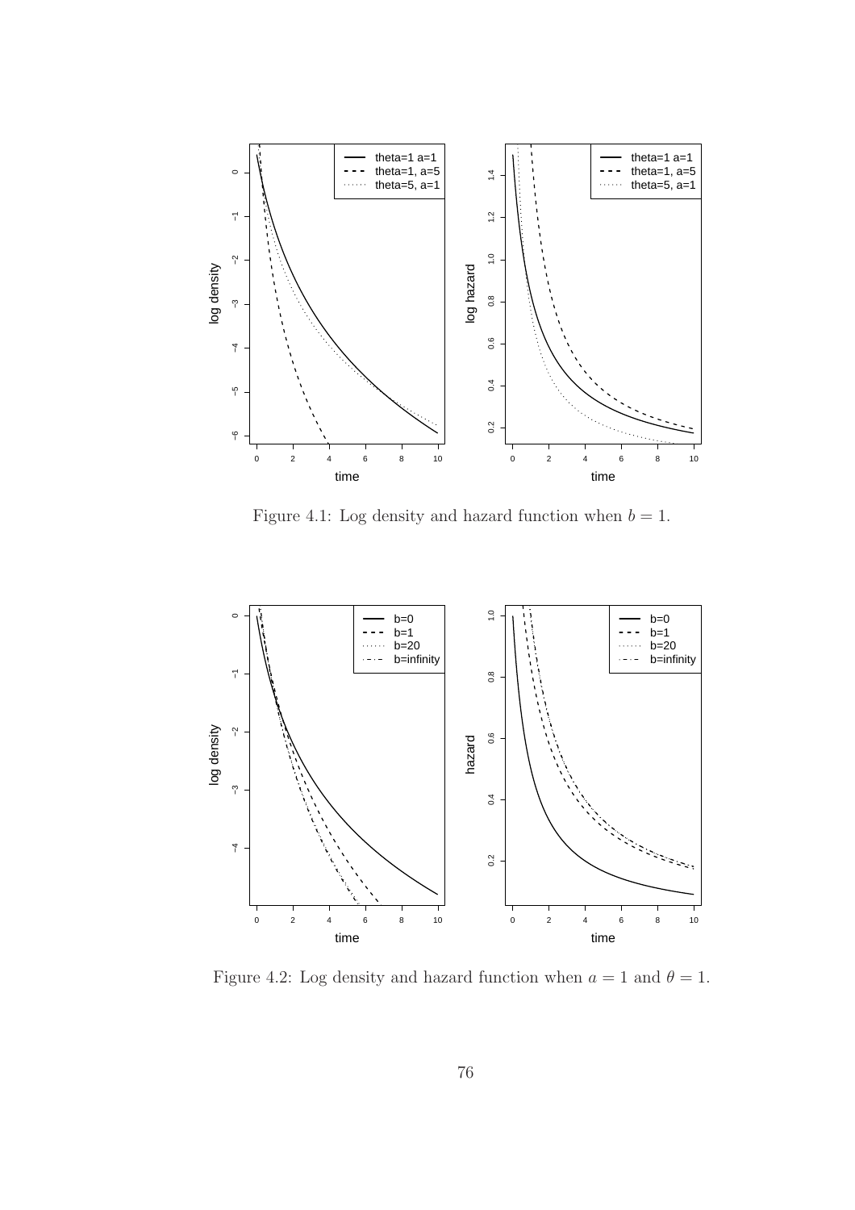Figure 4.1: Log density and hazard function when $b = 1$.

Figure 4.2: Log density and hazard function when $a = 1$ and $\theta = 1$.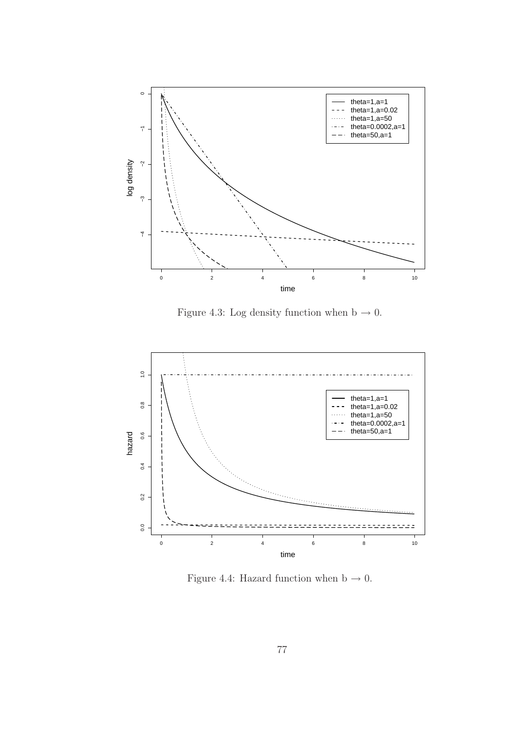Figure 4.3: Log density function when $b \rightarrow 0$.

Figure 4.4: Hazard function when $b \rightarrow 0$.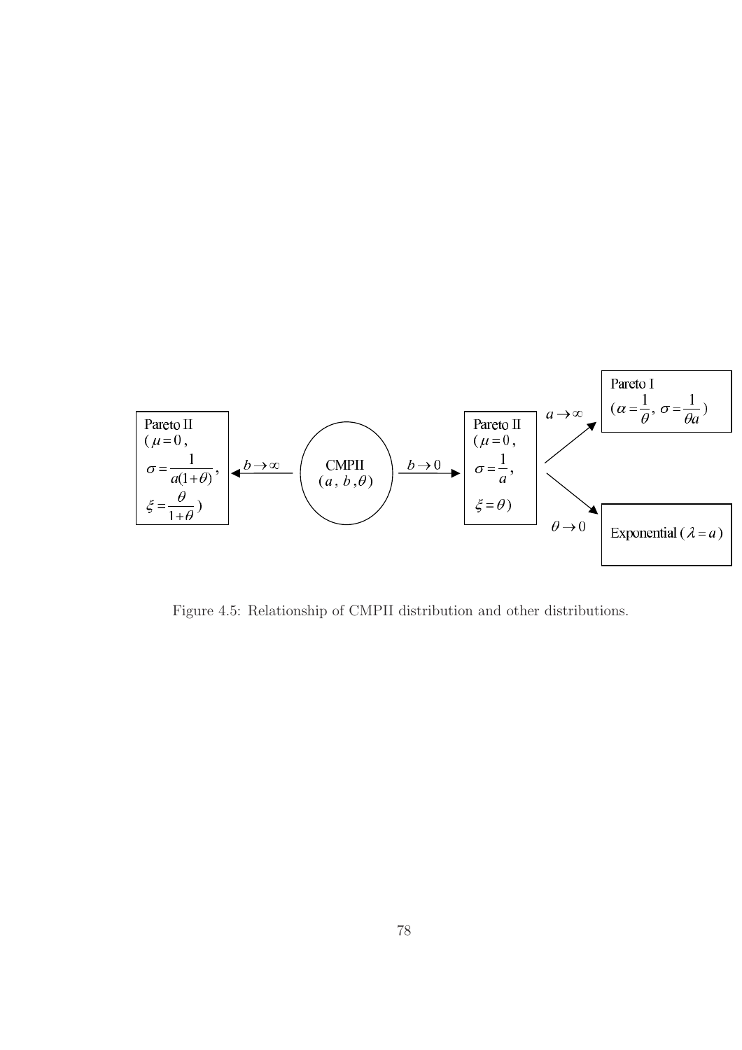Pareto II ($\mu = 0$, $\sigma = \dfrac{1}{a(1+\theta)}$, $\xi = \dfrac{\theta}{1+\theta}$) $\xleftarrow{b \to \infty}$ CMPII ($a$, $b$, $\theta$) $\xrightarrow{b \to 0}$ Pareto II ($\mu = 0$, $\sigma = \dfrac{1}{a}$, $\xi = \theta$)

Pareto II ($\mu = 0$, $\sigma = \dfrac{1}{a}$, $\xi = \theta$) $\xrightarrow{a \to \infty}$ Pareto I ($\alpha = \dfrac{1}{\theta}$, $\sigma = \dfrac{1}{\theta a}$)

Pareto II ($\mu = 0$, $\sigma = \dfrac{1}{a}$, $\xi = \theta$) $\xrightarrow{\theta \to 0}$ Exponential ($\lambda = a$)

Figure 4.5: Relationship of CMPII distribution and other distributions.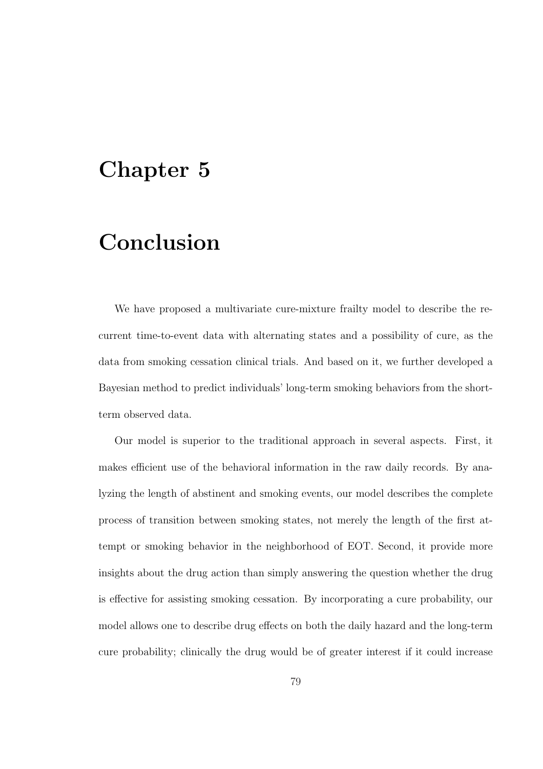# Chapter 5

# Conclusion

We have proposed a multivariate cure-mixture frailty model to describe the recurrent time-to-event data with alternating states and a possibility of cure, as the data from smoking cessation clinical trials. And based on it, we further developed a Bayesian method to predict individuals' long-term smoking behaviors from the short-term observed data.

Our model is superior to the traditional approach in several aspects. First, it makes efficient use of the behavioral information in the raw daily records. By analyzing the length of abstinent and smoking events, our model describes the complete process of transition between smoking states, not merely the length of the first attempt or smoking behavior in the neighborhood of EOT. Second, it provide more insights about the drug action than simply answering the question whether the drug is effective for assisting smoking cessation. By incorporating a cure probability, our model allows one to describe drug effects on both the daily hazard and the long-term cure probability; clinically the drug would be of greater interest if it could increase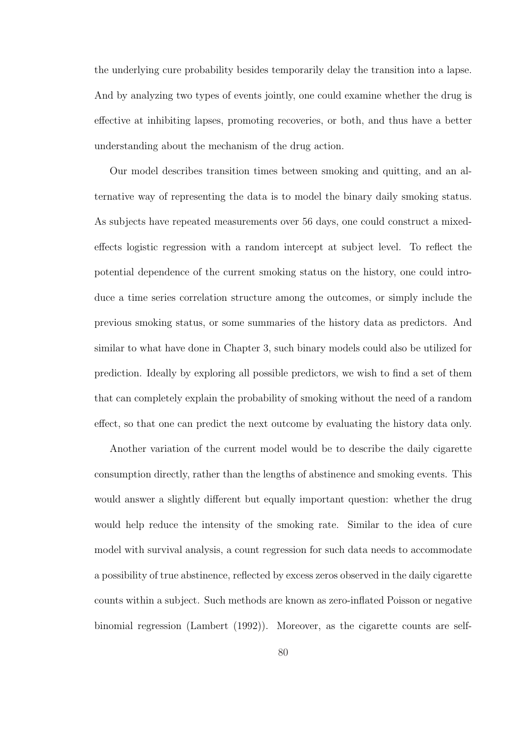the underlying cure probability besides temporarily delay the transition into a lapse. And by analyzing two types of events jointly, one could examine whether the drug is effective at inhibiting lapses, promoting recoveries, or both, and thus have a better understanding about the mechanism of the drug action.

Our model describes transition times between smoking and quitting, and an alternative way of representing the data is to model the binary daily smoking status. As subjects have repeated measurements over 56 days, one could construct a mixed-effects logistic regression with a random intercept at subject level. To reflect the potential dependence of the current smoking status on the history, one could introduce a time series correlation structure among the outcomes, or simply include the previous smoking status, or some summaries of the history data as predictors. And similar to what have done in Chapter 3, such binary models could also be utilized for prediction. Ideally by exploring all possible predictors, we wish to find a set of them that can completely explain the probability of smoking without the need of a random effect, so that one can predict the next outcome by evaluating the history data only.

Another variation of the current model would be to describe the daily cigarette consumption directly, rather than the lengths of abstinence and smoking events. This would answer a slightly different but equally important question: whether the drug would help reduce the intensity of the smoking rate. Similar to the idea of cure model with survival analysis, a count regression for such data needs to accommodate a possibility of true abstinence, reflected by excess zeros observed in the daily cigarette counts within a subject. Such methods are known as zero-inflated Poisson or negative binomial regression (Lambert (1992)). Moreover, as the cigarette counts are self-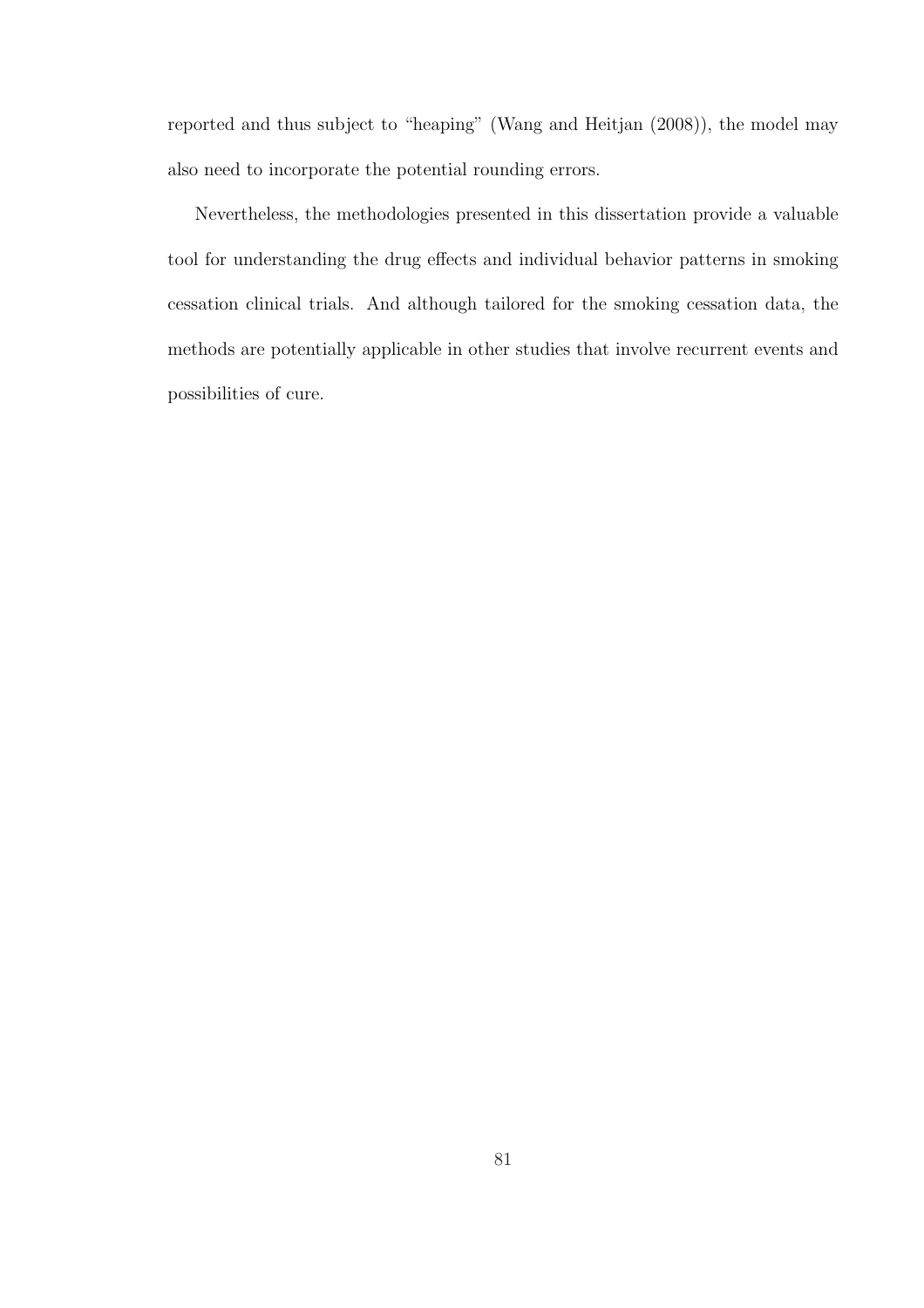reported and thus subject to "heaping" (Wang and Heitjan (2008)), the model may also need to incorporate the potential rounding errors.

Nevertheless, the methodologies presented in this dissertation provide a valuable tool for understanding the drug effects and individual behavior patterns in smoking cessation clinical trials. And although tailored for the smoking cessation data, the methods are potentially applicable in other studies that involve recurrent events and possibilities of cure.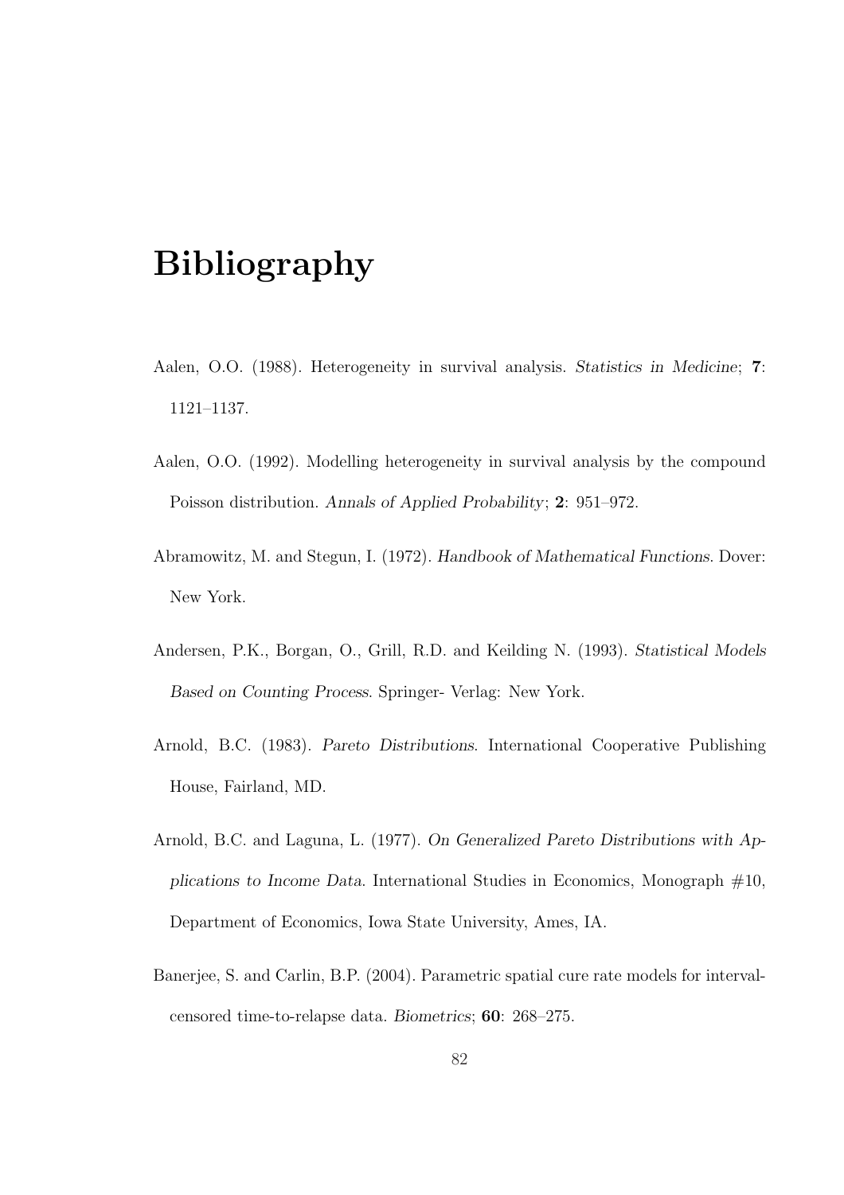# Bibliography

Aalen, O.O. (1988). Heterogeneity in survival analysis. *Statistics in Medicine*; **7**: 1121–1137.

Aalen, O.O. (1992). Modelling heterogeneity in survival analysis by the compound Poisson distribution. *Annals of Applied Probability*; **2**: 951–972.

Abramowitz, M. and Stegun, I. (1972). *Handbook of Mathematical Functions*. Dover: New York.

Andersen, P.K., Borgan, O., Grill, R.D. and Keilding N. (1993). *Statistical Models Based on Counting Process*. Springer- Verlag: New York.

Arnold, B.C. (1983). *Pareto Distributions*. International Cooperative Publishing House, Fairland, MD.

Arnold, B.C. and Laguna, L. (1977). *On Generalized Pareto Distributions with Applications to Income Data*. International Studies in Economics, Monograph #10, Department of Economics, Iowa State University, Ames, IA.

Banerjee, S. and Carlin, B.P. (2004). Parametric spatial cure rate models for interval-censored time-to-relapse data. *Biometrics*; **60**: 268–275.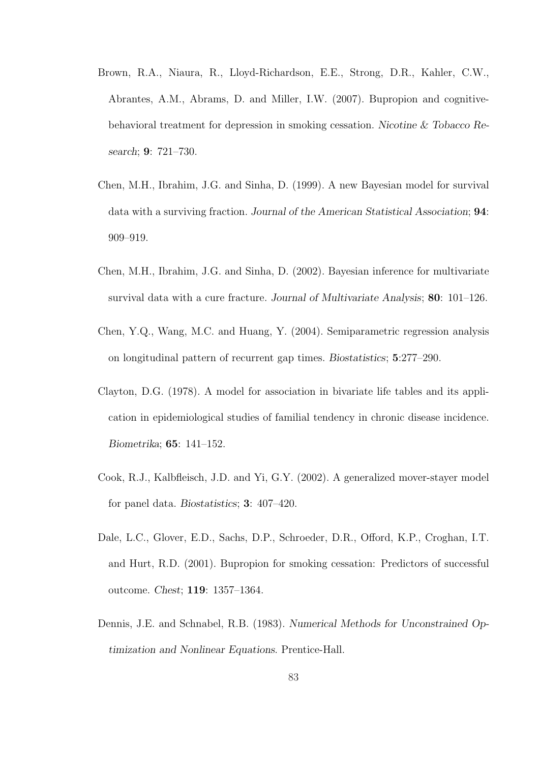Brown, R.A., Niaura, R., Lloyd-Richardson, E.E., Strong, D.R., Kahler, C.W., Abrantes, A.M., Abrams, D. and Miller, I.W. (2007). Bupropion and cognitive-behavioral treatment for depression in smoking cessation. *Nicotine & Tobacco Research*; **9**: 721–730.

Chen, M.H., Ibrahim, J.G. and Sinha, D. (1999). A new Bayesian model for survival data with a surviving fraction. *Journal of the American Statistical Association*; **94**: 909–919.

Chen, M.H., Ibrahim, J.G. and Sinha, D. (2002). Bayesian inference for multivariate survival data with a cure fracture. *Journal of Multivariate Analysis*; **80**: 101–126.

Chen, Y.Q., Wang, M.C. and Huang, Y. (2004). Semiparametric regression analysis on longitudinal pattern of recurrent gap times. *Biostatistics*; **5**:277–290.

Clayton, D.G. (1978). A model for association in bivariate life tables and its application in epidemiological studies of familial tendency in chronic disease incidence. *Biometrika*; **65**: 141–152.

Cook, R.J., Kalbfleisch, J.D. and Yi, G.Y. (2002). A generalized mover-stayer model for panel data. *Biostatistics*; **3**: 407–420.

Dale, L.C., Glover, E.D., Sachs, D.P., Schroeder, D.R., Offord, K.P., Croghan, I.T. and Hurt, R.D. (2001). Bupropion for smoking cessation: Predictors of successful outcome. *Chest*; **119**: 1357–1364.

Dennis, J.E. and Schnabel, R.B. (1983). *Numerical Methods for Unconstrained Optimization and Nonlinear Equations*. Prentice-Hall.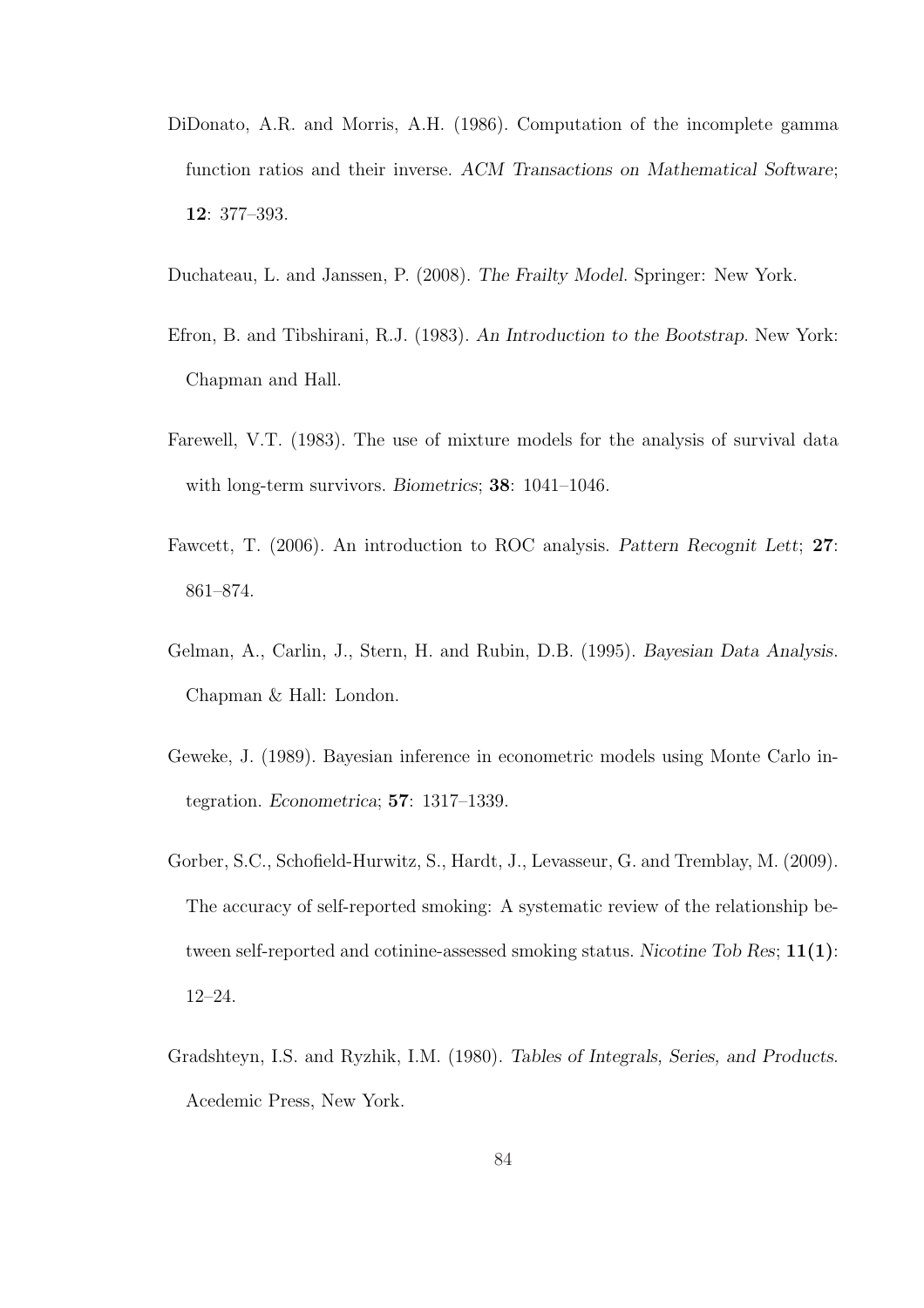DiDonato, A.R. and Morris, A.H. (1986). Computation of the incomplete gamma function ratios and their inverse. *ACM Transactions on Mathematical Software*; **12**: 377–393.

Duchateau, L. and Janssen, P. (2008). *The Frailty Model*. Springer: New York.

Efron, B. and Tibshirani, R.J. (1983). *An Introduction to the Bootstrap*. New York: Chapman and Hall.

Farewell, V.T. (1983). The use of mixture models for the analysis of survival data with long-term survivors. *Biometrics*; **38**: 1041–1046.

Fawcett, T. (2006). An introduction to ROC analysis. *Pattern Recognit Lett*; **27**: 861–874.

Gelman, A., Carlin, J., Stern, H. and Rubin, D.B. (1995). *Bayesian Data Analysis*. Chapman & Hall: London.

Geweke, J. (1989). Bayesian inference in econometric models using Monte Carlo integration. *Econometrica*; **57**: 1317–1339.

Gorber, S.C., Schofield-Hurwitz, S., Hardt, J., Levasseur, G. and Tremblay, M. (2009). The accuracy of self-reported smoking: A systematic review of the relationship between self-reported and cotinine-assessed smoking status. *Nicotine Tob Res*; **11(1)**: 12–24.

Gradshteyn, I.S. and Ryzhik, I.M. (1980). *Tables of Integrals, Series, and Products*. Acedemic Press, New York.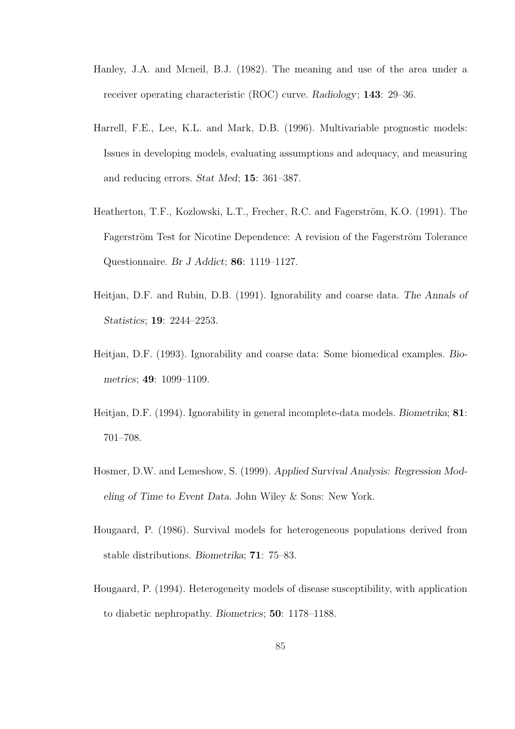Hanley, J.A. and Mcneil, B.J. (1982). The meaning and use of the area under a receiver operating characteristic (ROC) curve. *Radiology*; **143**: 29–36.

Harrell, F.E., Lee, K.L. and Mark, D.B. (1996). Multivariable prognostic models: Issues in developing models, evaluating assumptions and adequacy, and measuring and reducing errors. *Stat Med*; **15**: 361–387.

Heatherton, T.F., Kozlowski, L.T., Frecher, R.C. and Fagerström, K.O. (1991). The Fagerström Test for Nicotine Dependence: A revision of the Fagerström Tolerance Questionnaire. *Br J Addict*; **86**: 1119–1127.

Heitjan, D.F. and Rubin, D.B. (1991). Ignorability and coarse data. *The Annals of Statistics*; **19**: 2244–2253.

Heitjan, D.F. (1993). Ignorability and coarse data: Some biomedical examples. *Biometrics*; **49**: 1099–1109.

Heitjan, D.F. (1994). Ignorability in general incomplete-data models. *Biometrika*; **81**: 701–708.

Hosmer, D.W. and Lemeshow, S. (1999). *Applied Survival Analysis: Regression Modeling of Time to Event Data*. John Wiley & Sons: New York.

Hougaard, P. (1986). Survival models for heterogeneous populations derived from stable distributions. *Biometrika*; **71**: 75–83.

Hougaard, P. (1994). Heterogeneity models of disease susceptibility, with application to diabetic nephropathy. *Biometrics*; **50**: 1178–1188.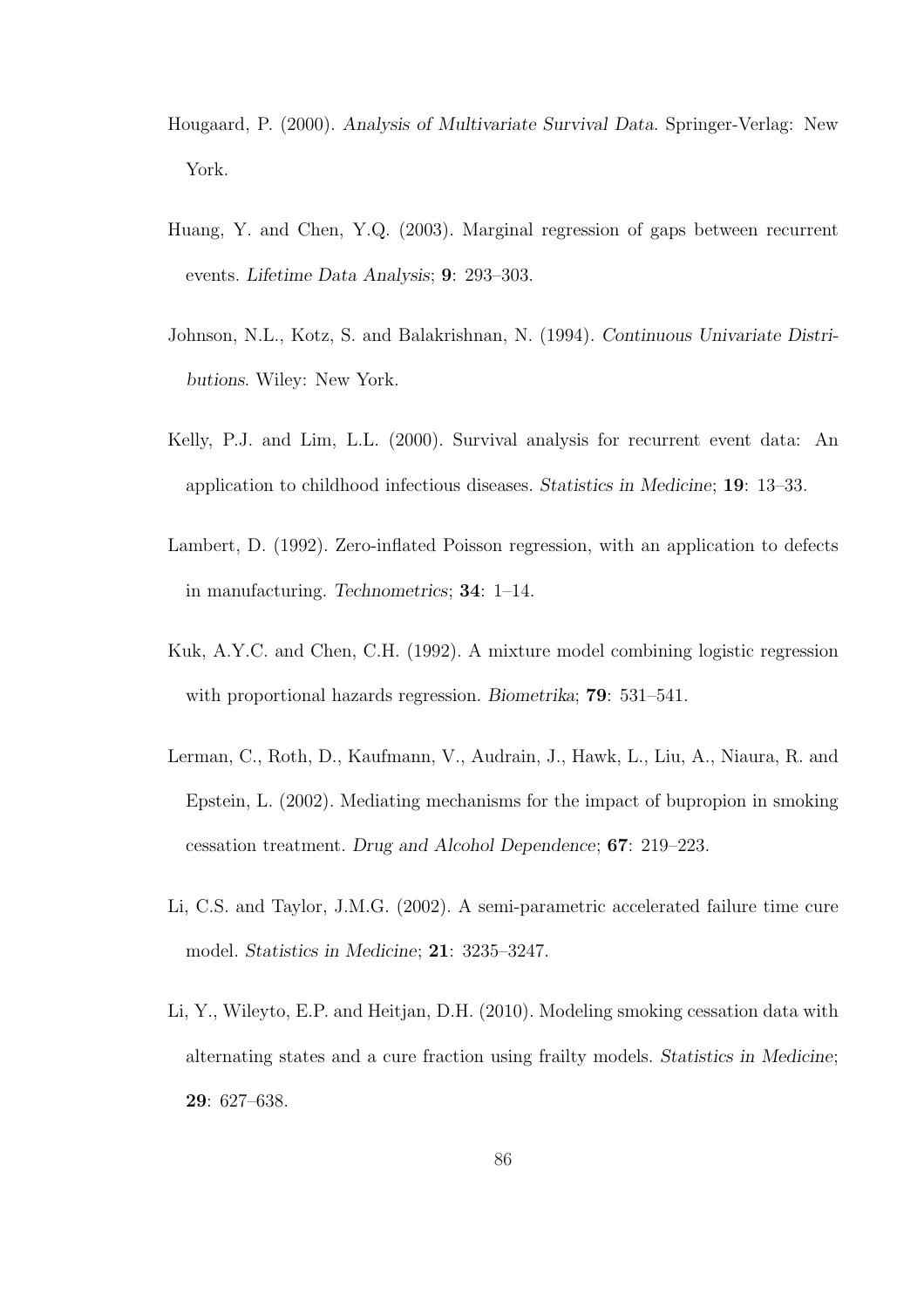Hougaard, P. (2000). *Analysis of Multivariate Survival Data*. Springer-Verlag: New York.

Huang, Y. and Chen, Y.Q. (2003). Marginal regression of gaps between recurrent events. *Lifetime Data Analysis*; **9**: 293–303.

Johnson, N.L., Kotz, S. and Balakrishnan, N. (1994). *Continuous Univariate Distributions*. Wiley: New York.

Kelly, P.J. and Lim, L.L. (2000). Survival analysis for recurrent event data: An application to childhood infectious diseases. *Statistics in Medicine*; **19**: 13–33.

Lambert, D. (1992). Zero-inflated Poisson regression, with an application to defects in manufacturing. *Technometrics*; **34**: 1–14.

Kuk, A.Y.C. and Chen, C.H. (1992). A mixture model combining logistic regression with proportional hazards regression. *Biometrika*; **79**: 531–541.

Lerman, C., Roth, D., Kaufmann, V., Audrain, J., Hawk, L., Liu, A., Niaura, R. and Epstein, L. (2002). Mediating mechanisms for the impact of bupropion in smoking cessation treatment. *Drug and Alcohol Dependence*; **67**: 219–223.

Li, C.S. and Taylor, J.M.G. (2002). A semi-parametric accelerated failure time cure model. *Statistics in Medicine*; **21**: 3235–3247.

Li, Y., Wileyto, E.P. and Heitjan, D.H. (2010). Modeling smoking cessation data with alternating states and a cure fraction using frailty models. *Statistics in Medicine*; **29**: 627–638.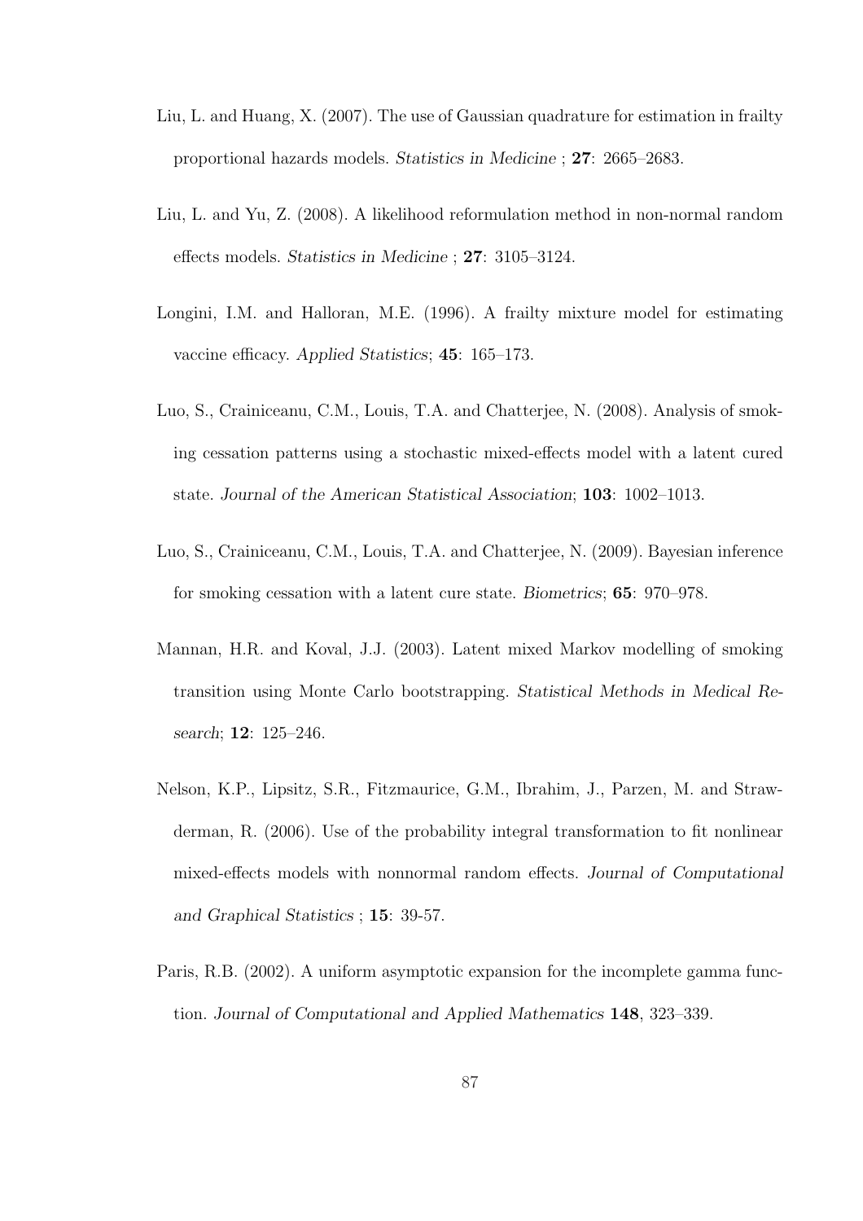Liu, L. and Huang, X. (2007). The use of Gaussian quadrature for estimation in frailty proportional hazards models. *Statistics in Medicine* ; **27**: 2665–2683.

Liu, L. and Yu, Z. (2008). A likelihood reformulation method in non-normal random effects models. *Statistics in Medicine* ; **27**: 3105–3124.

Longini, I.M. and Halloran, M.E. (1996). A frailty mixture model for estimating vaccine efficacy. *Applied Statistics*; **45**: 165–173.

Luo, S., Crainiceanu, C.M., Louis, T.A. and Chatterjee, N. (2008). Analysis of smoking cessation patterns using a stochastic mixed-effects model with a latent cured state. *Journal of the American Statistical Association*; **103**: 1002–1013.

Luo, S., Crainiceanu, C.M., Louis, T.A. and Chatterjee, N. (2009). Bayesian inference for smoking cessation with a latent cure state. *Biometrics*; **65**: 970–978.

Mannan, H.R. and Koval, J.J. (2003). Latent mixed Markov modelling of smoking transition using Monte Carlo bootstrapping. *Statistical Methods in Medical Research*; **12**: 125–246.

Nelson, K.P., Lipsitz, S.R., Fitzmaurice, G.M., Ibrahim, J., Parzen, M. and Strawderman, R. (2006). Use of the probability integral transformation to fit nonlinear mixed-effects models with nonnormal random effects. *Journal of Computational and Graphical Statistics* ; **15**: 39-57.

Paris, R.B. (2002). A uniform asymptotic expansion for the incomplete gamma function. *Journal of Computational and Applied Mathematics* **148**, 323–339.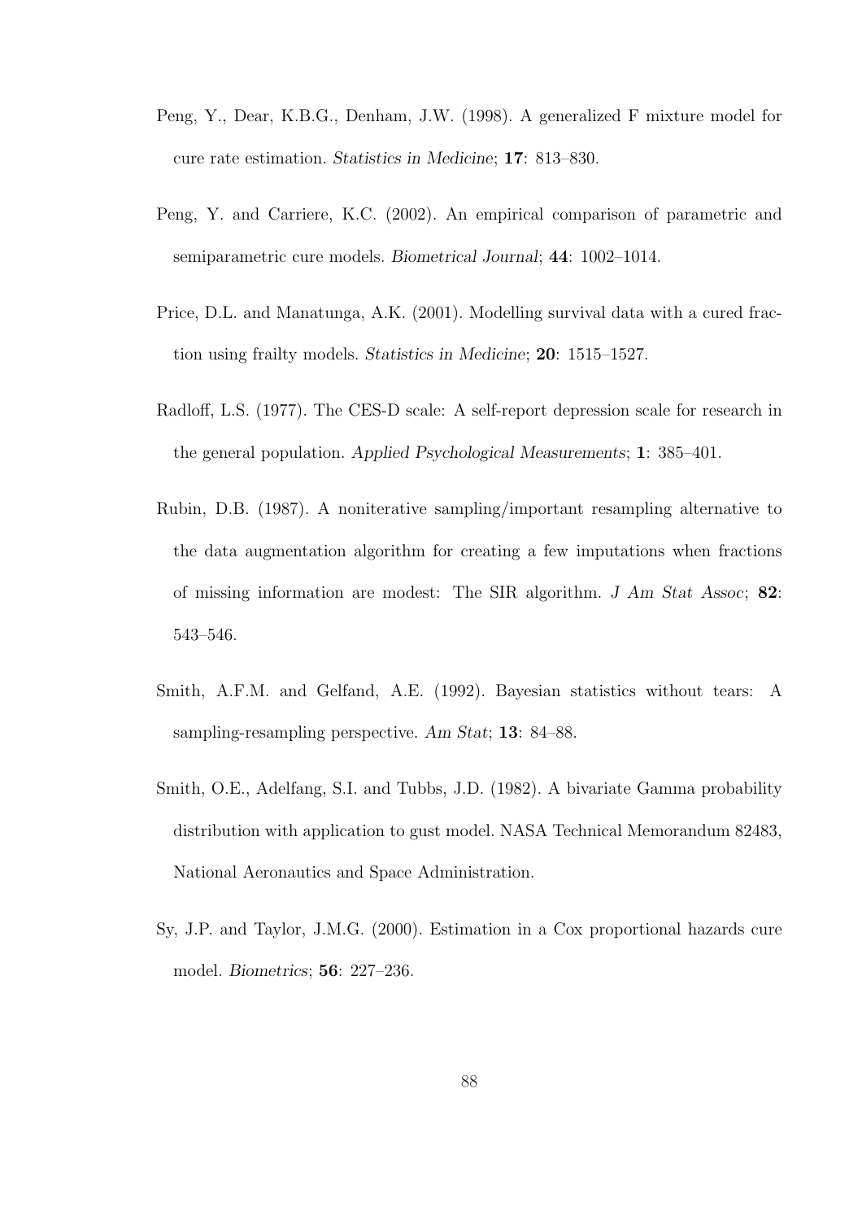Peng, Y., Dear, K.B.G., Denham, J.W. (1998). A generalized F mixture model for cure rate estimation. *Statistics in Medicine*; **17**: 813–830.

Peng, Y. and Carriere, K.C. (2002). An empirical comparison of parametric and semiparametric cure models. *Biometrical Journal*; **44**: 1002–1014.

Price, D.L. and Manatunga, A.K. (2001). Modelling survival data with a cured fraction using frailty models. *Statistics in Medicine*; **20**: 1515–1527.

Radloff, L.S. (1977). The CES-D scale: A self-report depression scale for research in the general population. *Applied Psychological Measurements*; **1**: 385–401.

Rubin, D.B. (1987). A noniterative sampling/important resampling alternative to the data augmentation algorithm for creating a few imputations when fractions of missing information are modest: The SIR algorithm. *J Am Stat Assoc*; **82**: 543–546.

Smith, A.F.M. and Gelfand, A.E. (1992). Bayesian statistics without tears: A sampling-resampling perspective. *Am Stat*; **13**: 84–88.

Smith, O.E., Adelfang, S.I. and Tubbs, J.D. (1982). A bivariate Gamma probability distribution with application to gust model. NASA Technical Memorandum 82483, National Aeronautics and Space Administration.

Sy, J.P. and Taylor, J.M.G. (2000). Estimation in a Cox proportional hazards cure model. *Biometrics*; **56**: 227–236.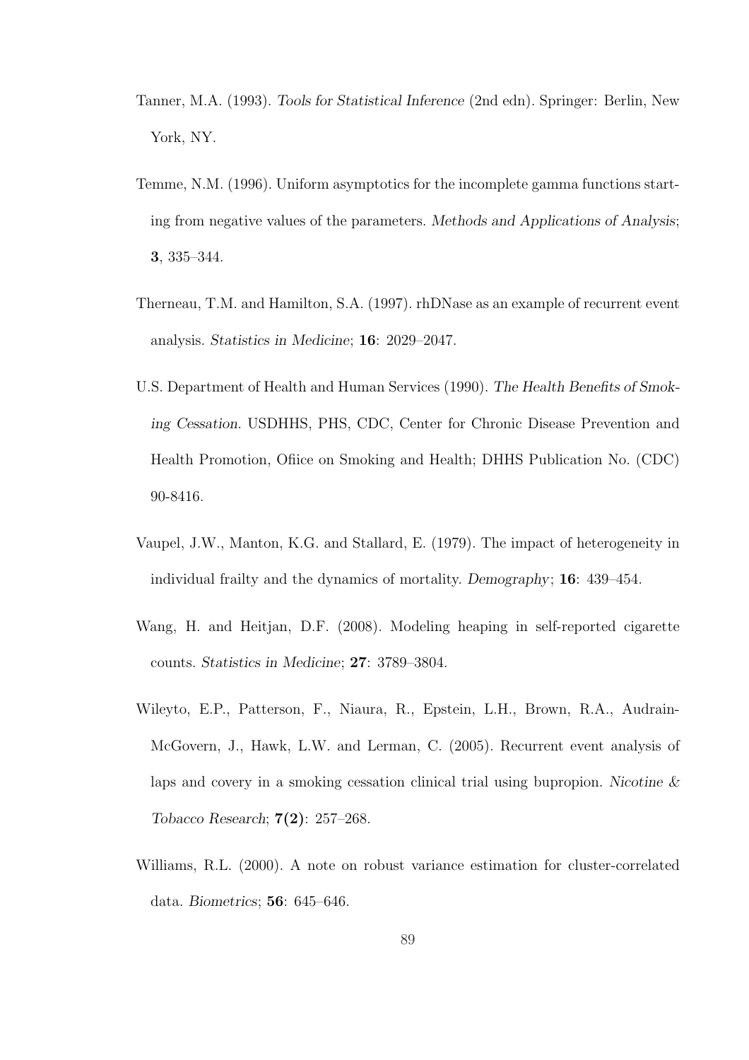Tanner, M.A. (1993). *Tools for Statistical Inference* (2nd edn). Springer: Berlin, New York, NY.

Temme, N.M. (1996). Uniform asymptotics for the incomplete gamma functions starting from negative values of the parameters. *Methods and Applications of Analysis*; **3**, 335–344.

Therneau, T.M. and Hamilton, S.A. (1997). rhDNase as an example of recurrent event analysis. *Statistics in Medicine*; **16**: 2029–2047.

U.S. Department of Health and Human Services (1990). *The Health Benefits of Smoking Cessation*. USDHHS, PHS, CDC, Center for Chronic Disease Prevention and Health Promotion, Ofiice on Smoking and Health; DHHS Publication No. (CDC) 90-8416.

Vaupel, J.W., Manton, K.G. and Stallard, E. (1979). The impact of heterogeneity in individual frailty and the dynamics of mortality. *Demography*; **16**: 439–454.

Wang, H. and Heitjan, D.F. (2008). Modeling heaping in self-reported cigarette counts. *Statistics in Medicine*; **27**: 3789–3804.

Wileyto, E.P., Patterson, F., Niaura, R., Epstein, L.H., Brown, R.A., Audrain-McGovern, J., Hawk, L.W. and Lerman, C. (2005). Recurrent event analysis of laps and covery in a smoking cessation clinical trial using bupropion. *Nicotine & Tobacco Research*; **7(2)**: 257–268.

Williams, R.L. (2000). A note on robust variance estimation for cluster-correlated data. *Biometrics*; **56**: 645–646.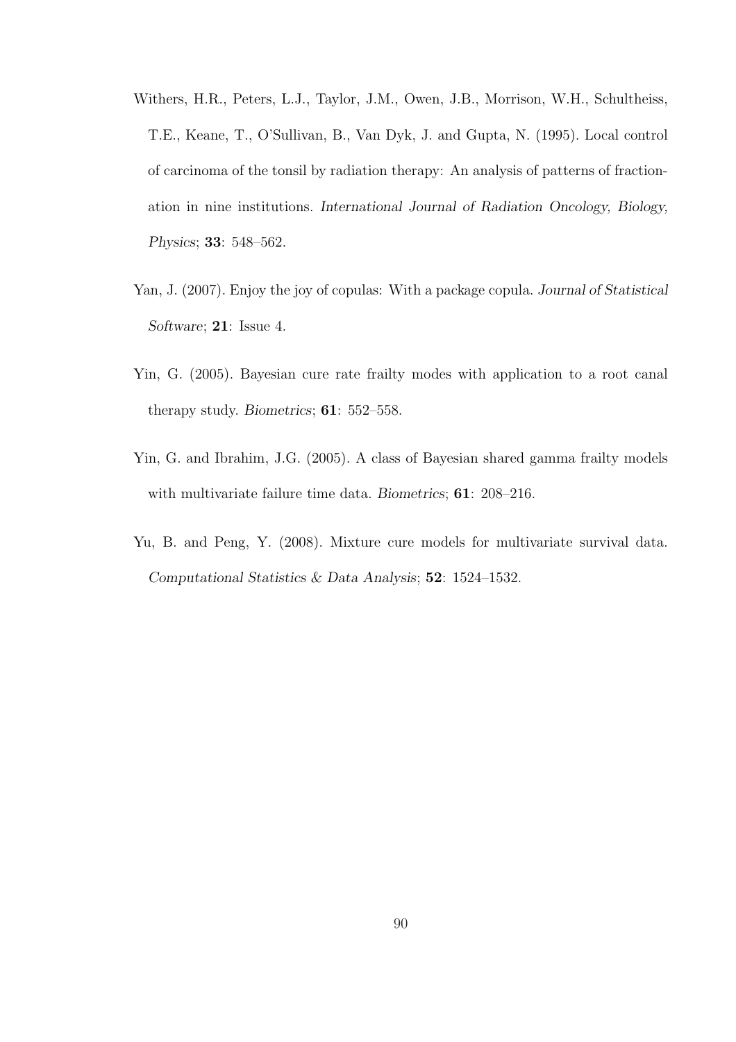Withers, H.R., Peters, L.J., Taylor, J.M., Owen, J.B., Morrison, W.H., Schultheiss, T.E., Keane, T., O'Sullivan, B., Van Dyk, J. and Gupta, N. (1995). Local control of carcinoma of the tonsil by radiation therapy: An analysis of patterns of fractionation in nine institutions. *International Journal of Radiation Oncology, Biology, Physics*; **33**: 548–562.

Yan, J. (2007). Enjoy the joy of copulas: With a package copula. *Journal of Statistical Software*; **21**: Issue 4.

Yin, G. (2005). Bayesian cure rate frailty modes with application to a root canal therapy study. *Biometrics*; **61**: 552–558.

Yin, G. and Ibrahim, J.G. (2005). A class of Bayesian shared gamma frailty models with multivariate failure time data. *Biometrics*; **61**: 208–216.

Yu, B. and Peng, Y. (2008). Mixture cure models for multivariate survival data. *Computational Statistics & Data Analysis*; **52**: 1524–1532.